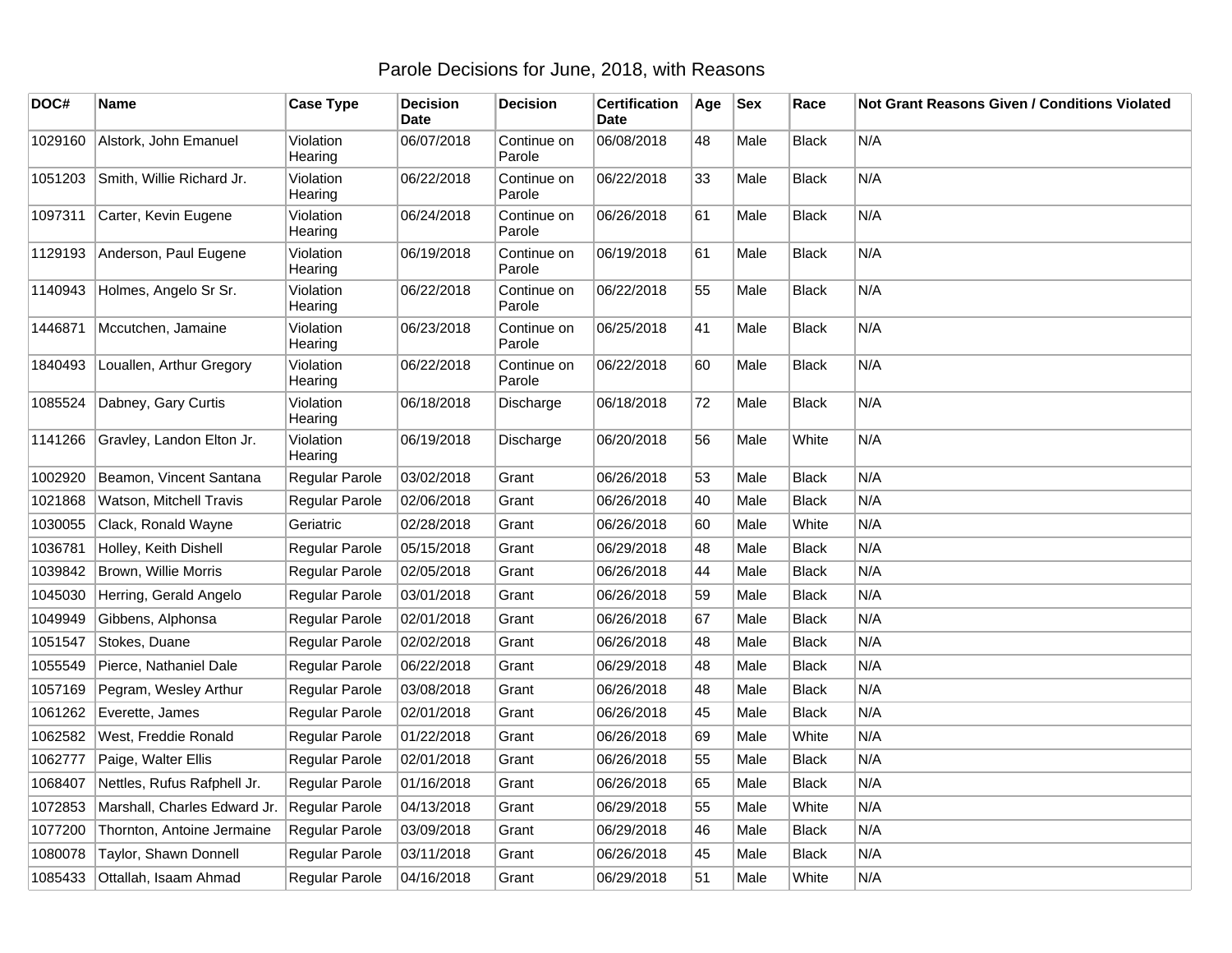# Parole Decisions for June, 2018, with Reasons

| DOC# | Name | Case Type | Decision Date | Decision | Certification Date | Age | Sex | Race | Not Grant Reasons Given / Conditions Violated |
|---|---|---|---|---|---|---|---|---|---|
| 1029160 | Alstork, John Emanuel | Violation Hearing | 06/07/2018 | Continue on Parole | 06/08/2018 | 48 | Male | Black | N/A |
| 1051203 | Smith, Willie Richard Jr. | Violation Hearing | 06/22/2018 | Continue on Parole | 06/22/2018 | 33 | Male | Black | N/A |
| 1097311 | Carter, Kevin Eugene | Violation Hearing | 06/24/2018 | Continue on Parole | 06/26/2018 | 61 | Male | Black | N/A |
| 1129193 | Anderson, Paul Eugene | Violation Hearing | 06/19/2018 | Continue on Parole | 06/19/2018 | 61 | Male | Black | N/A |
| 1140943 | Holmes, Angelo Sr Sr. | Violation Hearing | 06/22/2018 | Continue on Parole | 06/22/2018 | 55 | Male | Black | N/A |
| 1446871 | Mccutchen, Jamaine | Violation Hearing | 06/23/2018 | Continue on Parole | 06/25/2018 | 41 | Male | Black | N/A |
| 1840493 | Louallen, Arthur Gregory | Violation Hearing | 06/22/2018 | Continue on Parole | 06/22/2018 | 60 | Male | Black | N/A |
| 1085524 | Dabney, Gary Curtis | Violation Hearing | 06/18/2018 | Discharge | 06/18/2018 | 72 | Male | Black | N/A |
| 1141266 | Gravley, Landon Elton Jr. | Violation Hearing | 06/19/2018 | Discharge | 06/20/2018 | 56 | Male | White | N/A |
| 1002920 | Beamon, Vincent Santana | Regular Parole | 03/02/2018 | Grant | 06/26/2018 | 53 | Male | Black | N/A |
| 1021868 | Watson, Mitchell Travis | Regular Parole | 02/06/2018 | Grant | 06/26/2018 | 40 | Male | Black | N/A |
| 1030055 | Clack, Ronald Wayne | Geriatric | 02/28/2018 | Grant | 06/26/2018 | 60 | Male | White | N/A |
| 1036781 | Holley, Keith Dishell | Regular Parole | 05/15/2018 | Grant | 06/29/2018 | 48 | Male | Black | N/A |
| 1039842 | Brown, Willie Morris | Regular Parole | 02/05/2018 | Grant | 06/26/2018 | 44 | Male | Black | N/A |
| 1045030 | Herring, Gerald Angelo | Regular Parole | 03/01/2018 | Grant | 06/26/2018 | 59 | Male | Black | N/A |
| 1049949 | Gibbens, Alphonsa | Regular Parole | 02/01/2018 | Grant | 06/26/2018 | 67 | Male | Black | N/A |
| 1051547 | Stokes, Duane | Regular Parole | 02/02/2018 | Grant | 06/26/2018 | 48 | Male | Black | N/A |
| 1055549 | Pierce, Nathaniel Dale | Regular Parole | 06/22/2018 | Grant | 06/29/2018 | 48 | Male | Black | N/A |
| 1057169 | Pegram, Wesley Arthur | Regular Parole | 03/08/2018 | Grant | 06/26/2018 | 48 | Male | Black | N/A |
| 1061262 | Everette, James | Regular Parole | 02/01/2018 | Grant | 06/26/2018 | 45 | Male | Black | N/A |
| 1062582 | West, Freddie Ronald | Regular Parole | 01/22/2018 | Grant | 06/26/2018 | 69 | Male | White | N/A |
| 1062777 | Paige, Walter Ellis | Regular Parole | 02/01/2018 | Grant | 06/26/2018 | 55 | Male | Black | N/A |
| 1068407 | Nettles, Rufus Rafphell Jr. | Regular Parole | 01/16/2018 | Grant | 06/26/2018 | 65 | Male | Black | N/A |
| 1072853 | Marshall, Charles Edward Jr. | Regular Parole | 04/13/2018 | Grant | 06/29/2018 | 55 | Male | White | N/A |
| 1077200 | Thornton, Antoine Jermaine | Regular Parole | 03/09/2018 | Grant | 06/29/2018 | 46 | Male | Black | N/A |
| 1080078 | Taylor, Shawn Donnell | Regular Parole | 03/11/2018 | Grant | 06/26/2018 | 45 | Male | Black | N/A |
| 1085433 | Ottallah, Isaam Ahmad | Regular Parole | 04/16/2018 | Grant | 06/29/2018 | 51 | Male | White | N/A |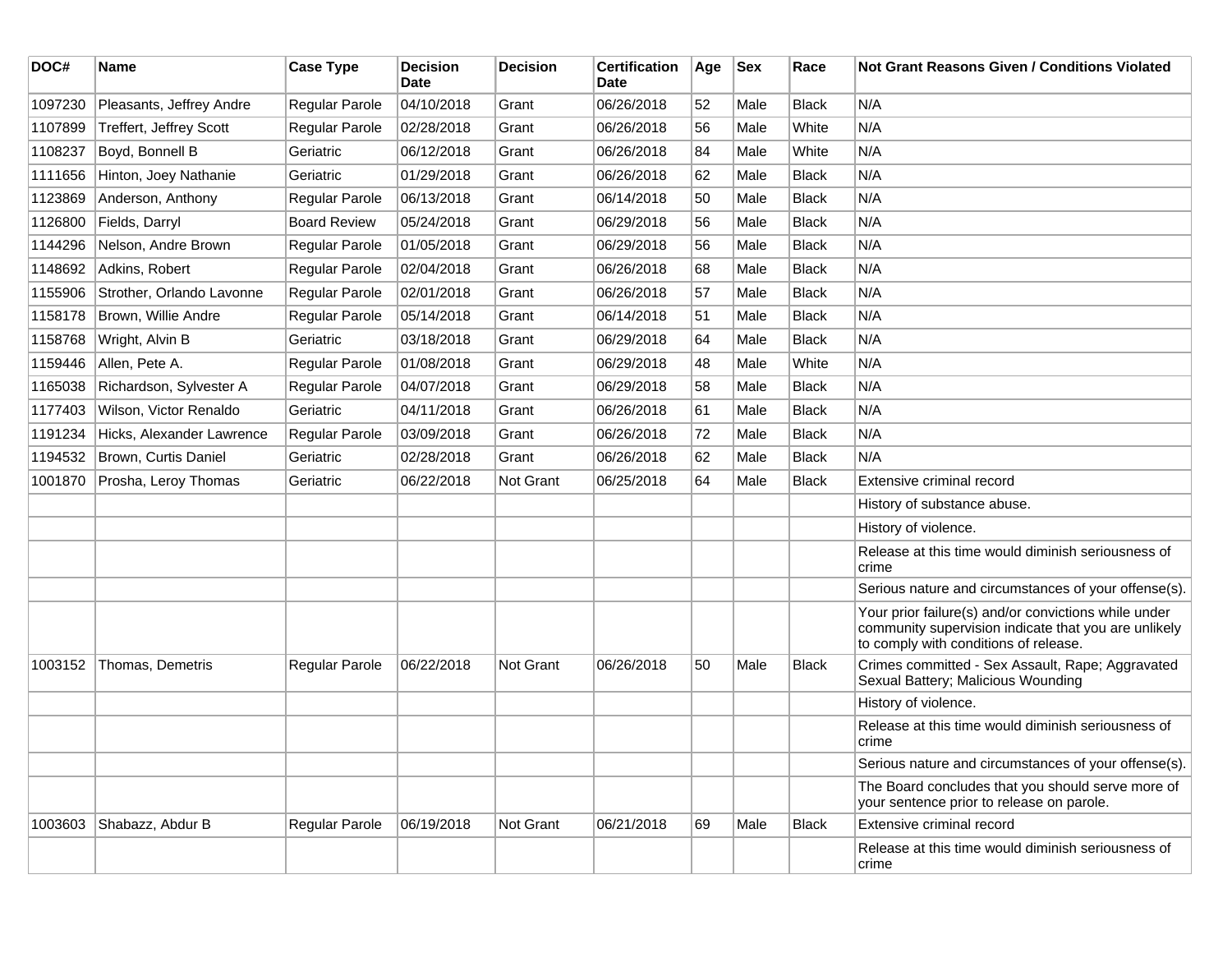| DOC# | Name | Case Type | Decision Date | Decision | Certification Date | Age | Sex | Race | Not Grant Reasons Given / Conditions Violated |
|---|---|---|---|---|---|---|---|---|---|
| 1097230 | Pleasants, Jeffrey Andre | Regular Parole | 04/10/2018 | Grant | 06/26/2018 | 52 | Male | Black | N/A |
| 1107899 | Treffert, Jeffrey Scott | Regular Parole | 02/28/2018 | Grant | 06/26/2018 | 56 | Male | White | N/A |
| 1108237 | Boyd, Bonnell B | Geriatric | 06/12/2018 | Grant | 06/26/2018 | 84 | Male | White | N/A |
| 1111656 | Hinton, Joey Nathanie | Geriatric | 01/29/2018 | Grant | 06/26/2018 | 62 | Male | Black | N/A |
| 1123869 | Anderson, Anthony | Regular Parole | 06/13/2018 | Grant | 06/14/2018 | 50 | Male | Black | N/A |
| 1126800 | Fields, Darryl | Board Review | 05/24/2018 | Grant | 06/29/2018 | 56 | Male | Black | N/A |
| 1144296 | Nelson, Andre Brown | Regular Parole | 01/05/2018 | Grant | 06/29/2018 | 56 | Male | Black | N/A |
| 1148692 | Adkins, Robert | Regular Parole | 02/04/2018 | Grant | 06/26/2018 | 68 | Male | Black | N/A |
| 1155906 | Strother, Orlando Lavonne | Regular Parole | 02/01/2018 | Grant | 06/26/2018 | 57 | Male | Black | N/A |
| 1158178 | Brown, Willie Andre | Regular Parole | 05/14/2018 | Grant | 06/14/2018 | 51 | Male | Black | N/A |
| 1158768 | Wright, Alvin B | Geriatric | 03/18/2018 | Grant | 06/29/2018 | 64 | Male | Black | N/A |
| 1159446 | Allen, Pete A. | Regular Parole | 01/08/2018 | Grant | 06/29/2018 | 48 | Male | White | N/A |
| 1165038 | Richardson, Sylvester A | Regular Parole | 04/07/2018 | Grant | 06/29/2018 | 58 | Male | Black | N/A |
| 1177403 | Wilson, Victor Renaldo | Geriatric | 04/11/2018 | Grant | 06/26/2018 | 61 | Male | Black | N/A |
| 1191234 | Hicks, Alexander Lawrence | Regular Parole | 03/09/2018 | Grant | 06/26/2018 | 72 | Male | Black | N/A |
| 1194532 | Brown, Curtis Daniel | Geriatric | 02/28/2018 | Grant | 06/26/2018 | 62 | Male | Black | N/A |
| 1001870 | Prosha, Leroy Thomas | Geriatric | 06/22/2018 | Not Grant | 06/25/2018 | 64 | Male | Black | Extensive criminal record |
| | | | | | | | | | History of substance abuse. |
| | | | | | | | | | History of violence. |
| | | | | | | | | | Release at this time would diminish seriousness of crime |
| | | | | | | | | | Serious nature and circumstances of your offense(s). |
| | | | | | | | | | Your prior failure(s) and/or convictions while under community supervision indicate that you are unlikely to comply with conditions of release. |
| 1003152 | Thomas, Demetris | Regular Parole | 06/22/2018 | Not Grant | 06/26/2018 | 50 | Male | Black | Crimes committed - Sex Assault, Rape; Aggravated Sexual Battery; Malicious Wounding |
| | | | | | | | | | History of violence. |
| | | | | | | | | | Release at this time would diminish seriousness of crime |
| | | | | | | | | | Serious nature and circumstances of your offense(s). |
| | | | | | | | | | The Board concludes that you should serve more of your sentence prior to release on parole. |
| 1003603 | Shabazz, Abdur B | Regular Parole | 06/19/2018 | Not Grant | 06/21/2018 | 69 | Male | Black | Extensive criminal record |
| | | | | | | | | | Release at this time would diminish seriousness of crime |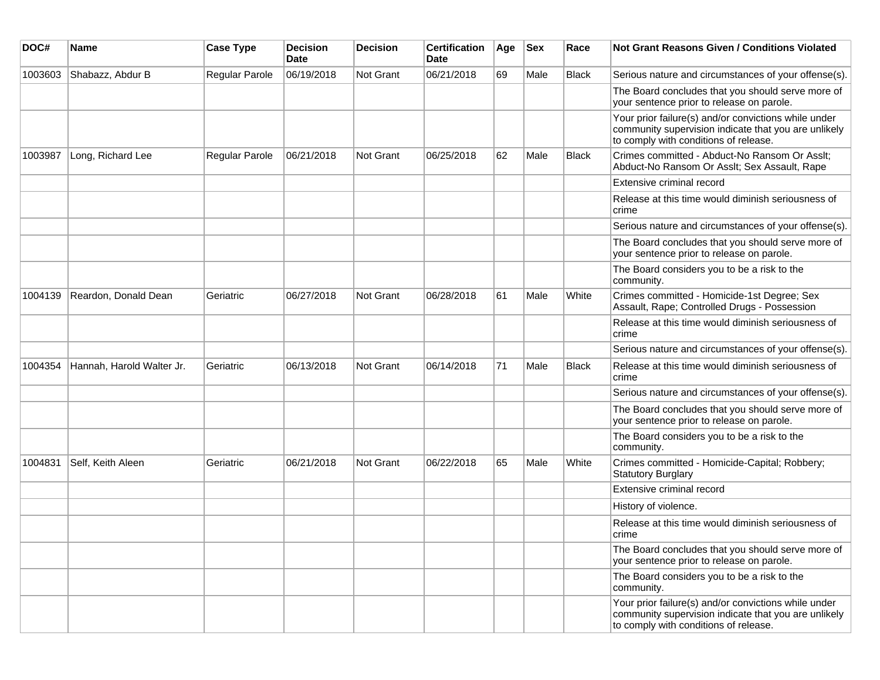| DOC# | Name | Case Type | Decision Date | Decision | Certification Date | Age | Sex | Race | Not Grant Reasons Given / Conditions Violated |
|---|---|---|---|---|---|---|---|---|---|
| 1003603 | Shabazz, Abdur B | Regular Parole | 06/19/2018 | Not Grant | 06/21/2018 | 69 | Male | Black | Serious nature and circumstances of your offense(s). |
| | | | | | | | | | The Board concludes that you should serve more of your sentence prior to release on parole. |
| | | | | | | | | | Your prior failure(s) and/or convictions while under community supervision indicate that you are unlikely to comply with conditions of release. |
| 1003987 | Long, Richard Lee | Regular Parole | 06/21/2018 | Not Grant | 06/25/2018 | 62 | Male | Black | Crimes committed - Abduct-No Ransom Or Asslt; Abduct-No Ransom Or Asslt; Sex Assault, Rape |
| | | | | | | | | | Extensive criminal record |
| | | | | | | | | | Release at this time would diminish seriousness of crime |
| | | | | | | | | | Serious nature and circumstances of your offense(s). |
| | | | | | | | | | The Board concludes that you should serve more of your sentence prior to release on parole. |
| | | | | | | | | | The Board considers you to be a risk to the community. |
| 1004139 | Reardon, Donald Dean | Geriatric | 06/27/2018 | Not Grant | 06/28/2018 | 61 | Male | White | Crimes committed - Homicide-1st Degree; Sex Assault, Rape; Controlled Drugs - Possession |
| | | | | | | | | | Release at this time would diminish seriousness of crime |
| | | | | | | | | | Serious nature and circumstances of your offense(s). |
| 1004354 | Hannah, Harold Walter Jr. | Geriatric | 06/13/2018 | Not Grant | 06/14/2018 | 71 | Male | Black | Release at this time would diminish seriousness of crime |
| | | | | | | | | | Serious nature and circumstances of your offense(s). |
| | | | | | | | | | The Board concludes that you should serve more of your sentence prior to release on parole. |
| | | | | | | | | | The Board considers you to be a risk to the community. |
| 1004831 | Self, Keith Aleen | Geriatric | 06/21/2018 | Not Grant | 06/22/2018 | 65 | Male | White | Crimes committed - Homicide-Capital; Robbery; Statutory Burglary |
| | | | | | | | | | Extensive criminal record |
| | | | | | | | | | History of violence. |
| | | | | | | | | | Release at this time would diminish seriousness of crime |
| | | | | | | | | | The Board concludes that you should serve more of your sentence prior to release on parole. |
| | | | | | | | | | The Board considers you to be a risk to the community. |
| | | | | | | | | | Your prior failure(s) and/or convictions while under community supervision indicate that you are unlikely to comply with conditions of release. |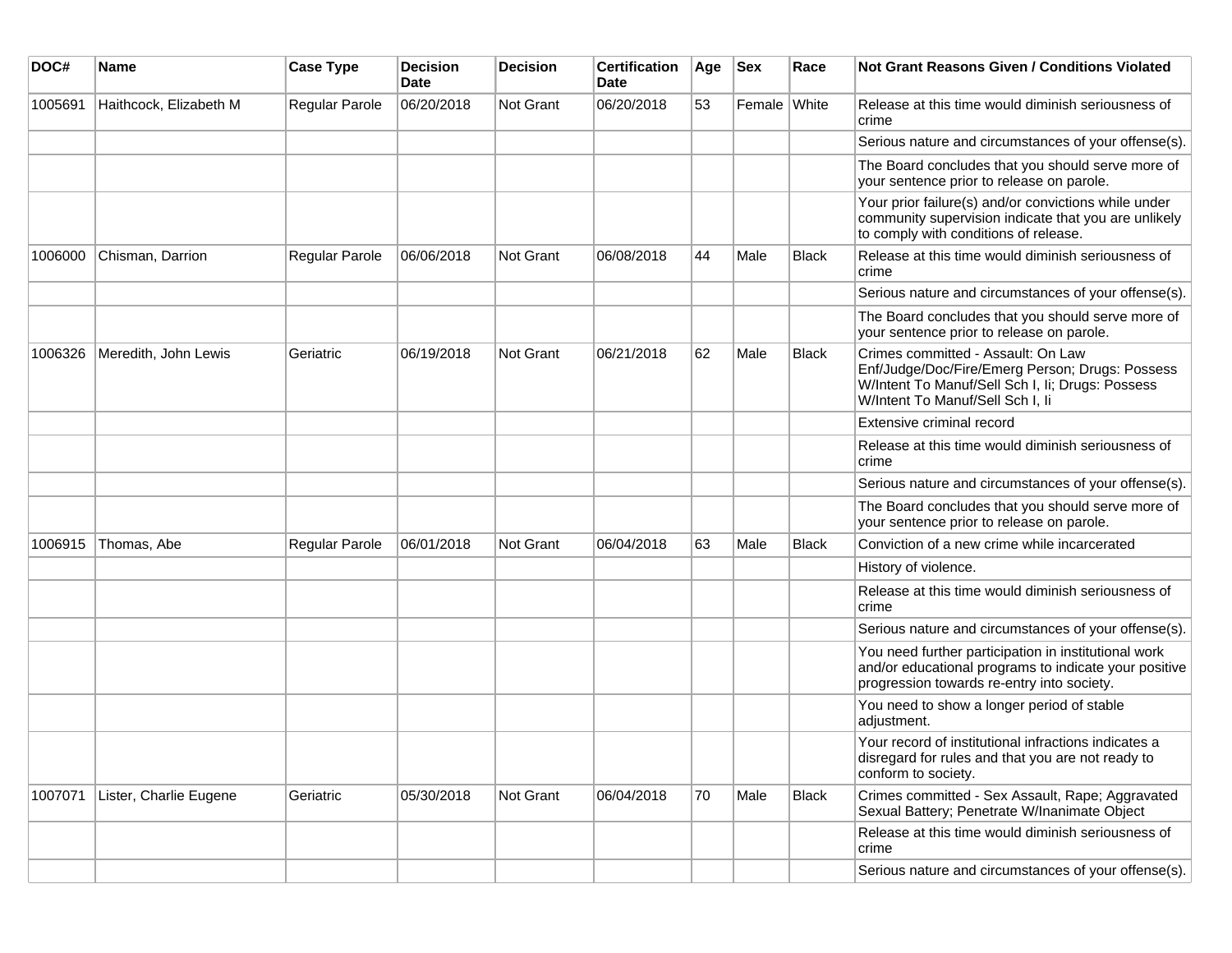| DOC# | Name | Case Type | Decision Date | Decision | Certification Date | Age | Sex | Race | Not Grant Reasons Given / Conditions Violated |
|---|---|---|---|---|---|---|---|---|---|
| 1005691 | Haithcock, Elizabeth M | Regular Parole | 06/20/2018 | Not Grant | 06/20/2018 | 53 | Female | White | Release at this time would diminish seriousness of crime |
| | | | | | | | | | Serious nature and circumstances of your offense(s). |
| | | | | | | | | | The Board concludes that you should serve more of your sentence prior to release on parole. |
| | | | | | | | | | Your prior failure(s) and/or convictions while under community supervision indicate that you are unlikely to comply with conditions of release. |
| 1006000 | Chisman, Darrion | Regular Parole | 06/06/2018 | Not Grant | 06/08/2018 | 44 | Male | Black | Release at this time would diminish seriousness of crime |
| | | | | | | | | | Serious nature and circumstances of your offense(s). |
| | | | | | | | | | The Board concludes that you should serve more of your sentence prior to release on parole. |
| 1006326 | Meredith, John Lewis | Geriatric | 06/19/2018 | Not Grant | 06/21/2018 | 62 | Male | Black | Crimes committed - Assault: On Law Enf/Judge/Doc/Fire/Emerg Person; Drugs: Possess W/Intent To Manuf/Sell Sch I, Ii; Drugs: Possess W/Intent To Manuf/Sell Sch I, Ii |
| | | | | | | | | | Extensive criminal record |
| | | | | | | | | | Release at this time would diminish seriousness of crime |
| | | | | | | | | | Serious nature and circumstances of your offense(s). |
| | | | | | | | | | The Board concludes that you should serve more of your sentence prior to release on parole. |
| 1006915 | Thomas, Abe | Regular Parole | 06/01/2018 | Not Grant | 06/04/2018 | 63 | Male | Black | Conviction of a new crime while incarcerated |
| | | | | | | | | | History of violence. |
| | | | | | | | | | Release at this time would diminish seriousness of crime |
| | | | | | | | | | Serious nature and circumstances of your offense(s). |
| | | | | | | | | | You need further participation in institutional work and/or educational programs to indicate your positive progression towards re-entry into society. |
| | | | | | | | | | You need to show a longer period of stable adjustment. |
| | | | | | | | | | Your record of institutional infractions indicates a disregard for rules and that you are not ready to conform to society. |
| 1007071 | Lister, Charlie Eugene | Geriatric | 05/30/2018 | Not Grant | 06/04/2018 | 70 | Male | Black | Crimes committed - Sex Assault, Rape; Aggravated Sexual Battery; Penetrate W/Inanimate Object |
| | | | | | | | | | Release at this time would diminish seriousness of crime |
| | | | | | | | | | Serious nature and circumstances of your offense(s). |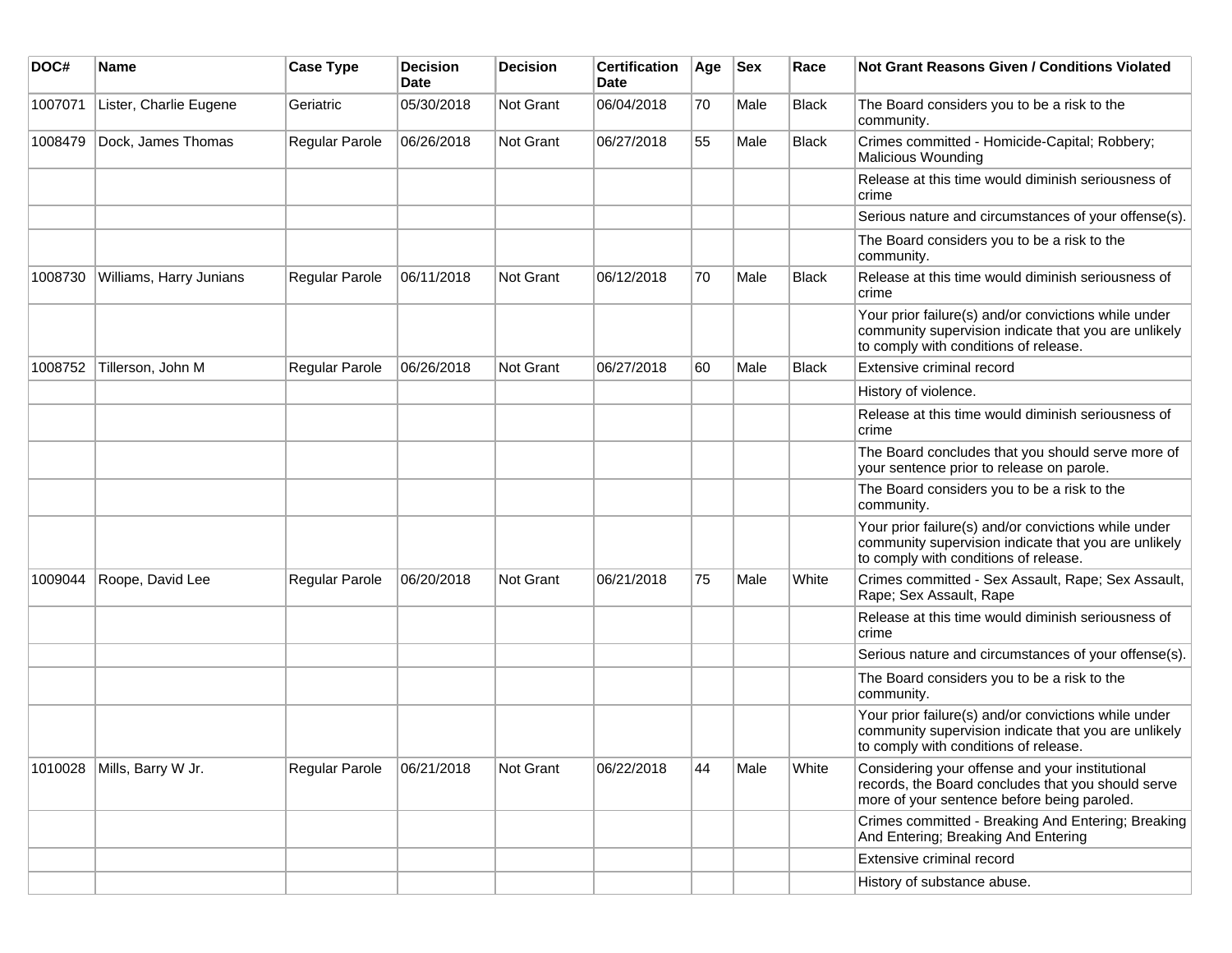| DOC# | Name | Case Type | Decision Date | Decision | Certification Date | Age | Sex | Race | Not Grant Reasons Given / Conditions Violated |
|---|---|---|---|---|---|---|---|---|---|
| 1007071 | Lister, Charlie Eugene | Geriatric | 05/30/2018 | Not Grant | 06/04/2018 | 70 | Male | Black | The Board considers you to be a risk to the community. |
| 1008479 | Dock, James Thomas | Regular Parole | 06/26/2018 | Not Grant | 06/27/2018 | 55 | Male | Black | Crimes committed - Homicide-Capital; Robbery; Malicious Wounding |
| | | | | | | | | | Release at this time would diminish seriousness of crime |
| | | | | | | | | | Serious nature and circumstances of your offense(s). |
| | | | | | | | | | The Board considers you to be a risk to the community. |
| 1008730 | Williams, Harry Junians | Regular Parole | 06/11/2018 | Not Grant | 06/12/2018 | 70 | Male | Black | Release at this time would diminish seriousness of crime |
| | | | | | | | | | Your prior failure(s) and/or convictions while under community supervision indicate that you are unlikely to comply with conditions of release. |
| 1008752 | Tillerson, John M | Regular Parole | 06/26/2018 | Not Grant | 06/27/2018 | 60 | Male | Black | Extensive criminal record |
| | | | | | | | | | History of violence. |
| | | | | | | | | | Release at this time would diminish seriousness of crime |
| | | | | | | | | | The Board concludes that you should serve more of your sentence prior to release on parole. |
| | | | | | | | | | The Board considers you to be a risk to the community. |
| | | | | | | | | | Your prior failure(s) and/or convictions while under community supervision indicate that you are unlikely to comply with conditions of release. |
| 1009044 | Roope, David Lee | Regular Parole | 06/20/2018 | Not Grant | 06/21/2018 | 75 | Male | White | Crimes committed - Sex Assault, Rape; Sex Assault, Rape; Sex Assault, Rape |
| | | | | | | | | | Release at this time would diminish seriousness of crime |
| | | | | | | | | | Serious nature and circumstances of your offense(s). |
| | | | | | | | | | The Board considers you to be a risk to the community. |
| | | | | | | | | | Your prior failure(s) and/or convictions while under community supervision indicate that you are unlikely to comply with conditions of release. |
| 1010028 | Mills, Barry W Jr. | Regular Parole | 06/21/2018 | Not Grant | 06/22/2018 | 44 | Male | White | Considering your offense and your institutional records, the Board concludes that you should serve more of your sentence before being paroled. |
| | | | | | | | | | Crimes committed - Breaking And Entering; Breaking And Entering; Breaking And Entering |
| | | | | | | | | | Extensive criminal record |
| | | | | | | | | | History of substance abuse. |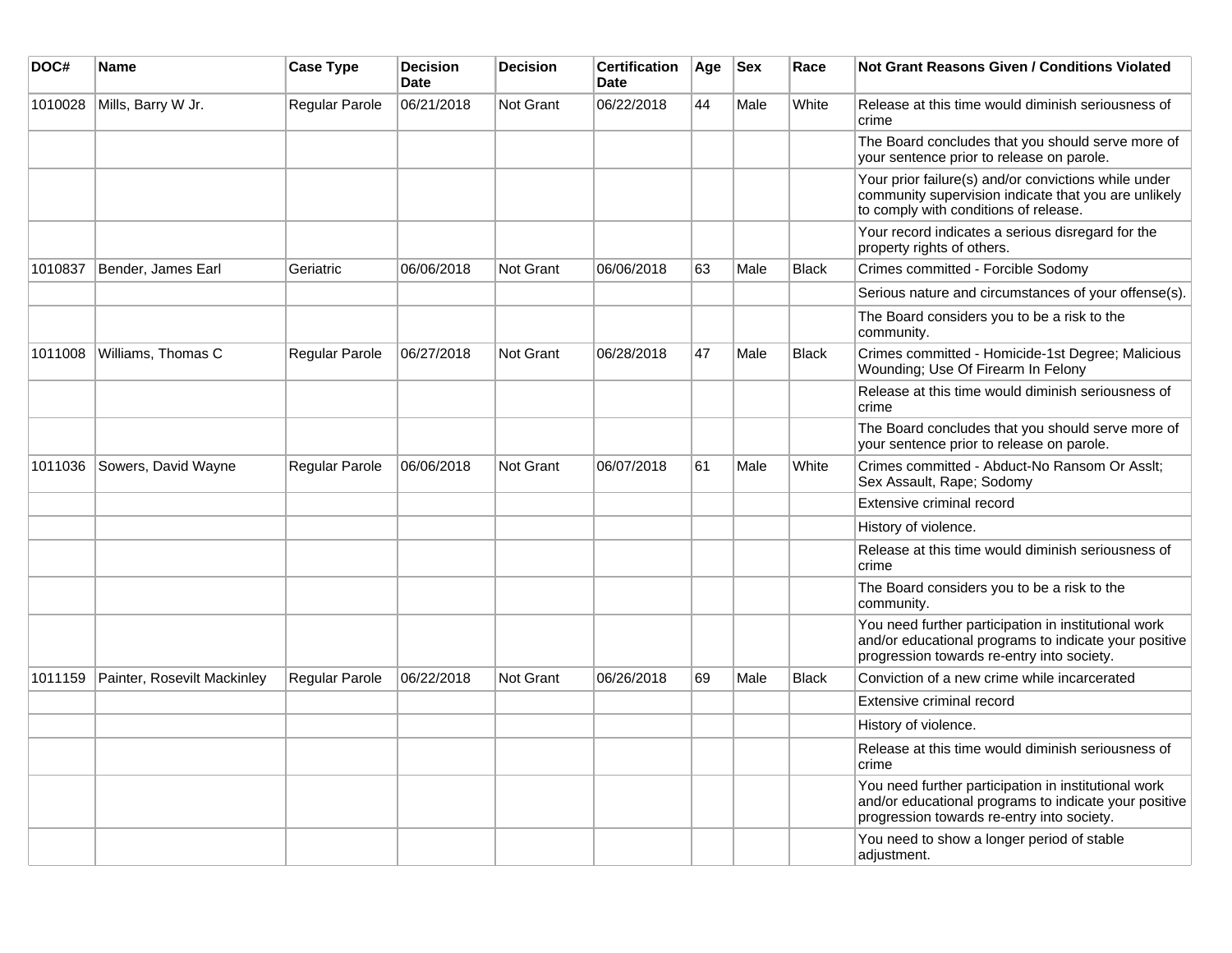| DOC# | Name | Case Type | Decision Date | Decision | Certification Date | Age | Sex | Race | Not Grant Reasons Given / Conditions Violated |
|---|---|---|---|---|---|---|---|---|---|
| 1010028 | Mills, Barry W Jr. | Regular Parole | 06/21/2018 | Not Grant | 06/22/2018 | 44 | Male | White | Release at this time would diminish seriousness of crime |
| | | | | | | | | | The Board concludes that you should serve more of your sentence prior to release on parole. |
| | | | | | | | | | Your prior failure(s) and/or convictions while under community supervision indicate that you are unlikely to comply with conditions of release. |
| | | | | | | | | | Your record indicates a serious disregard for the property rights of others. |
| 1010837 | Bender, James Earl | Geriatric | 06/06/2018 | Not Grant | 06/06/2018 | 63 | Male | Black | Crimes committed - Forcible Sodomy |
| | | | | | | | | | Serious nature and circumstances of your offense(s). |
| | | | | | | | | | The Board considers you to be a risk to the community. |
| 1011008 | Williams, Thomas C | Regular Parole | 06/27/2018 | Not Grant | 06/28/2018 | 47 | Male | Black | Crimes committed - Homicide-1st Degree; Malicious Wounding; Use Of Firearm In Felony |
| | | | | | | | | | Release at this time would diminish seriousness of crime |
| | | | | | | | | | The Board concludes that you should serve more of your sentence prior to release on parole. |
| 1011036 | Sowers, David Wayne | Regular Parole | 06/06/2018 | Not Grant | 06/07/2018 | 61 | Male | White | Crimes committed - Abduct-No Ransom Or Asslt; Sex Assault, Rape; Sodomy |
| | | | | | | | | | Extensive criminal record |
| | | | | | | | | | History of violence. |
| | | | | | | | | | Release at this time would diminish seriousness of crime |
| | | | | | | | | | The Board considers you to be a risk to the community. |
| | | | | | | | | | You need further participation in institutional work and/or educational programs to indicate your positive progression towards re-entry into society. |
| 1011159 | Painter, Rosevilt Mackinley | Regular Parole | 06/22/2018 | Not Grant | 06/26/2018 | 69 | Male | Black | Conviction of a new crime while incarcerated |
| | | | | | | | | | Extensive criminal record |
| | | | | | | | | | History of violence. |
| | | | | | | | | | Release at this time would diminish seriousness of crime |
| | | | | | | | | | You need further participation in institutional work and/or educational programs to indicate your positive progression towards re-entry into society. |
| | | | | | | | | | You need to show a longer period of stable adjustment. |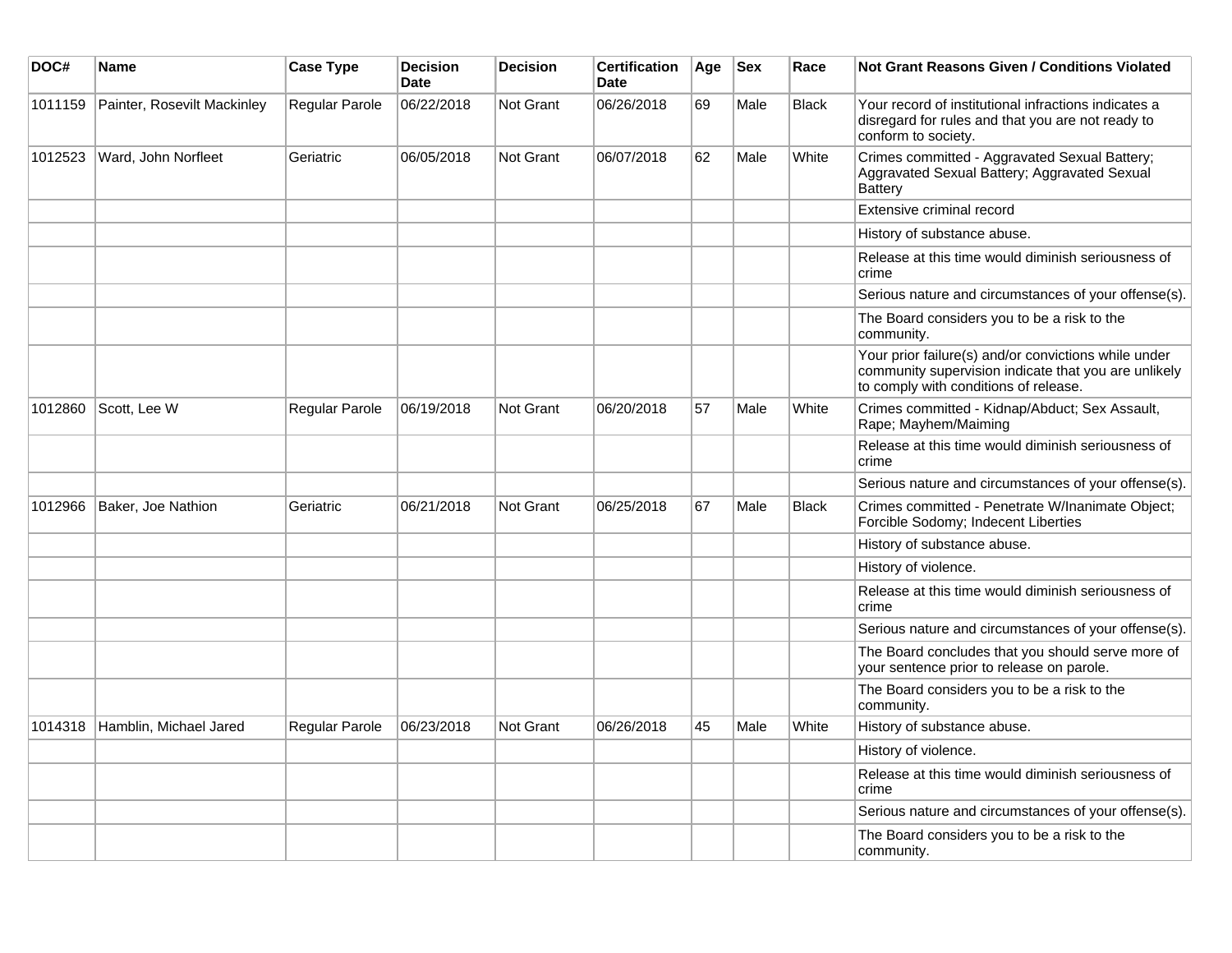| DOC# | Name | Case Type | Decision Date | Decision | Certification Date | Age | Sex | Race | Not Grant Reasons Given / Conditions Violated |
|---|---|---|---|---|---|---|---|---|---|
| 1011159 | Painter, Rosevilt Mackinley | Regular Parole | 06/22/2018 | Not Grant | 06/26/2018 | 69 | Male | Black | Your record of institutional infractions indicates a disregard for rules and that you are not ready to conform to society. |
| 1012523 | Ward, John Norfleet | Geriatric | 06/05/2018 | Not Grant | 06/07/2018 | 62 | Male | White | Crimes committed - Aggravated Sexual Battery; Aggravated Sexual Battery; Aggravated Sexual Battery |
| | | | | | | | | | Extensive criminal record |
| | | | | | | | | | History of substance abuse. |
| | | | | | | | | | Release at this time would diminish seriousness of crime |
| | | | | | | | | | Serious nature and circumstances of your offense(s). |
| | | | | | | | | | The Board considers you to be a risk to the community. |
| | | | | | | | | | Your prior failure(s) and/or convictions while under community supervision indicate that you are unlikely to comply with conditions of release. |
| 1012860 | Scott, Lee W | Regular Parole | 06/19/2018 | Not Grant | 06/20/2018 | 57 | Male | White | Crimes committed - Kidnap/Abduct; Sex Assault, Rape; Mayhem/Maiming |
| | | | | | | | | | Release at this time would diminish seriousness of crime |
| | | | | | | | | | Serious nature and circumstances of your offense(s). |
| 1012966 | Baker, Joe Nathion | Geriatric | 06/21/2018 | Not Grant | 06/25/2018 | 67 | Male | Black | Crimes committed - Penetrate W/Inanimate Object; Forcible Sodomy; Indecent Liberties |
| | | | | | | | | | History of substance abuse. |
| | | | | | | | | | History of violence. |
| | | | | | | | | | Release at this time would diminish seriousness of crime |
| | | | | | | | | | Serious nature and circumstances of your offense(s). |
| | | | | | | | | | The Board concludes that you should serve more of your sentence prior to release on parole. |
| | | | | | | | | | The Board considers you to be a risk to the community. |
| 1014318 | Hamblin, Michael Jared | Regular Parole | 06/23/2018 | Not Grant | 06/26/2018 | 45 | Male | White | History of substance abuse. |
| | | | | | | | | | History of violence. |
| | | | | | | | | | Release at this time would diminish seriousness of crime |
| | | | | | | | | | Serious nature and circumstances of your offense(s). |
| | | | | | | | | | The Board considers you to be a risk to the community. |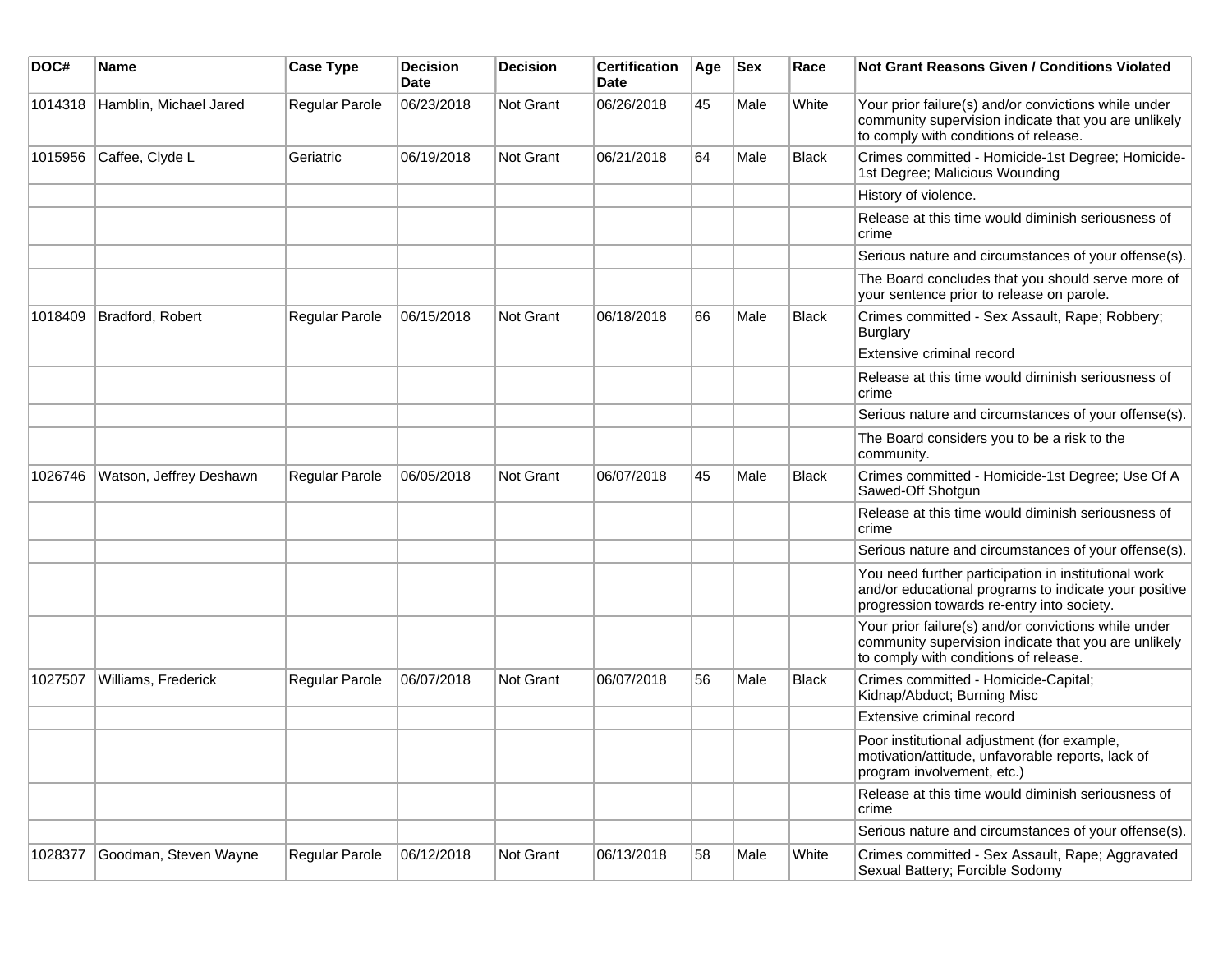| DOC# | Name | Case Type | Decision Date | Decision | Certification Date | Age | Sex | Race | Not Grant Reasons Given / Conditions Violated |
|---|---|---|---|---|---|---|---|---|---|
| 1014318 | Hamblin, Michael Jared | Regular Parole | 06/23/2018 | Not Grant | 06/26/2018 | 45 | Male | White | Your prior failure(s) and/or convictions while under community supervision indicate that you are unlikely to comply with conditions of release. |
| 1015956 | Caffee, Clyde L | Geriatric | 06/19/2018 | Not Grant | 06/21/2018 | 64 | Male | Black | Crimes committed - Homicide-1st Degree; Homicide-1st Degree; Malicious Wounding |
| | | | | | | | | | History of violence. |
| | | | | | | | | | Release at this time would diminish seriousness of crime |
| | | | | | | | | | Serious nature and circumstances of your offense(s). |
| | | | | | | | | | The Board concludes that you should serve more of your sentence prior to release on parole. |
| 1018409 | Bradford, Robert | Regular Parole | 06/15/2018 | Not Grant | 06/18/2018 | 66 | Male | Black | Crimes committed - Sex Assault, Rape; Robbery; Burglary |
| | | | | | | | | | Extensive criminal record |
| | | | | | | | | | Release at this time would diminish seriousness of crime |
| | | | | | | | | | Serious nature and circumstances of your offense(s). |
| | | | | | | | | | The Board considers you to be a risk to the community. |
| 1026746 | Watson, Jeffrey Deshawn | Regular Parole | 06/05/2018 | Not Grant | 06/07/2018 | 45 | Male | Black | Crimes committed - Homicide-1st Degree; Use Of A Sawed-Off Shotgun |
| | | | | | | | | | Release at this time would diminish seriousness of crime |
| | | | | | | | | | Serious nature and circumstances of your offense(s). |
| | | | | | | | | | You need further participation in institutional work and/or educational programs to indicate your positive progression towards re-entry into society. |
| | | | | | | | | | Your prior failure(s) and/or convictions while under community supervision indicate that you are unlikely to comply with conditions of release. |
| 1027507 | Williams, Frederick | Regular Parole | 06/07/2018 | Not Grant | 06/07/2018 | 56 | Male | Black | Crimes committed - Homicide-Capital; Kidnap/Abduct; Burning Misc |
| | | | | | | | | | Extensive criminal record |
| | | | | | | | | | Poor institutional adjustment (for example, motivation/attitude, unfavorable reports, lack of program involvement, etc.) |
| | | | | | | | | | Release at this time would diminish seriousness of crime |
| | | | | | | | | | Serious nature and circumstances of your offense(s). |
| 1028377 | Goodman, Steven Wayne | Regular Parole | 06/12/2018 | Not Grant | 06/13/2018 | 58 | Male | White | Crimes committed - Sex Assault, Rape; Aggravated Sexual Battery; Forcible Sodomy |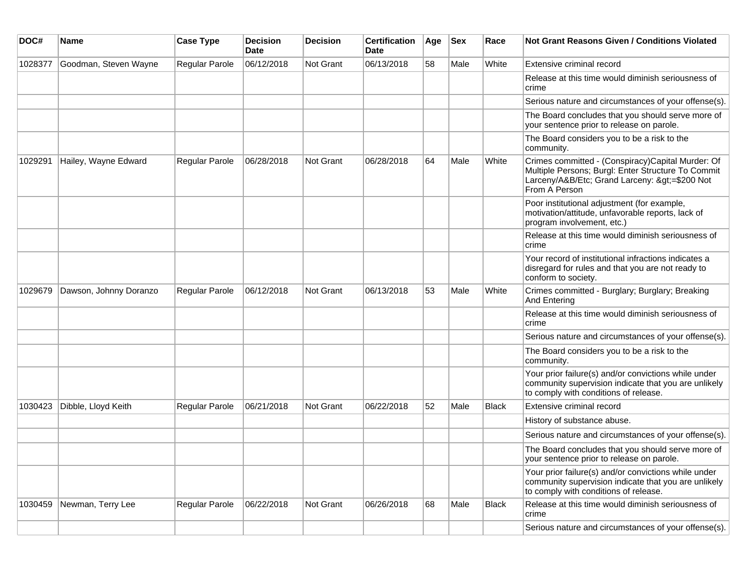| DOC# | Name | Case Type | Decision Date | Decision | Certification Date | Age | Sex | Race | Not Grant Reasons Given / Conditions Violated |
|---|---|---|---|---|---|---|---|---|---|
| 1028377 | Goodman, Steven Wayne | Regular Parole | 06/12/2018 | Not Grant | 06/13/2018 | 58 | Male | White | Extensive criminal record |
| | | | | | | | | | Release at this time would diminish seriousness of crime |
| | | | | | | | | | Serious nature and circumstances of your offense(s). |
| | | | | | | | | | The Board concludes that you should serve more of your sentence prior to release on parole. |
| | | | | | | | | | The Board considers you to be a risk to the community. |
| 1029291 | Hailey, Wayne Edward | Regular Parole | 06/28/2018 | Not Grant | 06/28/2018 | 64 | Male | White | Crimes committed - (Conspiracy)Capital Murder: Of Multiple Persons; Burgl: Enter Structure To Commit Larceny/A&B/Etc; Grand Larceny: &gt;=$200 Not From A Person |
| | | | | | | | | | Poor institutional adjustment (for example, motivation/attitude, unfavorable reports, lack of program involvement, etc.) |
| | | | | | | | | | Release at this time would diminish seriousness of crime |
| | | | | | | | | | Your record of institutional infractions indicates a disregard for rules and that you are not ready to conform to society. |
| 1029679 | Dawson, Johnny Doranzo | Regular Parole | 06/12/2018 | Not Grant | 06/13/2018 | 53 | Male | White | Crimes committed - Burglary; Burglary; Breaking And Entering |
| | | | | | | | | | Release at this time would diminish seriousness of crime |
| | | | | | | | | | Serious nature and circumstances of your offense(s). |
| | | | | | | | | | The Board considers you to be a risk to the community. |
| | | | | | | | | | Your prior failure(s) and/or convictions while under community supervision indicate that you are unlikely to comply with conditions of release. |
| 1030423 | Dibble, Lloyd Keith | Regular Parole | 06/21/2018 | Not Grant | 06/22/2018 | 52 | Male | Black | Extensive criminal record |
| | | | | | | | | | History of substance abuse. |
| | | | | | | | | | Serious nature and circumstances of your offense(s). |
| | | | | | | | | | The Board concludes that you should serve more of your sentence prior to release on parole. |
| | | | | | | | | | Your prior failure(s) and/or convictions while under community supervision indicate that you are unlikely to comply with conditions of release. |
| 1030459 | Newman, Terry Lee | Regular Parole | 06/22/2018 | Not Grant | 06/26/2018 | 68 | Male | Black | Release at this time would diminish seriousness of crime |
| | | | | | | | | | Serious nature and circumstances of your offense(s). |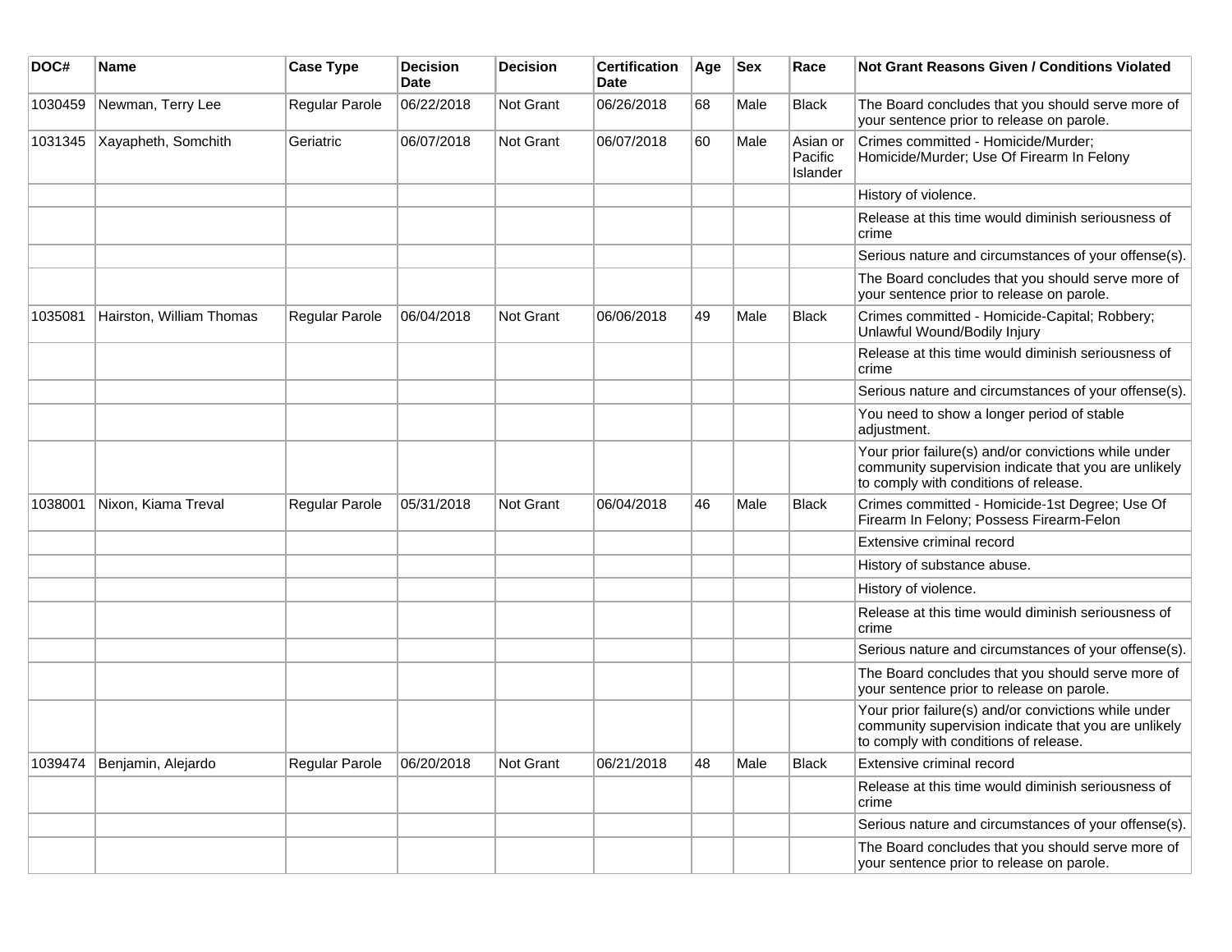| DOC# | Name | Case Type | Decision Date | Decision | Certification Date | Age | Sex | Race | Not Grant Reasons Given / Conditions Violated |
|---|---|---|---|---|---|---|---|---|---|
| 1030459 | Newman, Terry Lee | Regular Parole | 06/22/2018 | Not Grant | 06/26/2018 | 68 | Male | Black | The Board concludes that you should serve more of your sentence prior to release on parole. |
| 1031345 | Xayapheth, Somchith | Geriatric | 06/07/2018 | Not Grant | 06/07/2018 | 60 | Male | Asian or Pacific Islander | Crimes committed - Homicide/Murder; Homicide/Murder; Use Of Firearm In Felony |
| | | | | | | | | | History of violence. |
| | | | | | | | | | Release at this time would diminish seriousness of crime |
| | | | | | | | | | Serious nature and circumstances of your offense(s). |
| | | | | | | | | | The Board concludes that you should serve more of your sentence prior to release on parole. |
| 1035081 | Hairston, William Thomas | Regular Parole | 06/04/2018 | Not Grant | 06/06/2018 | 49 | Male | Black | Crimes committed - Homicide-Capital; Robbery; Unlawful Wound/Bodily Injury |
| | | | | | | | | | Release at this time would diminish seriousness of crime |
| | | | | | | | | | Serious nature and circumstances of your offense(s). |
| | | | | | | | | | You need to show a longer period of stable adjustment. |
| | | | | | | | | | Your prior failure(s) and/or convictions while under community supervision indicate that you are unlikely to comply with conditions of release. |
| 1038001 | Nixon, Kiama Treval | Regular Parole | 05/31/2018 | Not Grant | 06/04/2018 | 46 | Male | Black | Crimes committed - Homicide-1st Degree; Use Of Firearm In Felony; Possess Firearm-Felon |
| | | | | | | | | | Extensive criminal record |
| | | | | | | | | | History of substance abuse. |
| | | | | | | | | | History of violence. |
| | | | | | | | | | Release at this time would diminish seriousness of crime |
| | | | | | | | | | Serious nature and circumstances of your offense(s). |
| | | | | | | | | | The Board concludes that you should serve more of your sentence prior to release on parole. |
| | | | | | | | | | Your prior failure(s) and/or convictions while under community supervision indicate that you are unlikely to comply with conditions of release. |
| 1039474 | Benjamin, Alejardo | Regular Parole | 06/20/2018 | Not Grant | 06/21/2018 | 48 | Male | Black | Extensive criminal record |
| | | | | | | | | | Release at this time would diminish seriousness of crime |
| | | | | | | | | | Serious nature and circumstances of your offense(s). |
| | | | | | | | | | The Board concludes that you should serve more of your sentence prior to release on parole. |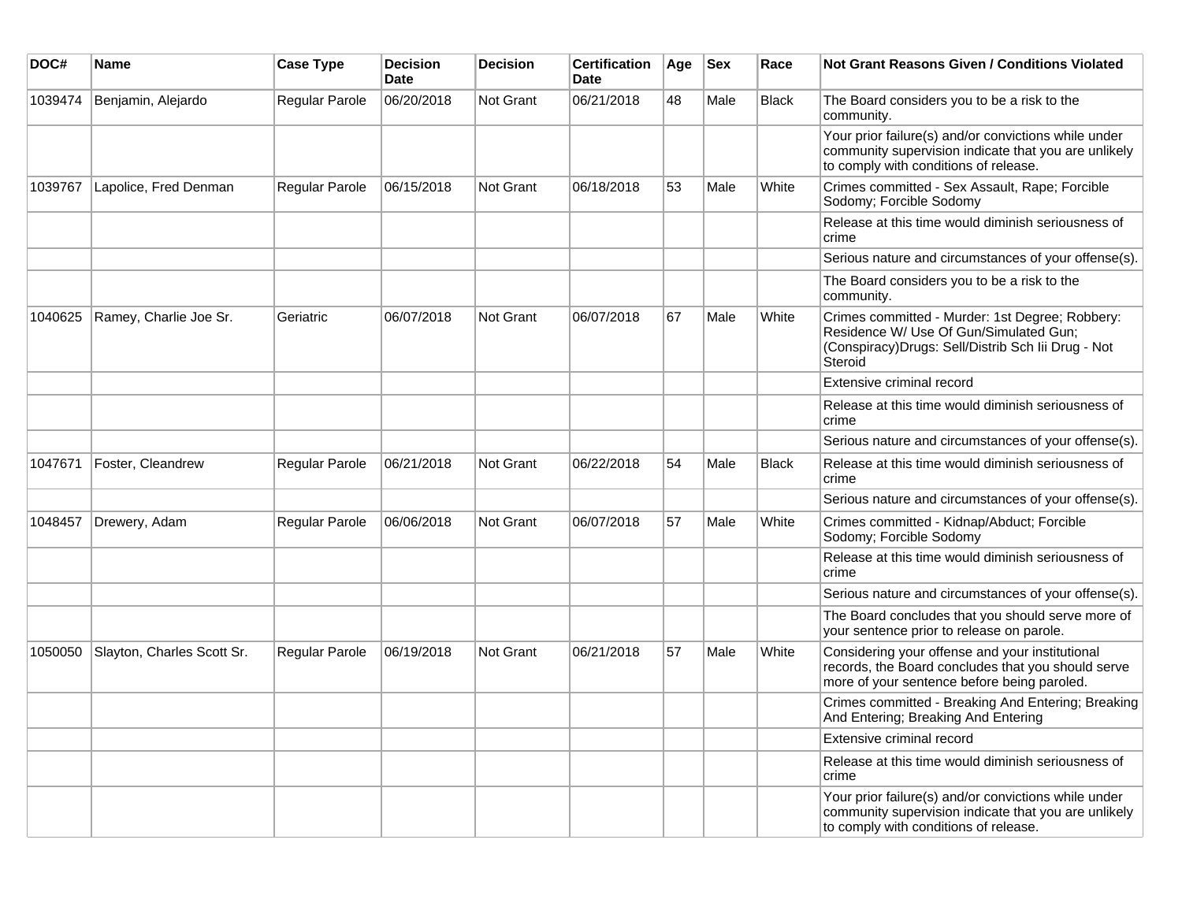| DOC# | Name | Case Type | Decision Date | Decision | Certification Date | Age | Sex | Race | Not Grant Reasons Given / Conditions Violated |
|---|---|---|---|---|---|---|---|---|---|
| 1039474 | Benjamin, Alejardo | Regular Parole | 06/20/2018 | Not Grant | 06/21/2018 | 48 | Male | Black | The Board considers you to be a risk to the community. |
| | | | | | | | | | Your prior failure(s) and/or convictions while under community supervision indicate that you are unlikely to comply with conditions of release. |
| 1039767 | Lapolice, Fred Denman | Regular Parole | 06/15/2018 | Not Grant | 06/18/2018 | 53 | Male | White | Crimes committed - Sex Assault, Rape; Forcible Sodomy; Forcible Sodomy |
| | | | | | | | | | Release at this time would diminish seriousness of crime |
| | | | | | | | | | Serious nature and circumstances of your offense(s). |
| | | | | | | | | | The Board considers you to be a risk to the community. |
| 1040625 | Ramey, Charlie Joe Sr. | Geriatric | 06/07/2018 | Not Grant | 06/07/2018 | 67 | Male | White | Crimes committed - Murder: 1st Degree; Robbery: Residence W/ Use Of Gun/Simulated Gun; (Conspiracy)Drugs: Sell/Distrib Sch Iii Drug - Not Steroid |
| | | | | | | | | | Extensive criminal record |
| | | | | | | | | | Release at this time would diminish seriousness of crime |
| | | | | | | | | | Serious nature and circumstances of your offense(s). |
| 1047671 | Foster, Cleandrew | Regular Parole | 06/21/2018 | Not Grant | 06/22/2018 | 54 | Male | Black | Release at this time would diminish seriousness of crime |
| | | | | | | | | | Serious nature and circumstances of your offense(s). |
| 1048457 | Drewery, Adam | Regular Parole | 06/06/2018 | Not Grant | 06/07/2018 | 57 | Male | White | Crimes committed - Kidnap/Abduct; Forcible Sodomy; Forcible Sodomy |
| | | | | | | | | | Release at this time would diminish seriousness of crime |
| | | | | | | | | | Serious nature and circumstances of your offense(s). |
| | | | | | | | | | The Board concludes that you should serve more of your sentence prior to release on parole. |
| 1050050 | Slayton, Charles Scott Sr. | Regular Parole | 06/19/2018 | Not Grant | 06/21/2018 | 57 | Male | White | Considering your offense and your institutional records, the Board concludes that you should serve more of your sentence before being paroled. |
| | | | | | | | | | Crimes committed - Breaking And Entering; Breaking And Entering; Breaking And Entering |
| | | | | | | | | | Extensive criminal record |
| | | | | | | | | | Release at this time would diminish seriousness of crime |
| | | | | | | | | | Your prior failure(s) and/or convictions while under community supervision indicate that you are unlikely to comply with conditions of release. |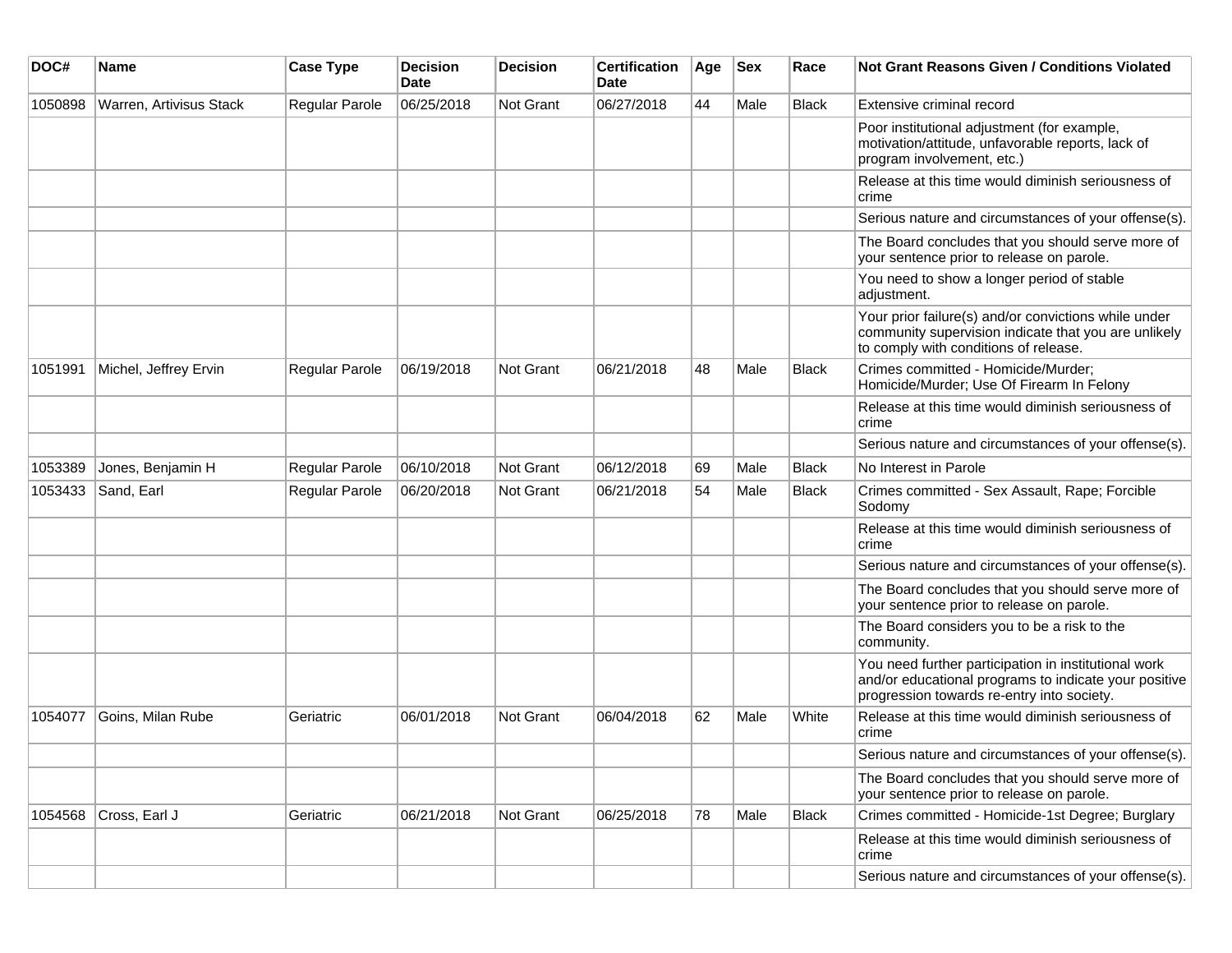| DOC# | Name | Case Type | Decision Date | Decision | Certification Date | Age | Sex | Race | Not Grant Reasons Given / Conditions Violated |
|---|---|---|---|---|---|---|---|---|---|
| 1050898 | Warren, Artivisus Stack | Regular Parole | 06/25/2018 | Not Grant | 06/27/2018 | 44 | Male | Black | Extensive criminal record |
| | | | | | | | | | Poor institutional adjustment (for example, motivation/attitude, unfavorable reports, lack of program involvement, etc.) |
| | | | | | | | | | Release at this time would diminish seriousness of crime |
| | | | | | | | | | Serious nature and circumstances of your offense(s). |
| | | | | | | | | | The Board concludes that you should serve more of your sentence prior to release on parole. |
| | | | | | | | | | You need to show a longer period of stable adjustment. |
| | | | | | | | | | Your prior failure(s) and/or convictions while under community supervision indicate that you are unlikely to comply with conditions of release. |
| 1051991 | Michel, Jeffrey Ervin | Regular Parole | 06/19/2018 | Not Grant | 06/21/2018 | 48 | Male | Black | Crimes committed - Homicide/Murder; Homicide/Murder; Use Of Firearm In Felony |
| | | | | | | | | | Release at this time would diminish seriousness of crime |
| | | | | | | | | | Serious nature and circumstances of your offense(s). |
| 1053389 | Jones, Benjamin H | Regular Parole | 06/10/2018 | Not Grant | 06/12/2018 | 69 | Male | Black | No Interest in Parole |
| 1053433 | Sand, Earl | Regular Parole | 06/20/2018 | Not Grant | 06/21/2018 | 54 | Male | Black | Crimes committed - Sex Assault, Rape; Forcible Sodomy |
| | | | | | | | | | Release at this time would diminish seriousness of crime |
| | | | | | | | | | Serious nature and circumstances of your offense(s). |
| | | | | | | | | | The Board concludes that you should serve more of your sentence prior to release on parole. |
| | | | | | | | | | The Board considers you to be a risk to the community. |
| | | | | | | | | | You need further participation in institutional work and/or educational programs to indicate your positive progression towards re-entry into society. |
| 1054077 | Goins, Milan Rube | Geriatric | 06/01/2018 | Not Grant | 06/04/2018 | 62 | Male | White | Release at this time would diminish seriousness of crime |
| | | | | | | | | | Serious nature and circumstances of your offense(s). |
| | | | | | | | | | The Board concludes that you should serve more of your sentence prior to release on parole. |
| 1054568 | Cross, Earl J | Geriatric | 06/21/2018 | Not Grant | 06/25/2018 | 78 | Male | Black | Crimes committed - Homicide-1st Degree; Burglary |
| | | | | | | | | | Release at this time would diminish seriousness of crime |
| | | | | | | | | | Serious nature and circumstances of your offense(s). |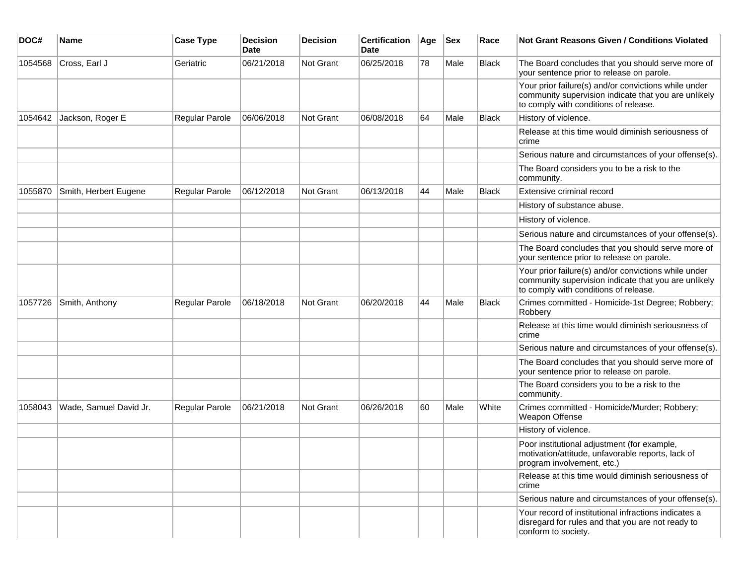| DOC# | Name | Case Type | Decision Date | Decision | Certification Date | Age | Sex | Race | Not Grant Reasons Given / Conditions Violated |
|---|---|---|---|---|---|---|---|---|---|
| 1054568 | Cross, Earl J | Geriatric | 06/21/2018 | Not Grant | 06/25/2018 | 78 | Male | Black | The Board concludes that you should serve more of your sentence prior to release on parole. |
| | | | | | | | | | Your prior failure(s) and/or convictions while under community supervision indicate that you are unlikely to comply with conditions of release. |
| 1054642 | Jackson, Roger E | Regular Parole | 06/06/2018 | Not Grant | 06/08/2018 | 64 | Male | Black | History of violence. |
| | | | | | | | | | Release at this time would diminish seriousness of crime |
| | | | | | | | | | Serious nature and circumstances of your offense(s). |
| | | | | | | | | | The Board considers you to be a risk to the community. |
| 1055870 | Smith, Herbert Eugene | Regular Parole | 06/12/2018 | Not Grant | 06/13/2018 | 44 | Male | Black | Extensive criminal record |
| | | | | | | | | | History of substance abuse. |
| | | | | | | | | | History of violence. |
| | | | | | | | | | Serious nature and circumstances of your offense(s). |
| | | | | | | | | | The Board concludes that you should serve more of your sentence prior to release on parole. |
| | | | | | | | | | Your prior failure(s) and/or convictions while under community supervision indicate that you are unlikely to comply with conditions of release. |
| 1057726 | Smith, Anthony | Regular Parole | 06/18/2018 | Not Grant | 06/20/2018 | 44 | Male | Black | Crimes committed - Homicide-1st Degree; Robbery; Robbery |
| | | | | | | | | | Release at this time would diminish seriousness of crime |
| | | | | | | | | | Serious nature and circumstances of your offense(s). |
| | | | | | | | | | The Board concludes that you should serve more of your sentence prior to release on parole. |
| | | | | | | | | | The Board considers you to be a risk to the community. |
| 1058043 | Wade, Samuel David Jr. | Regular Parole | 06/21/2018 | Not Grant | 06/26/2018 | 60 | Male | White | Crimes committed - Homicide/Murder; Robbery; Weapon Offense |
| | | | | | | | | | History of violence. |
| | | | | | | | | | Poor institutional adjustment (for example, motivation/attitude, unfavorable reports, lack of program involvement, etc.) |
| | | | | | | | | | Release at this time would diminish seriousness of crime |
| | | | | | | | | | Serious nature and circumstances of your offense(s). |
| | | | | | | | | | Your record of institutional infractions indicates a disregard for rules and that you are not ready to conform to society. |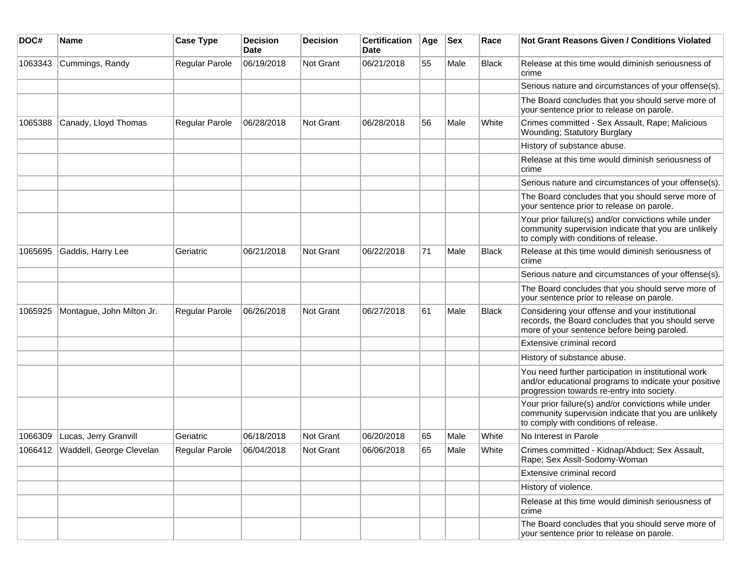| DOC# | Name | Case Type | Decision Date | Decision | Certification Date | Age | Sex | Race | Not Grant Reasons Given / Conditions Violated |
|---|---|---|---|---|---|---|---|---|---|
| 1063343 | Cummings, Randy | Regular Parole | 06/19/2018 | Not Grant | 06/21/2018 | 55 | Male | Black | Release at this time would diminish seriousness of crime |
| | | | | | | | | | Serious nature and circumstances of your offense(s). |
| | | | | | | | | | The Board concludes that you should serve more of your sentence prior to release on parole. |
| 1065388 | Canady, Lloyd Thomas | Regular Parole | 06/28/2018 | Not Grant | 06/28/2018 | 56 | Male | White | Crimes committed - Sex Assault, Rape; Malicious Wounding; Statutory Burglary |
| | | | | | | | | | History of substance abuse. |
| | | | | | | | | | Release at this time would diminish seriousness of crime |
| | | | | | | | | | Serious nature and circumstances of your offense(s). |
| | | | | | | | | | The Board concludes that you should serve more of your sentence prior to release on parole. |
| | | | | | | | | | Your prior failure(s) and/or convictions while under community supervision indicate that you are unlikely to comply with conditions of release. |
| 1065695 | Gaddis, Harry Lee | Geriatric | 06/21/2018 | Not Grant | 06/22/2018 | 71 | Male | Black | Release at this time would diminish seriousness of crime |
| | | | | | | | | | Serious nature and circumstances of your offense(s). |
| | | | | | | | | | The Board concludes that you should serve more of your sentence prior to release on parole. |
| 1065925 | Montague, John Milton Jr. | Regular Parole | 06/26/2018 | Not Grant | 06/27/2018 | 61 | Male | Black | Considering your offense and your institutional records, the Board concludes that you should serve more of your sentence before being paroled. |
| | | | | | | | | | Extensive criminal record |
| | | | | | | | | | History of substance abuse. |
| | | | | | | | | | You need further participation in institutional work and/or educational programs to indicate your positive progression towards re-entry into society. |
| | | | | | | | | | Your prior failure(s) and/or convictions while under community supervision indicate that you are unlikely to comply with conditions of release. |
| 1066309 | Lucas, Jerry Granvill | Geriatric | 06/18/2018 | Not Grant | 06/20/2018 | 65 | Male | White | No Interest in Parole |
| 1066412 | Waddell, George Clevelan | Regular Parole | 06/04/2018 | Not Grant | 06/06/2018 | 65 | Male | White | Crimes committed - Kidnap/Abduct; Sex Assault, Rape; Sex Asslt-Sodomy-Woman |
| | | | | | | | | | Extensive criminal record |
| | | | | | | | | | History of violence. |
| | | | | | | | | | Release at this time would diminish seriousness of crime |
| | | | | | | | | | The Board concludes that you should serve more of your sentence prior to release on parole. |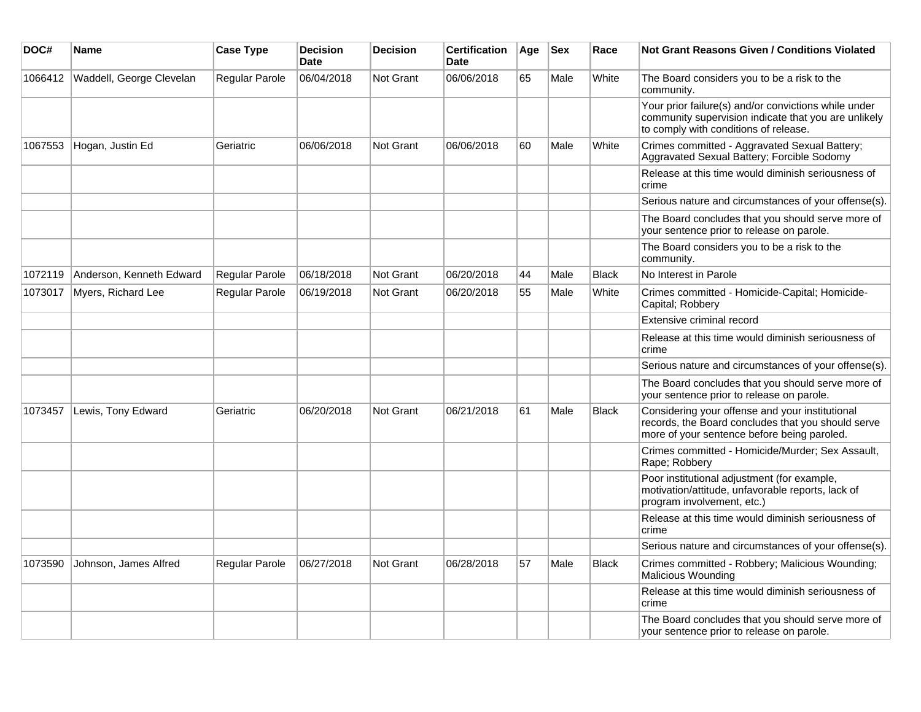| DOC# | Name | Case Type | Decision Date | Decision | Certification Date | Age | Sex | Race | Not Grant Reasons Given / Conditions Violated |
|---|---|---|---|---|---|---|---|---|---|
| 1066412 | Waddell, George Clevelan | Regular Parole | 06/04/2018 | Not Grant | 06/06/2018 | 65 | Male | White | The Board considers you to be a risk to the community. |
| | | | | | | | | | Your prior failure(s) and/or convictions while under community supervision indicate that you are unlikely to comply with conditions of release. |
| 1067553 | Hogan, Justin Ed | Geriatric | 06/06/2018 | Not Grant | 06/06/2018 | 60 | Male | White | Crimes committed - Aggravated Sexual Battery; Aggravated Sexual Battery; Forcible Sodomy |
| | | | | | | | | | Release at this time would diminish seriousness of crime |
| | | | | | | | | | Serious nature and circumstances of your offense(s). |
| | | | | | | | | | The Board concludes that you should serve more of your sentence prior to release on parole. |
| | | | | | | | | | The Board considers you to be a risk to the community. |
| 1072119 | Anderson, Kenneth Edward | Regular Parole | 06/18/2018 | Not Grant | 06/20/2018 | 44 | Male | Black | No Interest in Parole |
| 1073017 | Myers, Richard Lee | Regular Parole | 06/19/2018 | Not Grant | 06/20/2018 | 55 | Male | White | Crimes committed - Homicide-Capital; Homicide-Capital; Robbery |
| | | | | | | | | | Extensive criminal record |
| | | | | | | | | | Release at this time would diminish seriousness of crime |
| | | | | | | | | | Serious nature and circumstances of your offense(s). |
| | | | | | | | | | The Board concludes that you should serve more of your sentence prior to release on parole. |
| 1073457 | Lewis, Tony Edward | Geriatric | 06/20/2018 | Not Grant | 06/21/2018 | 61 | Male | Black | Considering your offense and your institutional records, the Board concludes that you should serve more of your sentence before being paroled. |
| | | | | | | | | | Crimes committed - Homicide/Murder; Sex Assault, Rape; Robbery |
| | | | | | | | | | Poor institutional adjustment (for example, motivation/attitude, unfavorable reports, lack of program involvement, etc.) |
| | | | | | | | | | Release at this time would diminish seriousness of crime |
| | | | | | | | | | Serious nature and circumstances of your offense(s). |
| 1073590 | Johnson, James Alfred | Regular Parole | 06/27/2018 | Not Grant | 06/28/2018 | 57 | Male | Black | Crimes committed - Robbery; Malicious Wounding; Malicious Wounding |
| | | | | | | | | | Release at this time would diminish seriousness of crime |
| | | | | | | | | | The Board concludes that you should serve more of your sentence prior to release on parole. |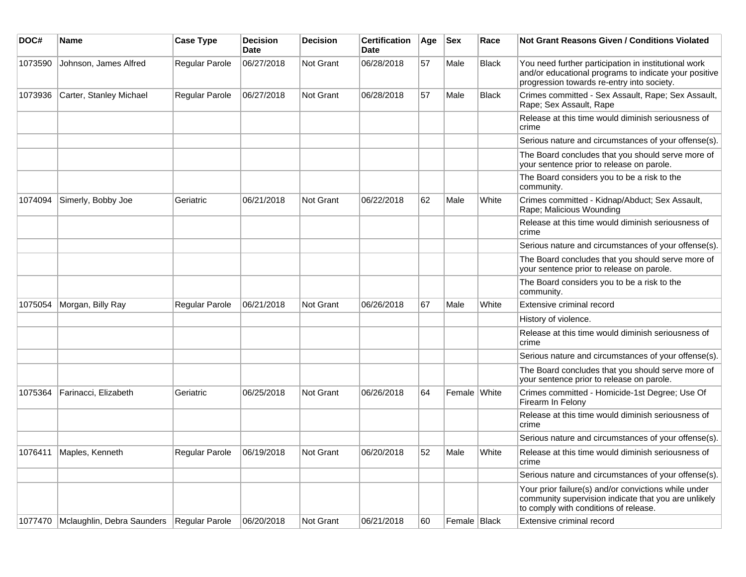| DOC# | Name | Case Type | Decision Date | Decision | Certification Date | Age | Sex | Race | Not Grant Reasons Given / Conditions Violated |
|---|---|---|---|---|---|---|---|---|---|
| 1073590 | Johnson, James Alfred | Regular Parole | 06/27/2018 | Not Grant | 06/28/2018 | 57 | Male | Black | You need further participation in institutional work and/or educational programs to indicate your positive progression towards re-entry into society. |
| 1073936 | Carter, Stanley Michael | Regular Parole | 06/27/2018 | Not Grant | 06/28/2018 | 57 | Male | Black | Crimes committed - Sex Assault, Rape; Sex Assault, Rape; Sex Assault, Rape |
| | | | | | | | | | Release at this time would diminish seriousness of crime |
| | | | | | | | | | Serious nature and circumstances of your offense(s). |
| | | | | | | | | | The Board concludes that you should serve more of your sentence prior to release on parole. |
| | | | | | | | | | The Board considers you to be a risk to the community. |
| 1074094 | Simerly, Bobby Joe | Geriatric | 06/21/2018 | Not Grant | 06/22/2018 | 62 | Male | White | Crimes committed - Kidnap/Abduct; Sex Assault, Rape; Malicious Wounding |
| | | | | | | | | | Release at this time would diminish seriousness of crime |
| | | | | | | | | | Serious nature and circumstances of your offense(s). |
| | | | | | | | | | The Board concludes that you should serve more of your sentence prior to release on parole. |
| | | | | | | | | | The Board considers you to be a risk to the community. |
| 1075054 | Morgan, Billy Ray | Regular Parole | 06/21/2018 | Not Grant | 06/26/2018 | 67 | Male | White | Extensive criminal record |
| | | | | | | | | | History of violence. |
| | | | | | | | | | Release at this time would diminish seriousness of crime |
| | | | | | | | | | Serious nature and circumstances of your offense(s). |
| | | | | | | | | | The Board concludes that you should serve more of your sentence prior to release on parole. |
| 1075364 | Farinacci, Elizabeth | Geriatric | 06/25/2018 | Not Grant | 06/26/2018 | 64 | Female | White | Crimes committed - Homicide-1st Degree; Use Of Firearm In Felony |
| | | | | | | | | | Release at this time would diminish seriousness of crime |
| | | | | | | | | | Serious nature and circumstances of your offense(s). |
| 1076411 | Maples, Kenneth | Regular Parole | 06/19/2018 | Not Grant | 06/20/2018 | 52 | Male | White | Release at this time would diminish seriousness of crime |
| | | | | | | | | | Serious nature and circumstances of your offense(s). |
| | | | | | | | | | Your prior failure(s) and/or convictions while under community supervision indicate that you are unlikely to comply with conditions of release. |
| 1077470 | Mclaughlin, Debra Saunders | Regular Parole | 06/20/2018 | Not Grant | 06/21/2018 | 60 | Female | Black | Extensive criminal record |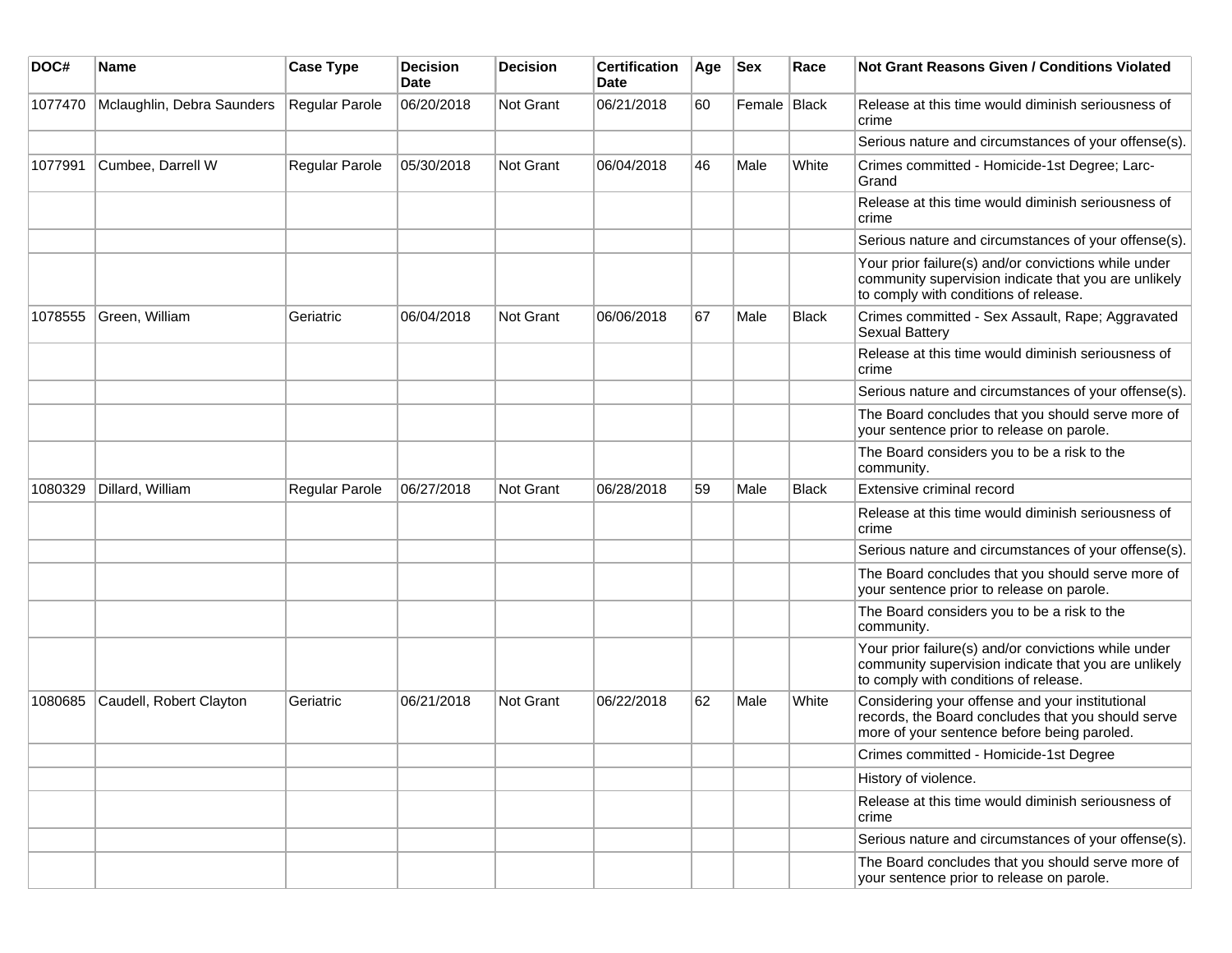| DOC# | Name | Case Type | Decision Date | Decision | Certification Date | Age | Sex | Race | Not Grant Reasons Given / Conditions Violated |
| --- | --- | --- | --- | --- | --- | --- | --- | --- | --- |
| 1077470 | Mclaughlin, Debra Saunders | Regular Parole | 06/20/2018 | Not Grant | 06/21/2018 | 60 | Female | Black | Release at this time would diminish seriousness of crime |
| | | | | | | | | | Serious nature and circumstances of your offense(s). |
| 1077991 | Cumbee, Darrell W | Regular Parole | 05/30/2018 | Not Grant | 06/04/2018 | 46 | Male | White | Crimes committed - Homicide-1st Degree; Larc-Grand |
| | | | | | | | | | Release at this time would diminish seriousness of crime |
| | | | | | | | | | Serious nature and circumstances of your offense(s). |
| | | | | | | | | | Your prior failure(s) and/or convictions while under community supervision indicate that you are unlikely to comply with conditions of release. |
| 1078555 | Green, William | Geriatric | 06/04/2018 | Not Grant | 06/06/2018 | 67 | Male | Black | Crimes committed - Sex Assault, Rape; Aggravated Sexual Battery |
| | | | | | | | | | Release at this time would diminish seriousness of crime |
| | | | | | | | | | Serious nature and circumstances of your offense(s). |
| | | | | | | | | | The Board concludes that you should serve more of your sentence prior to release on parole. |
| | | | | | | | | | The Board considers you to be a risk to the community. |
| 1080329 | Dillard, William | Regular Parole | 06/27/2018 | Not Grant | 06/28/2018 | 59 | Male | Black | Extensive criminal record |
| | | | | | | | | | Release at this time would diminish seriousness of crime |
| | | | | | | | | | Serious nature and circumstances of your offense(s). |
| | | | | | | | | | The Board concludes that you should serve more of your sentence prior to release on parole. |
| | | | | | | | | | The Board considers you to be a risk to the community. |
| | | | | | | | | | Your prior failure(s) and/or convictions while under community supervision indicate that you are unlikely to comply with conditions of release. |
| 1080685 | Caudell, Robert Clayton | Geriatric | 06/21/2018 | Not Grant | 06/22/2018 | 62 | Male | White | Considering your offense and your institutional records, the Board concludes that you should serve more of your sentence before being paroled. |
| | | | | | | | | | Crimes committed - Homicide-1st Degree |
| | | | | | | | | | History of violence. |
| | | | | | | | | | Release at this time would diminish seriousness of crime |
| | | | | | | | | | Serious nature and circumstances of your offense(s). |
| | | | | | | | | | The Board concludes that you should serve more of your sentence prior to release on parole. |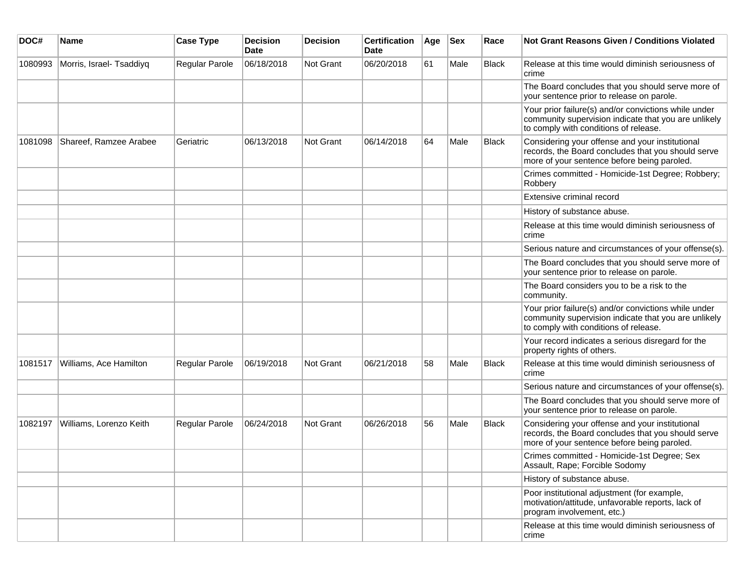| DOC# | Name | Case Type | Decision Date | Decision | Certification Date | Age | Sex | Race | Not Grant Reasons Given / Conditions Violated |
|---|---|---|---|---|---|---|---|---|---|
| 1080993 | Morris, Israel- Tsaddiyq | Regular Parole | 06/18/2018 | Not Grant | 06/20/2018 | 61 | Male | Black | Release at this time would diminish seriousness of crime |
| | | | | | | | | | The Board concludes that you should serve more of your sentence prior to release on parole. |
| | | | | | | | | | Your prior failure(s) and/or convictions while under community supervision indicate that you are unlikely to comply with conditions of release. |
| 1081098 | Shareef, Ramzee Arabee | Geriatric | 06/13/2018 | Not Grant | 06/14/2018 | 64 | Male | Black | Considering your offense and your institutional records, the Board concludes that you should serve more of your sentence before being paroled. |
| | | | | | | | | | Crimes committed - Homicide-1st Degree; Robbery; Robbery |
| | | | | | | | | | Extensive criminal record |
| | | | | | | | | | History of substance abuse. |
| | | | | | | | | | Release at this time would diminish seriousness of crime |
| | | | | | | | | | Serious nature and circumstances of your offense(s). |
| | | | | | | | | | The Board concludes that you should serve more of your sentence prior to release on parole. |
| | | | | | | | | | The Board considers you to be a risk to the community. |
| | | | | | | | | | Your prior failure(s) and/or convictions while under community supervision indicate that you are unlikely to comply with conditions of release. |
| | | | | | | | | | Your record indicates a serious disregard for the property rights of others. |
| 1081517 | Williams, Ace Hamilton | Regular Parole | 06/19/2018 | Not Grant | 06/21/2018 | 58 | Male | Black | Release at this time would diminish seriousness of crime |
| | | | | | | | | | Serious nature and circumstances of your offense(s). |
| | | | | | | | | | The Board concludes that you should serve more of your sentence prior to release on parole. |
| 1082197 | Williams, Lorenzo Keith | Regular Parole | 06/24/2018 | Not Grant | 06/26/2018 | 56 | Male | Black | Considering your offense and your institutional records, the Board concludes that you should serve more of your sentence before being paroled. |
| | | | | | | | | | Crimes committed - Homicide-1st Degree; Sex Assault, Rape; Forcible Sodomy |
| | | | | | | | | | History of substance abuse. |
| | | | | | | | | | Poor institutional adjustment (for example, motivation/attitude, unfavorable reports, lack of program involvement, etc.) |
| | | | | | | | | | Release at this time would diminish seriousness of crime |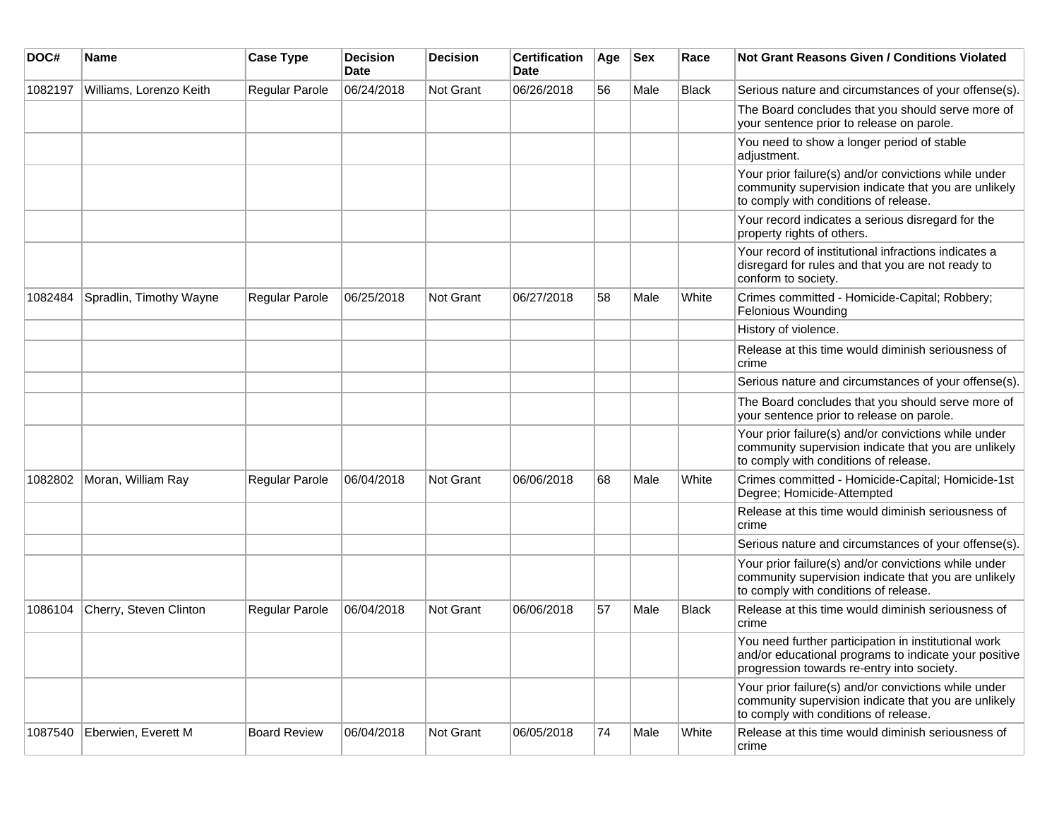| DOC# | Name | Case Type | Decision Date | Decision | Certification Date | Age | Sex | Race | Not Grant Reasons Given / Conditions Violated |
|---|---|---|---|---|---|---|---|---|---|
| 1082197 | Williams, Lorenzo Keith | Regular Parole | 06/24/2018 | Not Grant | 06/26/2018 | 56 | Male | Black | Serious nature and circumstances of your offense(s). |
| | | | | | | | | | The Board concludes that you should serve more of your sentence prior to release on parole. |
| | | | | | | | | | You need to show a longer period of stable adjustment. |
| | | | | | | | | | Your prior failure(s) and/or convictions while under community supervision indicate that you are unlikely to comply with conditions of release. |
| | | | | | | | | | Your record indicates a serious disregard for the property rights of others. |
| | | | | | | | | | Your record of institutional infractions indicates a disregard for rules and that you are not ready to conform to society. |
| 1082484 | Spradlin, Timothy Wayne | Regular Parole | 06/25/2018 | Not Grant | 06/27/2018 | 58 | Male | White | Crimes committed - Homicide-Capital; Robbery; Felonious Wounding |
| | | | | | | | | | History of violence. |
| | | | | | | | | | Release at this time would diminish seriousness of crime |
| | | | | | | | | | Serious nature and circumstances of your offense(s). |
| | | | | | | | | | The Board concludes that you should serve more of your sentence prior to release on parole. |
| | | | | | | | | | Your prior failure(s) and/or convictions while under community supervision indicate that you are unlikely to comply with conditions of release. |
| 1082802 | Moran, William Ray | Regular Parole | 06/04/2018 | Not Grant | 06/06/2018 | 68 | Male | White | Crimes committed - Homicide-Capital; Homicide-1st Degree; Homicide-Attempted |
| | | | | | | | | | Release at this time would diminish seriousness of crime |
| | | | | | | | | | Serious nature and circumstances of your offense(s). |
| | | | | | | | | | Your prior failure(s) and/or convictions while under community supervision indicate that you are unlikely to comply with conditions of release. |
| 1086104 | Cherry, Steven Clinton | Regular Parole | 06/04/2018 | Not Grant | 06/06/2018 | 57 | Male | Black | Release at this time would diminish seriousness of crime |
| | | | | | | | | | You need further participation in institutional work and/or educational programs to indicate your positive progression towards re-entry into society. |
| | | | | | | | | | Your prior failure(s) and/or convictions while under community supervision indicate that you are unlikely to comply with conditions of release. |
| 1087540 | Eberwien, Everett M | Board Review | 06/04/2018 | Not Grant | 06/05/2018 | 74 | Male | White | Release at this time would diminish seriousness of crime |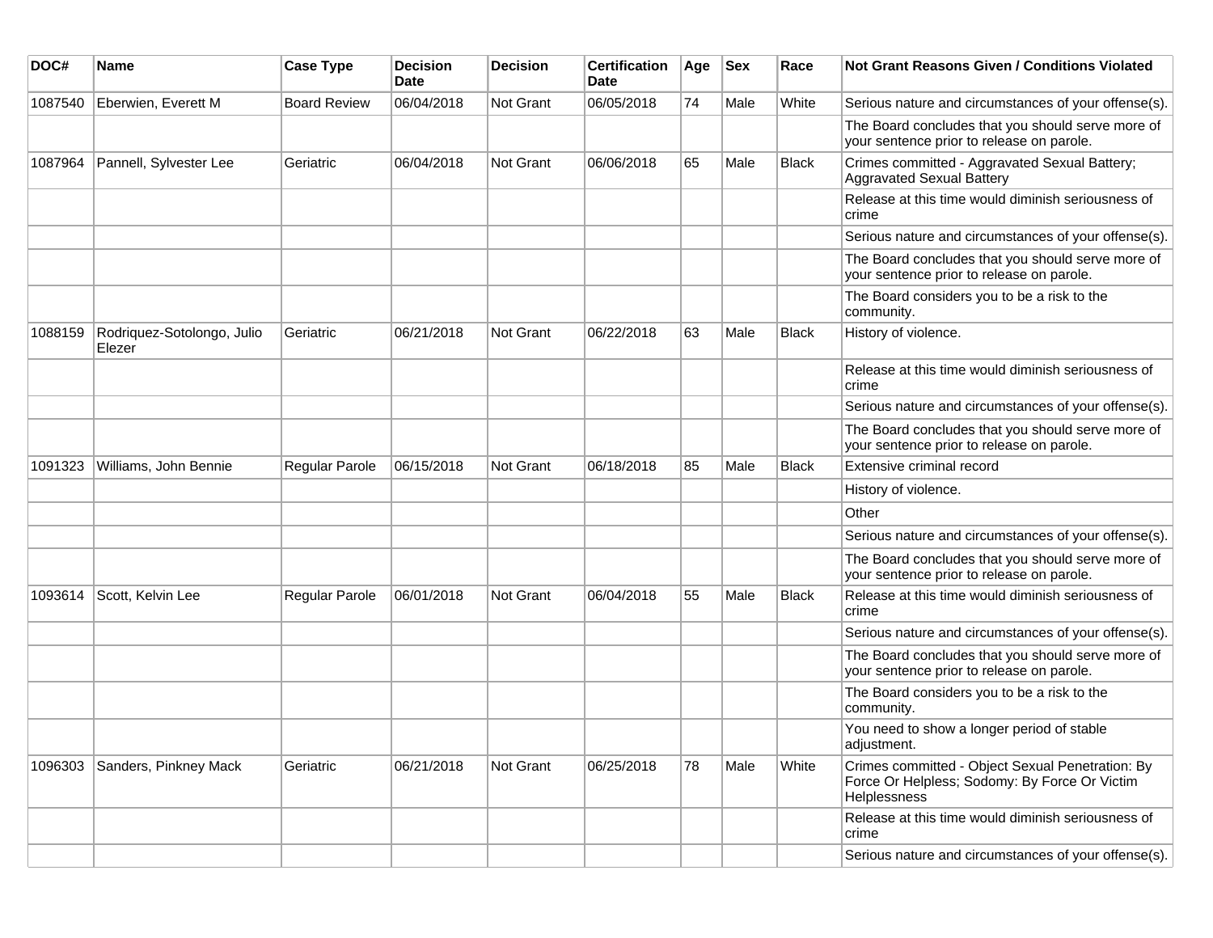| DOC# | Name | Case Type | Decision Date | Decision | Certification Date | Age | Sex | Race | Not Grant Reasons Given / Conditions Violated |
|---|---|---|---|---|---|---|---|---|---|
| 1087540 | Eberwien, Everett M | Board Review | 06/04/2018 | Not Grant | 06/05/2018 | 74 | Male | White | Serious nature and circumstances of your offense(s). |
| | | | | | | | | | The Board concludes that you should serve more of your sentence prior to release on parole. |
| 1087964 | Pannell, Sylvester Lee | Geriatric | 06/04/2018 | Not Grant | 06/06/2018 | 65 | Male | Black | Crimes committed - Aggravated Sexual Battery; Aggravated Sexual Battery |
| | | | | | | | | | Release at this time would diminish seriousness of crime |
| | | | | | | | | | Serious nature and circumstances of your offense(s). |
| | | | | | | | | | The Board concludes that you should serve more of your sentence prior to release on parole. |
| | | | | | | | | | The Board considers you to be a risk to the community. |
| 1088159 | Rodriquez-Sotolongo, Julio Elezer | Geriatric | 06/21/2018 | Not Grant | 06/22/2018 | 63 | Male | Black | History of violence. |
| | | | | | | | | | Release at this time would diminish seriousness of crime |
| | | | | | | | | | Serious nature and circumstances of your offense(s). |
| | | | | | | | | | The Board concludes that you should serve more of your sentence prior to release on parole. |
| 1091323 | Williams, John Bennie | Regular Parole | 06/15/2018 | Not Grant | 06/18/2018 | 85 | Male | Black | Extensive criminal record |
| | | | | | | | | | History of violence. |
| | | | | | | | | | Other |
| | | | | | | | | | Serious nature and circumstances of your offense(s). |
| | | | | | | | | | The Board concludes that you should serve more of your sentence prior to release on parole. |
| 1093614 | Scott, Kelvin Lee | Regular Parole | 06/01/2018 | Not Grant | 06/04/2018 | 55 | Male | Black | Release at this time would diminish seriousness of crime |
| | | | | | | | | | Serious nature and circumstances of your offense(s). |
| | | | | | | | | | The Board concludes that you should serve more of your sentence prior to release on parole. |
| | | | | | | | | | The Board considers you to be a risk to the community. |
| | | | | | | | | | You need to show a longer period of stable adjustment. |
| 1096303 | Sanders, Pinkney Mack | Geriatric | 06/21/2018 | Not Grant | 06/25/2018 | 78 | Male | White | Crimes committed - Object Sexual Penetration: By Force Or Helpless; Sodomy: By Force Or Victim Helplessness |
| | | | | | | | | | Release at this time would diminish seriousness of crime |
| | | | | | | | | | Serious nature and circumstances of your offense(s). |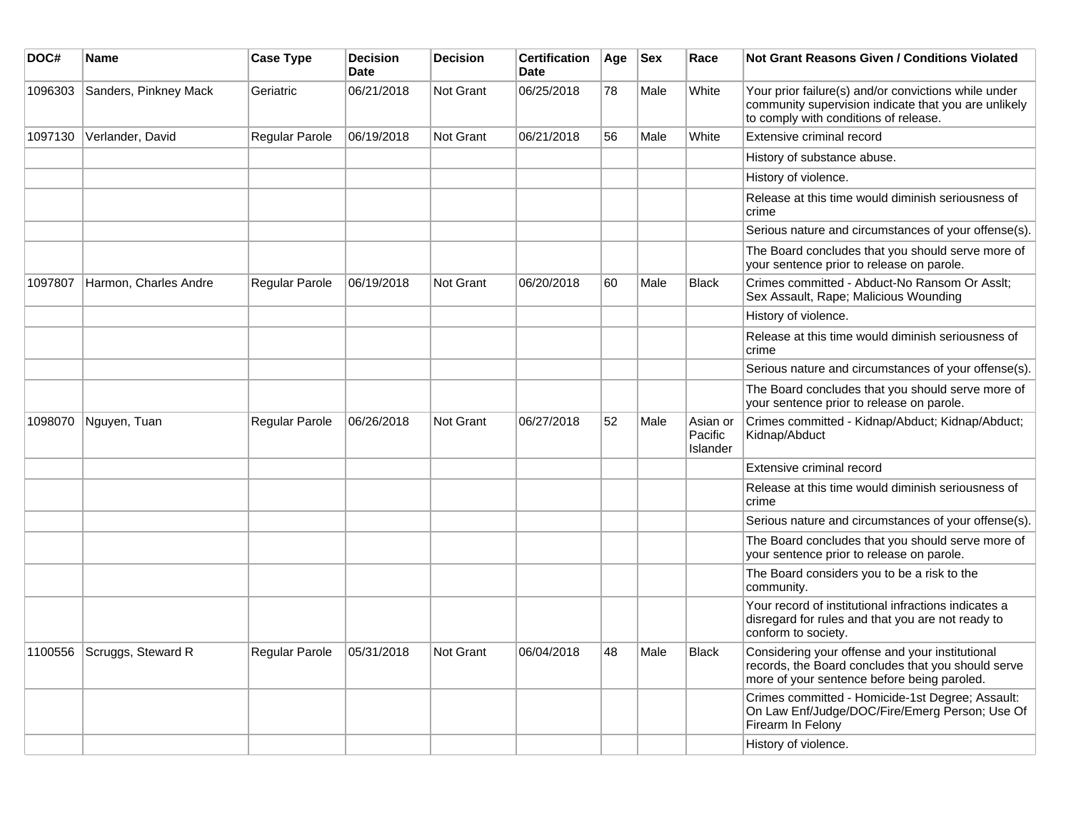| DOC# | Name | Case Type | Decision Date | Decision | Certification Date | Age | Sex | Race | Not Grant Reasons Given / Conditions Violated |
|---|---|---|---|---|---|---|---|---|---|
| 1096303 | Sanders, Pinkney Mack | Geriatric | 06/21/2018 | Not Grant | 06/25/2018 | 78 | Male | White | Your prior failure(s) and/or convictions while under community supervision indicate that you are unlikely to comply with conditions of release. |
| 1097130 | Verlander, David | Regular Parole | 06/19/2018 | Not Grant | 06/21/2018 | 56 | Male | White | Extensive criminal record |
| | | | | | | | | | History of substance abuse. |
| | | | | | | | | | History of violence. |
| | | | | | | | | | Release at this time would diminish seriousness of crime |
| | | | | | | | | | Serious nature and circumstances of your offense(s). |
| | | | | | | | | | The Board concludes that you should serve more of your sentence prior to release on parole. |
| 1097807 | Harmon, Charles Andre | Regular Parole | 06/19/2018 | Not Grant | 06/20/2018 | 60 | Male | Black | Crimes committed - Abduct-No Ransom Or Asslt; Sex Assault, Rape; Malicious Wounding |
| | | | | | | | | | History of violence. |
| | | | | | | | | | Release at this time would diminish seriousness of crime |
| | | | | | | | | | Serious nature and circumstances of your offense(s). |
| | | | | | | | | | The Board concludes that you should serve more of your sentence prior to release on parole. |
| 1098070 | Nguyen, Tuan | Regular Parole | 06/26/2018 | Not Grant | 06/27/2018 | 52 | Male | Asian or Pacific Islander | Crimes committed - Kidnap/Abduct; Kidnap/Abduct; Kidnap/Abduct |
| | | | | | | | | | Extensive criminal record |
| | | | | | | | | | Release at this time would diminish seriousness of crime |
| | | | | | | | | | Serious nature and circumstances of your offense(s). |
| | | | | | | | | | The Board concludes that you should serve more of your sentence prior to release on parole. |
| | | | | | | | | | The Board considers you to be a risk to the community. |
| | | | | | | | | | Your record of institutional infractions indicates a disregard for rules and that you are not ready to conform to society. |
| 1100556 | Scruggs, Steward R | Regular Parole | 05/31/2018 | Not Grant | 06/04/2018 | 48 | Male | Black | Considering your offense and your institutional records, the Board concludes that you should serve more of your sentence before being paroled. |
| | | | | | | | | | Crimes committed - Homicide-1st Degree; Assault: On Law Enf/Judge/DOC/Fire/Emerg Person; Use Of Firearm In Felony |
| | | | | | | | | | History of violence. |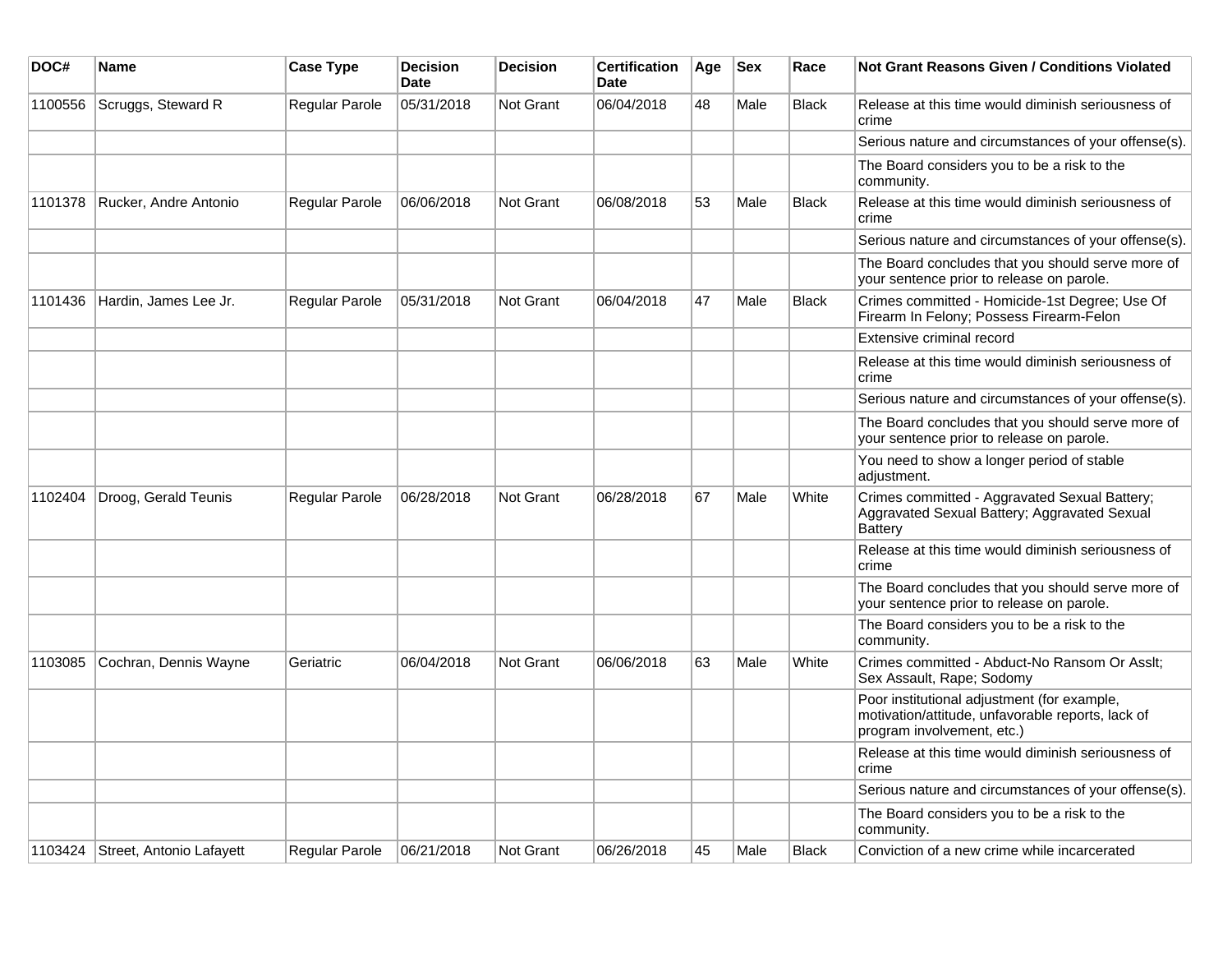| DOC# | Name | Case Type | Decision Date | Decision | Certification Date | Age | Sex | Race | Not Grant Reasons Given / Conditions Violated |
|---|---|---|---|---|---|---|---|---|---|
| 1100556 | Scruggs, Steward R | Regular Parole | 05/31/2018 | Not Grant | 06/04/2018 | 48 | Male | Black | Release at this time would diminish seriousness of crime |
| | | | | | | | | | Serious nature and circumstances of your offense(s). |
| | | | | | | | | | The Board considers you to be a risk to the community. |
| 1101378 | Rucker, Andre Antonio | Regular Parole | 06/06/2018 | Not Grant | 06/08/2018 | 53 | Male | Black | Release at this time would diminish seriousness of crime |
| | | | | | | | | | Serious nature and circumstances of your offense(s). |
| | | | | | | | | | The Board concludes that you should serve more of your sentence prior to release on parole. |
| 1101436 | Hardin, James Lee Jr. | Regular Parole | 05/31/2018 | Not Grant | 06/04/2018 | 47 | Male | Black | Crimes committed - Homicide-1st Degree; Use Of Firearm In Felony; Possess Firearm-Felon |
| | | | | | | | | | Extensive criminal record |
| | | | | | | | | | Release at this time would diminish seriousness of crime |
| | | | | | | | | | Serious nature and circumstances of your offense(s). |
| | | | | | | | | | The Board concludes that you should serve more of your sentence prior to release on parole. |
| | | | | | | | | | You need to show a longer period of stable adjustment. |
| 1102404 | Droog, Gerald Teunis | Regular Parole | 06/28/2018 | Not Grant | 06/28/2018 | 67 | Male | White | Crimes committed - Aggravated Sexual Battery; Aggravated Sexual Battery; Aggravated Sexual Battery |
| | | | | | | | | | Release at this time would diminish seriousness of crime |
| | | | | | | | | | The Board concludes that you should serve more of your sentence prior to release on parole. |
| | | | | | | | | | The Board considers you to be a risk to the community. |
| 1103085 | Cochran, Dennis Wayne | Geriatric | 06/04/2018 | Not Grant | 06/06/2018 | 63 | Male | White | Crimes committed - Abduct-No Ransom Or Asslt; Sex Assault, Rape; Sodomy |
| | | | | | | | | | Poor institutional adjustment (for example, motivation/attitude, unfavorable reports, lack of program involvement, etc.) |
| | | | | | | | | | Release at this time would diminish seriousness of crime |
| | | | | | | | | | Serious nature and circumstances of your offense(s). |
| | | | | | | | | | The Board considers you to be a risk to the community. |
| 1103424 | Street, Antonio Lafayett | Regular Parole | 06/21/2018 | Not Grant | 06/26/2018 | 45 | Male | Black | Conviction of a new crime while incarcerated |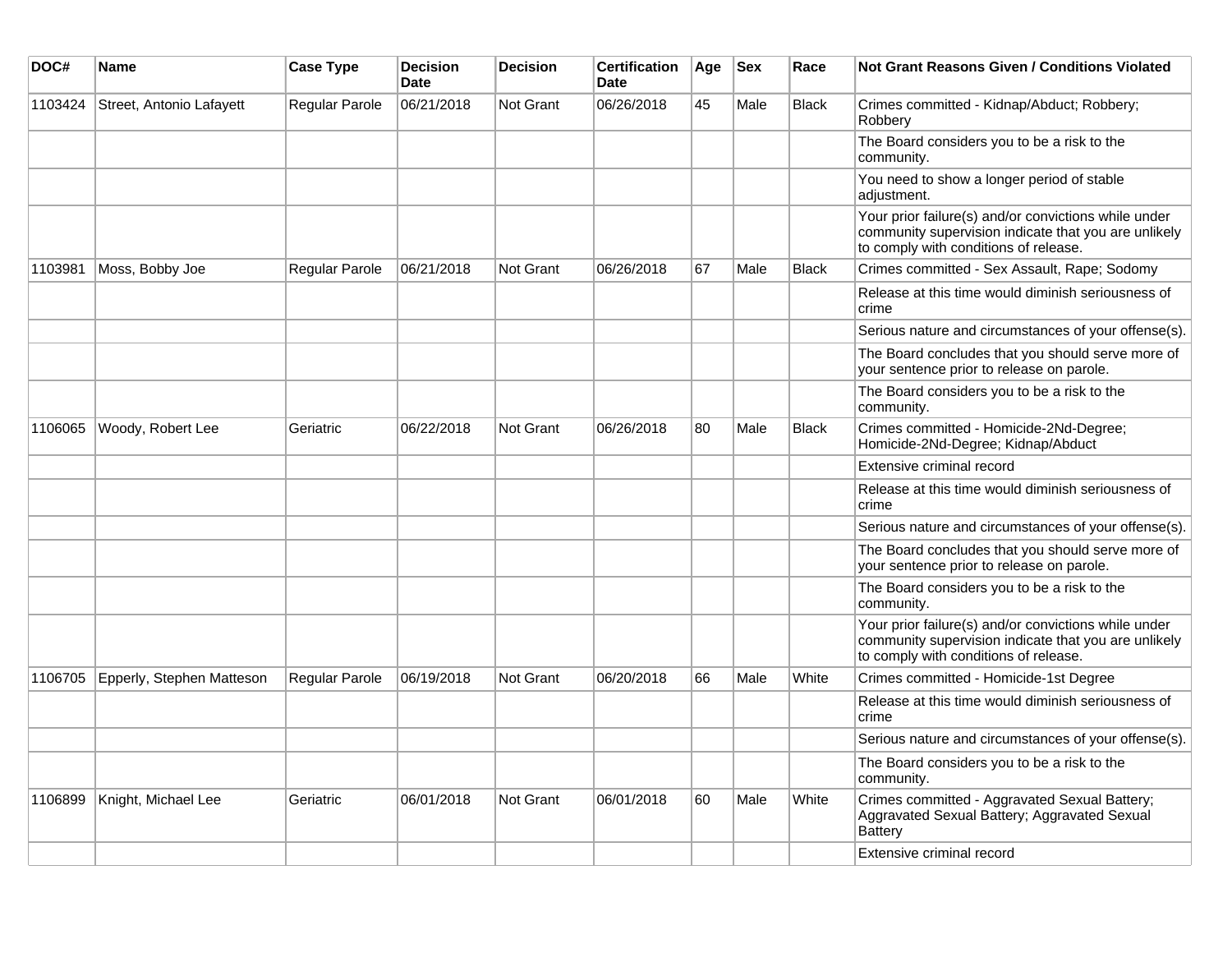| DOC# | Name | Case Type | Decision Date | Decision | Certification Date | Age | Sex | Race | Not Grant Reasons Given / Conditions Violated |
|---|---|---|---|---|---|---|---|---|---|
| 1103424 | Street, Antonio Lafayett | Regular Parole | 06/21/2018 | Not Grant | 06/26/2018 | 45 | Male | Black | Crimes committed - Kidnap/Abduct; Robbery; Robbery |
| | | | | | | | | | The Board considers you to be a risk to the community. |
| | | | | | | | | | You need to show a longer period of stable adjustment. |
| | | | | | | | | | Your prior failure(s) and/or convictions while under community supervision indicate that you are unlikely to comply with conditions of release. |
| 1103981 | Moss, Bobby Joe | Regular Parole | 06/21/2018 | Not Grant | 06/26/2018 | 67 | Male | Black | Crimes committed - Sex Assault, Rape; Sodomy |
| | | | | | | | | | Release at this time would diminish seriousness of crime |
| | | | | | | | | | Serious nature and circumstances of your offense(s). |
| | | | | | | | | | The Board concludes that you should serve more of your sentence prior to release on parole. |
| | | | | | | | | | The Board considers you to be a risk to the community. |
| 1106065 | Woody, Robert Lee | Geriatric | 06/22/2018 | Not Grant | 06/26/2018 | 80 | Male | Black | Crimes committed - Homicide-2Nd-Degree; Homicide-2Nd-Degree; Kidnap/Abduct |
| | | | | | | | | | Extensive criminal record |
| | | | | | | | | | Release at this time would diminish seriousness of crime |
| | | | | | | | | | Serious nature and circumstances of your offense(s). |
| | | | | | | | | | The Board concludes that you should serve more of your sentence prior to release on parole. |
| | | | | | | | | | The Board considers you to be a risk to the community. |
| | | | | | | | | | Your prior failure(s) and/or convictions while under community supervision indicate that you are unlikely to comply with conditions of release. |
| 1106705 | Epperly, Stephen Matteson | Regular Parole | 06/19/2018 | Not Grant | 06/20/2018 | 66 | Male | White | Crimes committed - Homicide-1st Degree |
| | | | | | | | | | Release at this time would diminish seriousness of crime |
| | | | | | | | | | Serious nature and circumstances of your offense(s). |
| | | | | | | | | | The Board considers you to be a risk to the community. |
| 1106899 | Knight, Michael Lee | Geriatric | 06/01/2018 | Not Grant | 06/01/2018 | 60 | Male | White | Crimes committed - Aggravated Sexual Battery; Aggravated Sexual Battery; Aggravated Sexual Battery |
| | | | | | | | | | Extensive criminal record |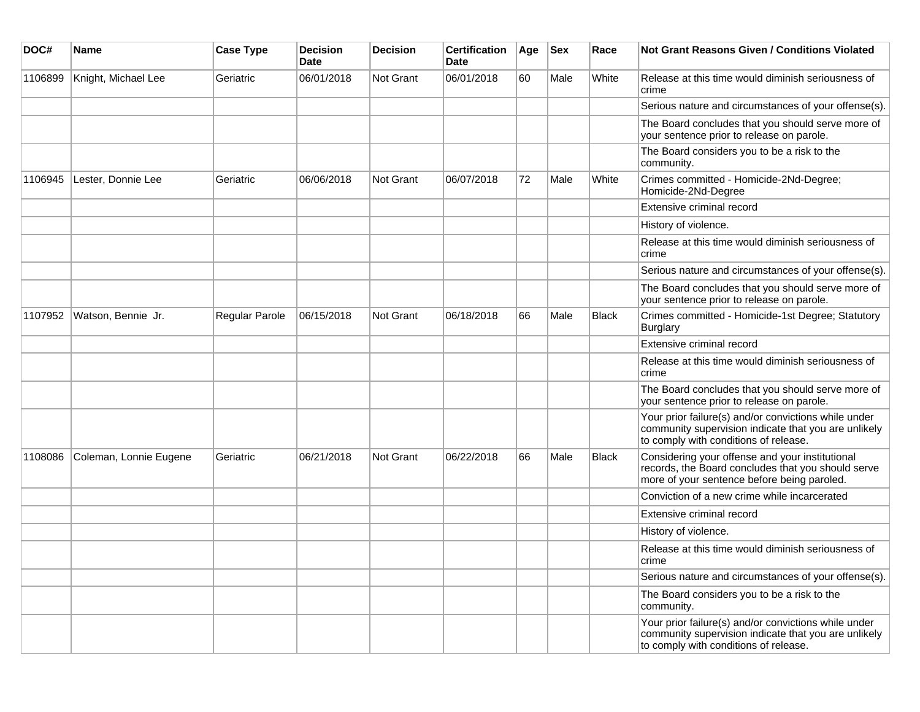| DOC# | Name | Case Type | Decision Date | Decision | Certification Date | Age | Sex | Race | Not Grant Reasons Given / Conditions Violated |
|---|---|---|---|---|---|---|---|---|---|
| 1106899 | Knight, Michael Lee | Geriatric | 06/01/2018 | Not Grant | 06/01/2018 | 60 | Male | White | Release at this time would diminish seriousness of crime |
| | | | | | | | | | Serious nature and circumstances of your offense(s). |
| | | | | | | | | | The Board concludes that you should serve more of your sentence prior to release on parole. |
| | | | | | | | | | The Board considers you to be a risk to the community. |
| 1106945 | Lester, Donnie Lee | Geriatric | 06/06/2018 | Not Grant | 06/07/2018 | 72 | Male | White | Crimes committed - Homicide-2Nd-Degree; Homicide-2Nd-Degree |
| | | | | | | | | | Extensive criminal record |
| | | | | | | | | | History of violence. |
| | | | | | | | | | Release at this time would diminish seriousness of crime |
| | | | | | | | | | Serious nature and circumstances of your offense(s). |
| | | | | | | | | | The Board concludes that you should serve more of your sentence prior to release on parole. |
| 1107952 | Watson, Bennie Jr. | Regular Parole | 06/15/2018 | Not Grant | 06/18/2018 | 66 | Male | Black | Crimes committed - Homicide-1st Degree; Statutory Burglary |
| | | | | | | | | | Extensive criminal record |
| | | | | | | | | | Release at this time would diminish seriousness of crime |
| | | | | | | | | | The Board concludes that you should serve more of your sentence prior to release on parole. |
| | | | | | | | | | Your prior failure(s) and/or convictions while under community supervision indicate that you are unlikely to comply with conditions of release. |
| 1108086 | Coleman, Lonnie Eugene | Geriatric | 06/21/2018 | Not Grant | 06/22/2018 | 66 | Male | Black | Considering your offense and your institutional records, the Board concludes that you should serve more of your sentence before being paroled. |
| | | | | | | | | | Conviction of a new crime while incarcerated |
| | | | | | | | | | Extensive criminal record |
| | | | | | | | | | History of violence. |
| | | | | | | | | | Release at this time would diminish seriousness of crime |
| | | | | | | | | | Serious nature and circumstances of your offense(s). |
| | | | | | | | | | The Board considers you to be a risk to the community. |
| | | | | | | | | | Your prior failure(s) and/or convictions while under community supervision indicate that you are unlikely to comply with conditions of release. |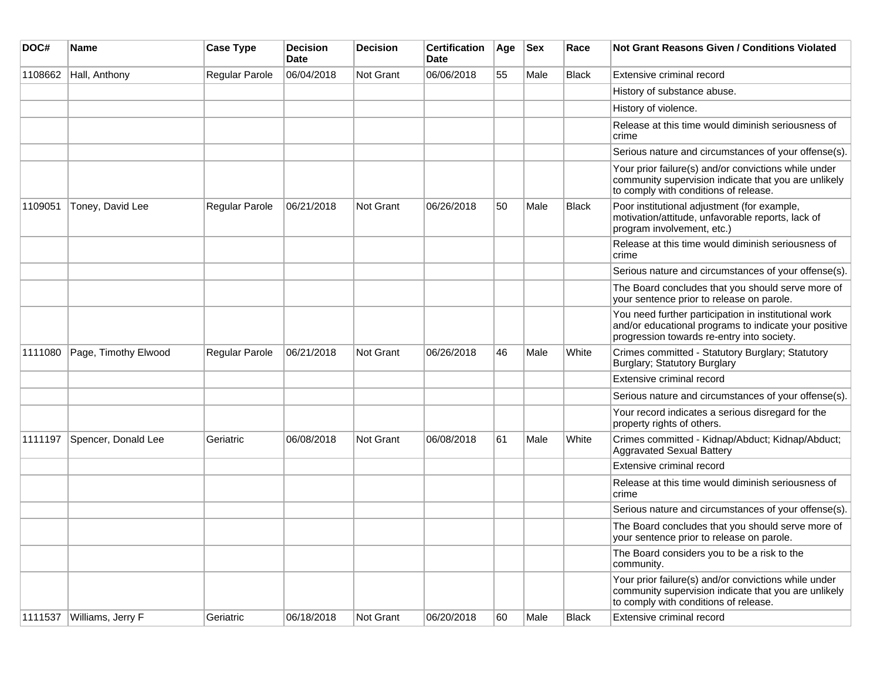| DOC# | Name | Case Type | Decision Date | Decision | Certification Date | Age | Sex | Race | Not Grant Reasons Given / Conditions Violated |
|---|---|---|---|---|---|---|---|---|---|
| 1108662 | Hall, Anthony | Regular Parole | 06/04/2018 | Not Grant | 06/06/2018 | 55 | Male | Black | Extensive criminal record |
| | | | | | | | | | History of substance abuse. |
| | | | | | | | | | History of violence. |
| | | | | | | | | | Release at this time would diminish seriousness of crime |
| | | | | | | | | | Serious nature and circumstances of your offense(s). |
| | | | | | | | | | Your prior failure(s) and/or convictions while under community supervision indicate that you are unlikely to comply with conditions of release. |
| 1109051 | Toney, David Lee | Regular Parole | 06/21/2018 | Not Grant | 06/26/2018 | 50 | Male | Black | Poor institutional adjustment (for example, motivation/attitude, unfavorable reports, lack of program involvement, etc.) |
| | | | | | | | | | Release at this time would diminish seriousness of crime |
| | | | | | | | | | Serious nature and circumstances of your offense(s). |
| | | | | | | | | | The Board concludes that you should serve more of your sentence prior to release on parole. |
| | | | | | | | | | You need further participation in institutional work and/or educational programs to indicate your positive progression towards re-entry into society. |
| 1111080 | Page, Timothy Elwood | Regular Parole | 06/21/2018 | Not Grant | 06/26/2018 | 46 | Male | White | Crimes committed - Statutory Burglary; Statutory Burglary; Statutory Burglary |
| | | | | | | | | | Extensive criminal record |
| | | | | | | | | | Serious nature and circumstances of your offense(s). |
| | | | | | | | | | Your record indicates a serious disregard for the property rights of others. |
| 1111197 | Spencer, Donald Lee | Geriatric | 06/08/2018 | Not Grant | 06/08/2018 | 61 | Male | White | Crimes committed - Kidnap/Abduct; Kidnap/Abduct; Aggravated Sexual Battery |
| | | | | | | | | | Extensive criminal record |
| | | | | | | | | | Release at this time would diminish seriousness of crime |
| | | | | | | | | | Serious nature and circumstances of your offense(s). |
| | | | | | | | | | The Board concludes that you should serve more of your sentence prior to release on parole. |
| | | | | | | | | | The Board considers you to be a risk to the community. |
| | | | | | | | | | Your prior failure(s) and/or convictions while under community supervision indicate that you are unlikely to comply with conditions of release. |
| 1111537 | Williams, Jerry F | Geriatric | 06/18/2018 | Not Grant | 06/20/2018 | 60 | Male | Black | Extensive criminal record |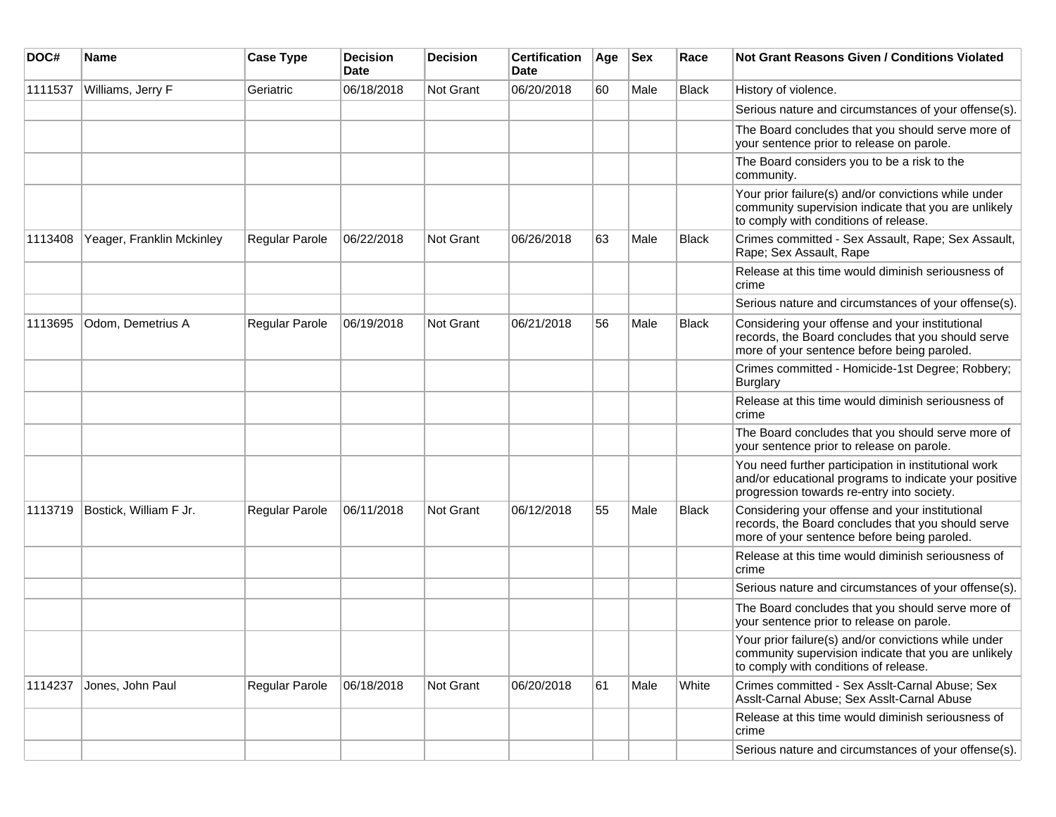| DOC# | Name | Case Type | Decision Date | Decision | Certification Date | Age | Sex | Race | Not Grant Reasons Given / Conditions Violated |
|---|---|---|---|---|---|---|---|---|---|
| 1111537 | Williams, Jerry F | Geriatric | 06/18/2018 | Not Grant | 06/20/2018 | 60 | Male | Black | History of violence. |
| | | | | | | | | | Serious nature and circumstances of your offense(s). |
| | | | | | | | | | The Board concludes that you should serve more of your sentence prior to release on parole. |
| | | | | | | | | | The Board considers you to be a risk to the community. |
| | | | | | | | | | Your prior failure(s) and/or convictions while under community supervision indicate that you are unlikely to comply with conditions of release. |
| 1113408 | Yeager, Franklin Mckinley | Regular Parole | 06/22/2018 | Not Grant | 06/26/2018 | 63 | Male | Black | Crimes committed - Sex Assault, Rape; Sex Assault, Rape; Sex Assault, Rape |
| | | | | | | | | | Release at this time would diminish seriousness of crime |
| | | | | | | | | | Serious nature and circumstances of your offense(s). |
| 1113695 | Odom, Demetrius A | Regular Parole | 06/19/2018 | Not Grant | 06/21/2018 | 56 | Male | Black | Considering your offense and your institutional records, the Board concludes that you should serve more of your sentence before being paroled. |
| | | | | | | | | | Crimes committed - Homicide-1st Degree; Robbery; Burglary |
| | | | | | | | | | Release at this time would diminish seriousness of crime |
| | | | | | | | | | The Board concludes that you should serve more of your sentence prior to release on parole. |
| | | | | | | | | | You need further participation in institutional work and/or educational programs to indicate your positive progression towards re-entry into society. |
| 1113719 | Bostick, William F Jr. | Regular Parole | 06/11/2018 | Not Grant | 06/12/2018 | 55 | Male | Black | Considering your offense and your institutional records, the Board concludes that you should serve more of your sentence before being paroled. |
| | | | | | | | | | Release at this time would diminish seriousness of crime |
| | | | | | | | | | Serious nature and circumstances of your offense(s). |
| | | | | | | | | | The Board concludes that you should serve more of your sentence prior to release on parole. |
| | | | | | | | | | Your prior failure(s) and/or convictions while under community supervision indicate that you are unlikely to comply with conditions of release. |
| 1114237 | Jones, John Paul | Regular Parole | 06/18/2018 | Not Grant | 06/20/2018 | 61 | Male | White | Crimes committed - Sex Asslt-Carnal Abuse; Sex Asslt-Carnal Abuse; Sex Asslt-Carnal Abuse |
| | | | | | | | | | Release at this time would diminish seriousness of crime |
| | | | | | | | | | Serious nature and circumstances of your offense(s). |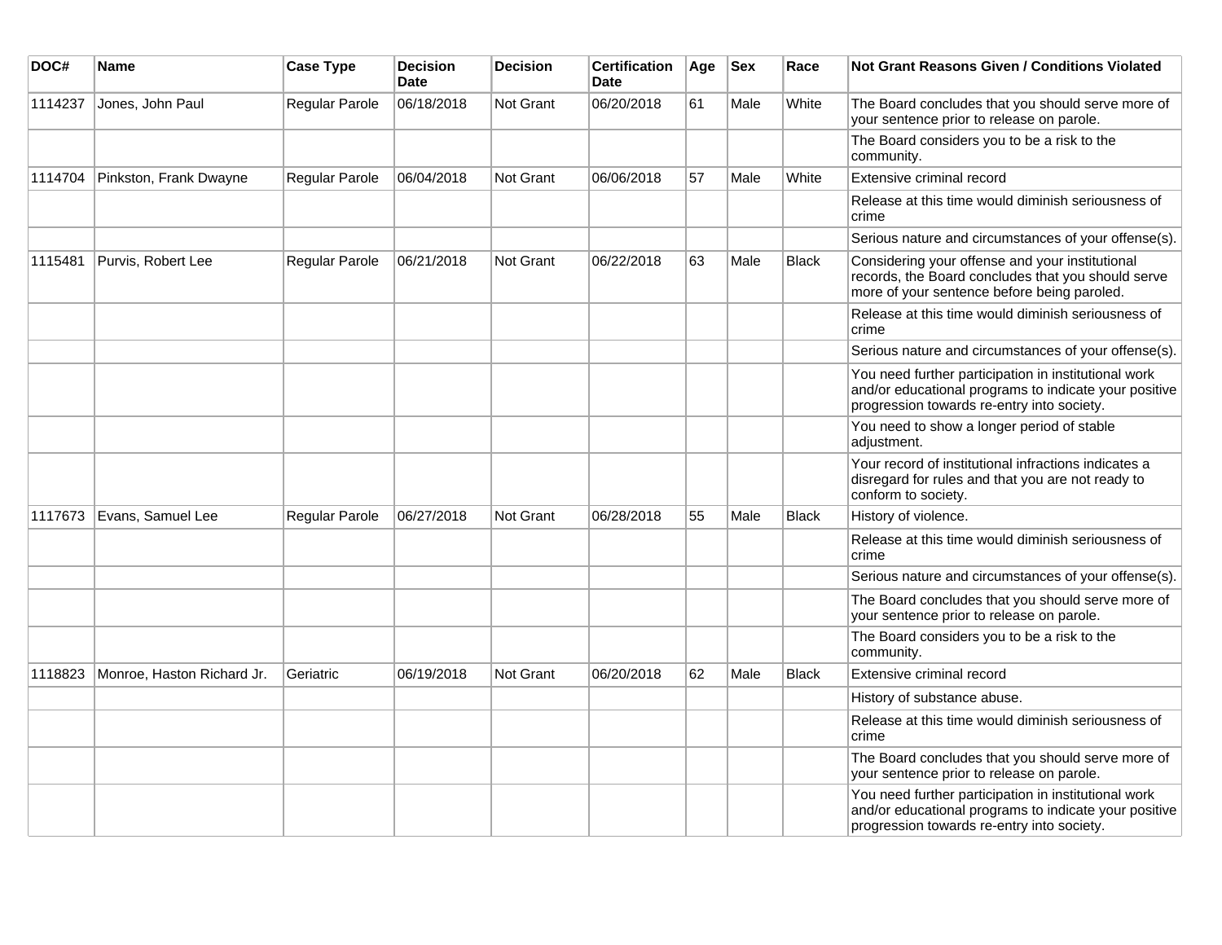| DOC# | Name | Case Type | Decision Date | Decision | Certification Date | Age | Sex | Race | Not Grant Reasons Given / Conditions Violated |
|---|---|---|---|---|---|---|---|---|---|
| 1114237 | Jones, John Paul | Regular Parole | 06/18/2018 | Not Grant | 06/20/2018 | 61 | Male | White | The Board concludes that you should serve more of your sentence prior to release on parole. |
| | | | | | | | | | The Board considers you to be a risk to the community. |
| 1114704 | Pinkston, Frank Dwayne | Regular Parole | 06/04/2018 | Not Grant | 06/06/2018 | 57 | Male | White | Extensive criminal record |
| | | | | | | | | | Release at this time would diminish seriousness of crime |
| | | | | | | | | | Serious nature and circumstances of your offense(s). |
| 1115481 | Purvis, Robert Lee | Regular Parole | 06/21/2018 | Not Grant | 06/22/2018 | 63 | Male | Black | Considering your offense and your institutional records, the Board concludes that you should serve more of your sentence before being paroled. |
| | | | | | | | | | Release at this time would diminish seriousness of crime |
| | | | | | | | | | Serious nature and circumstances of your offense(s). |
| | | | | | | | | | You need further participation in institutional work and/or educational programs to indicate your positive progression towards re-entry into society. |
| | | | | | | | | | You need to show a longer period of stable adjustment. |
| | | | | | | | | | Your record of institutional infractions indicates a disregard for rules and that you are not ready to conform to society. |
| 1117673 | Evans, Samuel Lee | Regular Parole | 06/27/2018 | Not Grant | 06/28/2018 | 55 | Male | Black | History of violence. |
| | | | | | | | | | Release at this time would diminish seriousness of crime |
| | | | | | | | | | Serious nature and circumstances of your offense(s). |
| | | | | | | | | | The Board concludes that you should serve more of your sentence prior to release on parole. |
| | | | | | | | | | The Board considers you to be a risk to the community. |
| 1118823 | Monroe, Haston Richard Jr. | Geriatric | 06/19/2018 | Not Grant | 06/20/2018 | 62 | Male | Black | Extensive criminal record |
| | | | | | | | | | History of substance abuse. |
| | | | | | | | | | Release at this time would diminish seriousness of crime |
| | | | | | | | | | The Board concludes that you should serve more of your sentence prior to release on parole. |
| | | | | | | | | | You need further participation in institutional work and/or educational programs to indicate your positive progression towards re-entry into society. |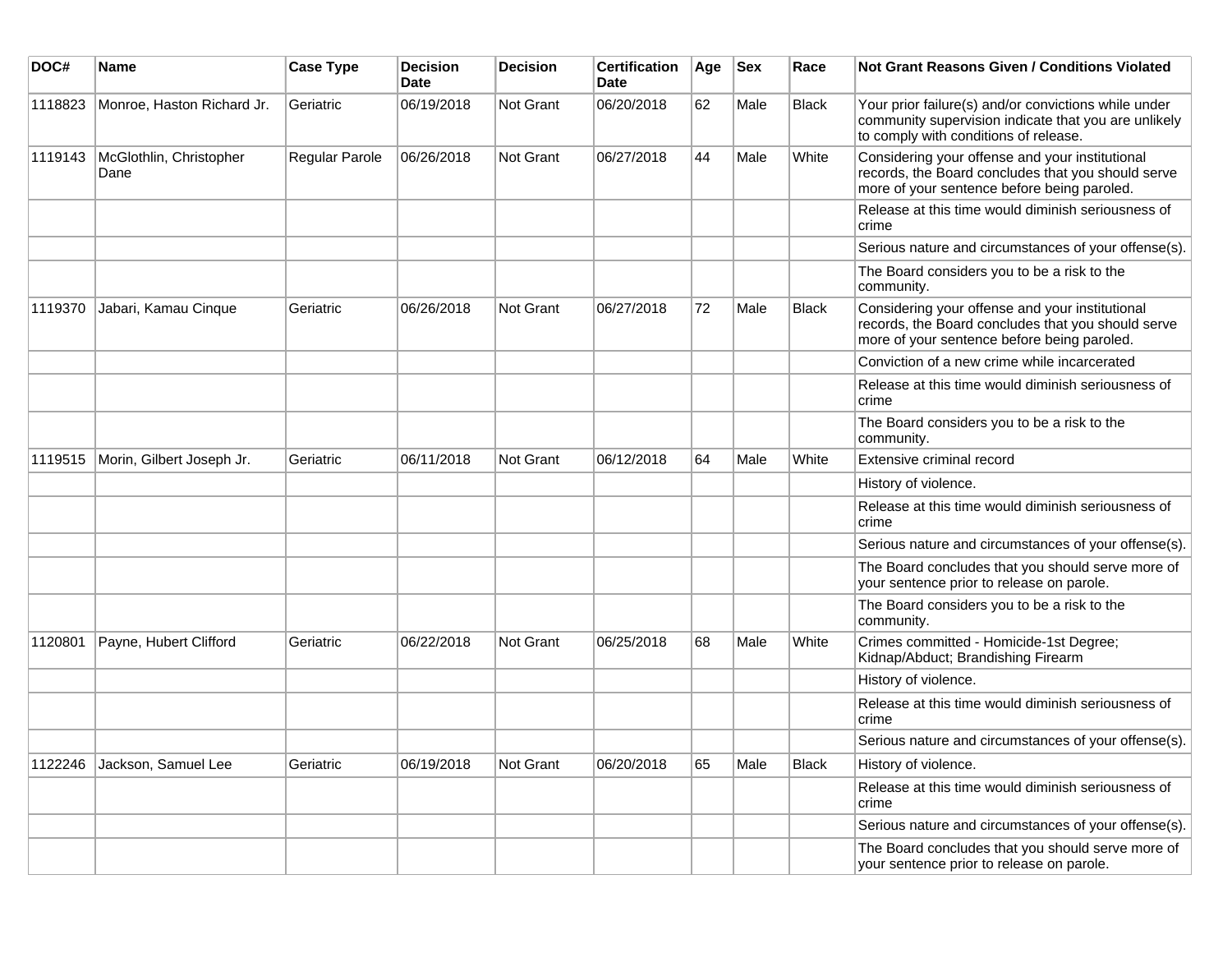| DOC# | Name | Case Type | Decision Date | Decision | Certification Date | Age | Sex | Race | Not Grant Reasons Given / Conditions Violated |
|---|---|---|---|---|---|---|---|---|---|
| 1118823 | Monroe, Haston Richard Jr. | Geriatric | 06/19/2018 | Not Grant | 06/20/2018 | 62 | Male | Black | Your prior failure(s) and/or convictions while under community supervision indicate that you are unlikely to comply with conditions of release. |
| 1119143 | McGlothlin, Christopher Dane | Regular Parole | 06/26/2018 | Not Grant | 06/27/2018 | 44 | Male | White | Considering your offense and your institutional records, the Board concludes that you should serve more of your sentence before being paroled. |
| | | | | | | | | | Release at this time would diminish seriousness of crime |
| | | | | | | | | | Serious nature and circumstances of your offense(s). |
| | | | | | | | | | The Board considers you to be a risk to the community. |
| 1119370 | Jabari, Kamau Cinque | Geriatric | 06/26/2018 | Not Grant | 06/27/2018 | 72 | Male | Black | Considering your offense and your institutional records, the Board concludes that you should serve more of your sentence before being paroled. |
| | | | | | | | | | Conviction of a new crime while incarcerated |
| | | | | | | | | | Release at this time would diminish seriousness of crime |
| | | | | | | | | | The Board considers you to be a risk to the community. |
| 1119515 | Morin, Gilbert Joseph Jr. | Geriatric | 06/11/2018 | Not Grant | 06/12/2018 | 64 | Male | White | Extensive criminal record |
| | | | | | | | | | History of violence. |
| | | | | | | | | | Release at this time would diminish seriousness of crime |
| | | | | | | | | | Serious nature and circumstances of your offense(s). |
| | | | | | | | | | The Board concludes that you should serve more of your sentence prior to release on parole. |
| | | | | | | | | | The Board considers you to be a risk to the community. |
| 1120801 | Payne, Hubert Clifford | Geriatric | 06/22/2018 | Not Grant | 06/25/2018 | 68 | Male | White | Crimes committed - Homicide-1st Degree; Kidnap/Abduct; Brandishing Firearm |
| | | | | | | | | | History of violence. |
| | | | | | | | | | Release at this time would diminish seriousness of crime |
| | | | | | | | | | Serious nature and circumstances of your offense(s). |
| 1122246 | Jackson, Samuel Lee | Geriatric | 06/19/2018 | Not Grant | 06/20/2018 | 65 | Male | Black | History of violence. |
| | | | | | | | | | Release at this time would diminish seriousness of crime |
| | | | | | | | | | Serious nature and circumstances of your offense(s). |
| | | | | | | | | | The Board concludes that you should serve more of your sentence prior to release on parole. |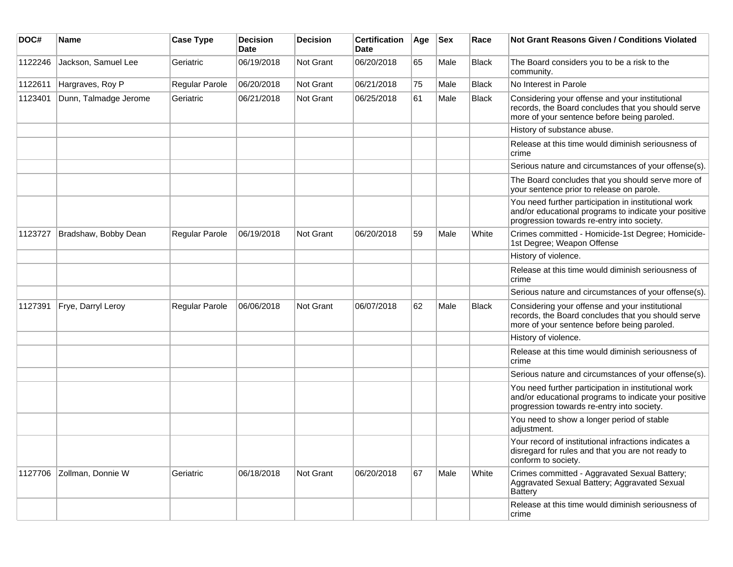| DOC# | Name | Case Type | Decision Date | Decision | Certification Date | Age | Sex | Race | Not Grant Reasons Given / Conditions Violated |
|---|---|---|---|---|---|---|---|---|---|
| 1122246 | Jackson, Samuel Lee | Geriatric | 06/19/2018 | Not Grant | 06/20/2018 | 65 | Male | Black | The Board considers you to be a risk to the community. |
| 1122611 | Hargraves, Roy P | Regular Parole | 06/20/2018 | Not Grant | 06/21/2018 | 75 | Male | Black | No Interest in Parole |
| 1123401 | Dunn, Talmadge Jerome | Geriatric | 06/21/2018 | Not Grant | 06/25/2018 | 61 | Male | Black | Considering your offense and your institutional records, the Board concludes that you should serve more of your sentence before being paroled. |
| | | | | | | | | | History of substance abuse. |
| | | | | | | | | | Release at this time would diminish seriousness of crime |
| | | | | | | | | | Serious nature and circumstances of your offense(s). |
| | | | | | | | | | The Board concludes that you should serve more of your sentence prior to release on parole. |
| | | | | | | | | | You need further participation in institutional work and/or educational programs to indicate your positive progression towards re-entry into society. |
| 1123727 | Bradshaw, Bobby Dean | Regular Parole | 06/19/2018 | Not Grant | 06/20/2018 | 59 | Male | White | Crimes committed - Homicide-1st Degree; Homicide-1st Degree; Weapon Offense |
| | | | | | | | | | History of violence. |
| | | | | | | | | | Release at this time would diminish seriousness of crime |
| | | | | | | | | | Serious nature and circumstances of your offense(s). |
| 1127391 | Frye, Darryl Leroy | Regular Parole | 06/06/2018 | Not Grant | 06/07/2018 | 62 | Male | Black | Considering your offense and your institutional records, the Board concludes that you should serve more of your sentence before being paroled. |
| | | | | | | | | | History of violence. |
| | | | | | | | | | Release at this time would diminish seriousness of crime |
| | | | | | | | | | Serious nature and circumstances of your offense(s). |
| | | | | | | | | | You need further participation in institutional work and/or educational programs to indicate your positive progression towards re-entry into society. |
| | | | | | | | | | You need to show a longer period of stable adjustment. |
| | | | | | | | | | Your record of institutional infractions indicates a disregard for rules and that you are not ready to conform to society. |
| 1127706 | Zollman, Donnie W | Geriatric | 06/18/2018 | Not Grant | 06/20/2018 | 67 | Male | White | Crimes committed - Aggravated Sexual Battery; Aggravated Sexual Battery; Aggravated Sexual Battery |
| | | | | | | | | | Release at this time would diminish seriousness of crime |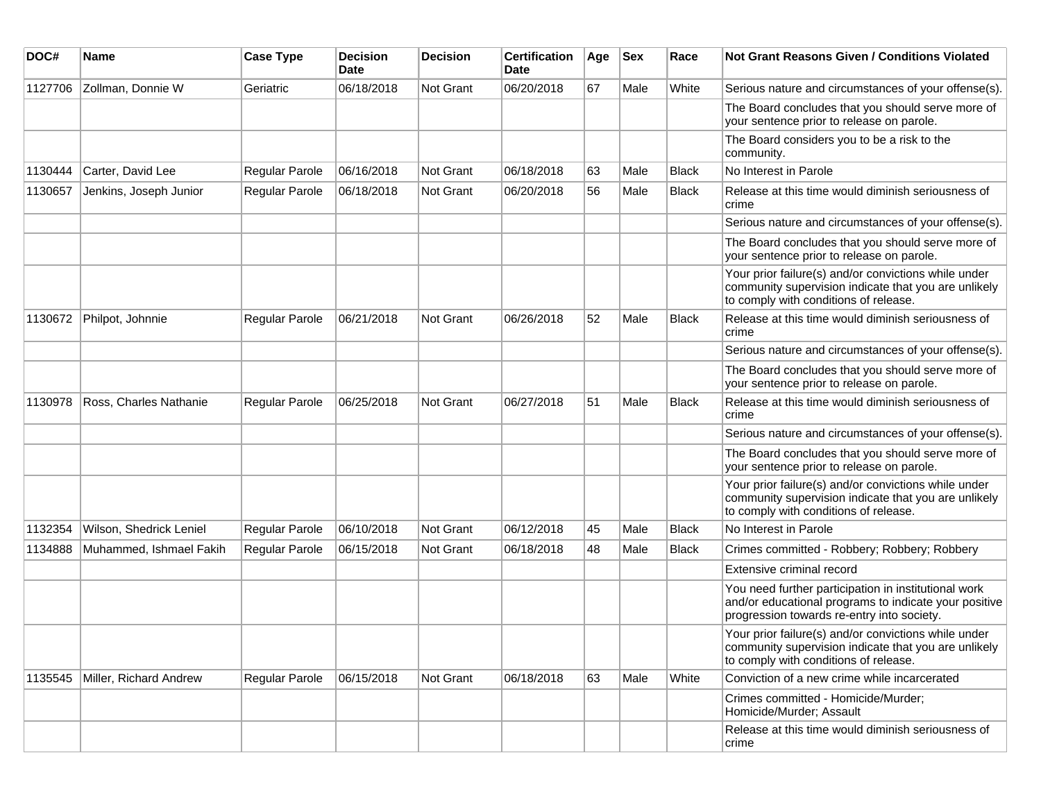| DOC# | Name | Case Type | Decision Date | Decision | Certification Date | Age | Sex | Race | Not Grant Reasons Given / Conditions Violated |
|---|---|---|---|---|---|---|---|---|---|
| 1127706 | Zollman, Donnie W | Geriatric | 06/18/2018 | Not Grant | 06/20/2018 | 67 | Male | White | Serious nature and circumstances of your offense(s). |
| | | | | | | | | | The Board concludes that you should serve more of your sentence prior to release on parole. |
| | | | | | | | | | The Board considers you to be a risk to the community. |
| 1130444 | Carter, David Lee | Regular Parole | 06/16/2018 | Not Grant | 06/18/2018 | 63 | Male | Black | No Interest in Parole |
| 1130657 | Jenkins, Joseph Junior | Regular Parole | 06/18/2018 | Not Grant | 06/20/2018 | 56 | Male | Black | Release at this time would diminish seriousness of crime |
| | | | | | | | | | Serious nature and circumstances of your offense(s). |
| | | | | | | | | | The Board concludes that you should serve more of your sentence prior to release on parole. |
| | | | | | | | | | Your prior failure(s) and/or convictions while under community supervision indicate that you are unlikely to comply with conditions of release. |
| 1130672 | Philpot, Johnnie | Regular Parole | 06/21/2018 | Not Grant | 06/26/2018 | 52 | Male | Black | Release at this time would diminish seriousness of crime |
| | | | | | | | | | Serious nature and circumstances of your offense(s). |
| | | | | | | | | | The Board concludes that you should serve more of your sentence prior to release on parole. |
| 1130978 | Ross, Charles Nathanie | Regular Parole | 06/25/2018 | Not Grant | 06/27/2018 | 51 | Male | Black | Release at this time would diminish seriousness of crime |
| | | | | | | | | | Serious nature and circumstances of your offense(s). |
| | | | | | | | | | The Board concludes that you should serve more of your sentence prior to release on parole. |
| | | | | | | | | | Your prior failure(s) and/or convictions while under community supervision indicate that you are unlikely to comply with conditions of release. |
| 1132354 | Wilson, Shedrick Leniel | Regular Parole | 06/10/2018 | Not Grant | 06/12/2018 | 45 | Male | Black | No Interest in Parole |
| 1134888 | Muhammed, Ishmael Fakih | Regular Parole | 06/15/2018 | Not Grant | 06/18/2018 | 48 | Male | Black | Crimes committed - Robbery; Robbery; Robbery |
| | | | | | | | | | Extensive criminal record |
| | | | | | | | | | You need further participation in institutional work and/or educational programs to indicate your positive progression towards re-entry into society. |
| | | | | | | | | | Your prior failure(s) and/or convictions while under community supervision indicate that you are unlikely to comply with conditions of release. |
| 1135545 | Miller, Richard Andrew | Regular Parole | 06/15/2018 | Not Grant | 06/18/2018 | 63 | Male | White | Conviction of a new crime while incarcerated |
| | | | | | | | | | Crimes committed - Homicide/Murder; Homicide/Murder; Assault |
| | | | | | | | | | Release at this time would diminish seriousness of crime |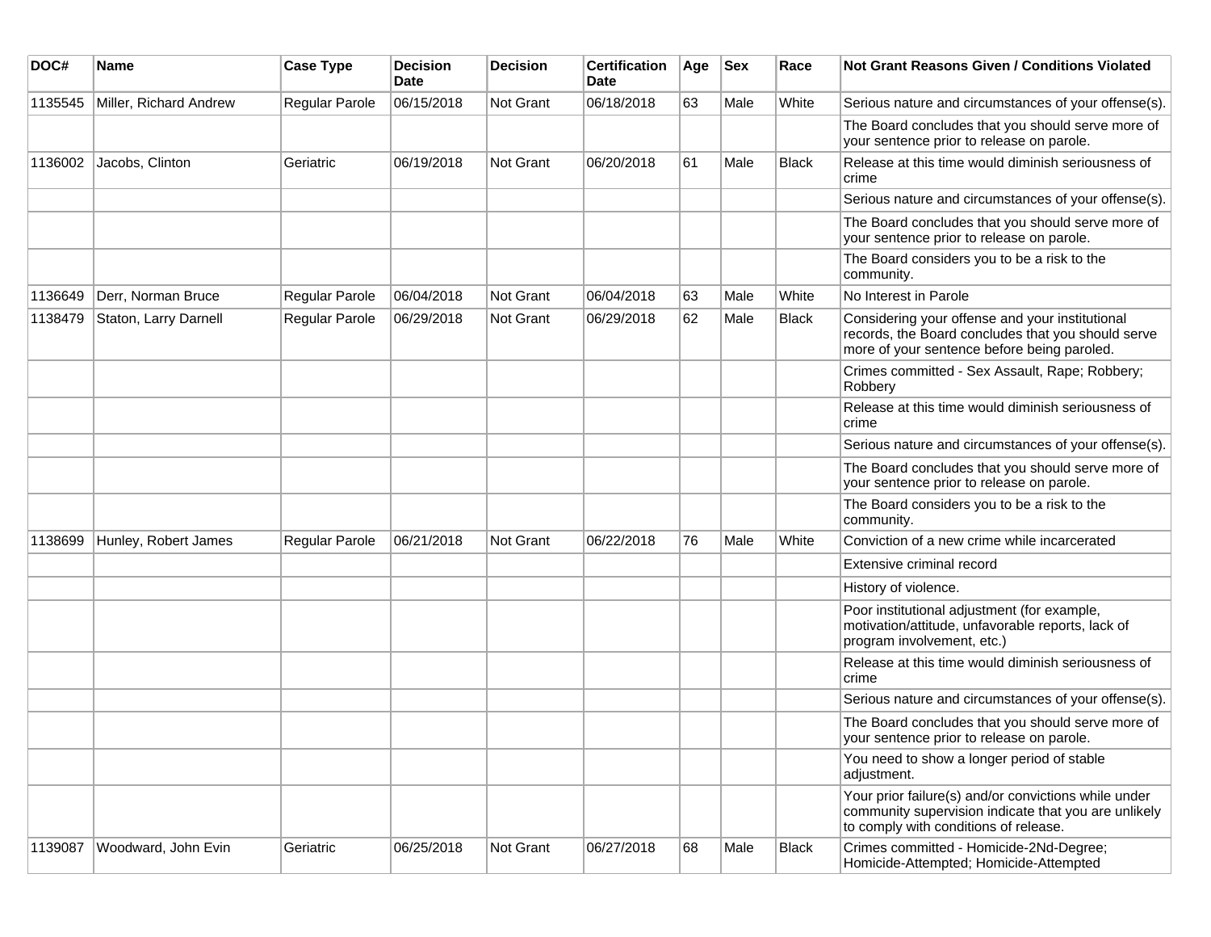| DOC# | Name | Case Type | Decision Date | Decision | Certification Date | Age | Sex | Race | Not Grant Reasons Given / Conditions Violated |
|---|---|---|---|---|---|---|---|---|---|
| 1135545 | Miller, Richard Andrew | Regular Parole | 06/15/2018 | Not Grant | 06/18/2018 | 63 | Male | White | Serious nature and circumstances of your offense(s). |
| | | | | | | | | | The Board concludes that you should serve more of your sentence prior to release on parole. |
| 1136002 | Jacobs, Clinton | Geriatric | 06/19/2018 | Not Grant | 06/20/2018 | 61 | Male | Black | Release at this time would diminish seriousness of crime |
| | | | | | | | | | Serious nature and circumstances of your offense(s). |
| | | | | | | | | | The Board concludes that you should serve more of your sentence prior to release on parole. |
| | | | | | | | | | The Board considers you to be a risk to the community. |
| 1136649 | Derr, Norman Bruce | Regular Parole | 06/04/2018 | Not Grant | 06/04/2018 | 63 | Male | White | No Interest in Parole |
| 1138479 | Staton, Larry Darnell | Regular Parole | 06/29/2018 | Not Grant | 06/29/2018 | 62 | Male | Black | Considering your offense and your institutional records, the Board concludes that you should serve more of your sentence before being paroled. |
| | | | | | | | | | Crimes committed - Sex Assault, Rape; Robbery; Robbery |
| | | | | | | | | | Release at this time would diminish seriousness of crime |
| | | | | | | | | | Serious nature and circumstances of your offense(s). |
| | | | | | | | | | The Board concludes that you should serve more of your sentence prior to release on parole. |
| | | | | | | | | | The Board considers you to be a risk to the community. |
| 1138699 | Hunley, Robert James | Regular Parole | 06/21/2018 | Not Grant | 06/22/2018 | 76 | Male | White | Conviction of a new crime while incarcerated |
| | | | | | | | | | Extensive criminal record |
| | | | | | | | | | History of violence. |
| | | | | | | | | | Poor institutional adjustment (for example, motivation/attitude, unfavorable reports, lack of program involvement, etc.) |
| | | | | | | | | | Release at this time would diminish seriousness of crime |
| | | | | | | | | | Serious nature and circumstances of your offense(s). |
| | | | | | | | | | The Board concludes that you should serve more of your sentence prior to release on parole. |
| | | | | | | | | | You need to show a longer period of stable adjustment. |
| | | | | | | | | | Your prior failure(s) and/or convictions while under community supervision indicate that you are unlikely to comply with conditions of release. |
| 1139087 | Woodward, John Evin | Geriatric | 06/25/2018 | Not Grant | 06/27/2018 | 68 | Male | Black | Crimes committed - Homicide-2Nd-Degree; Homicide-Attempted; Homicide-Attempted |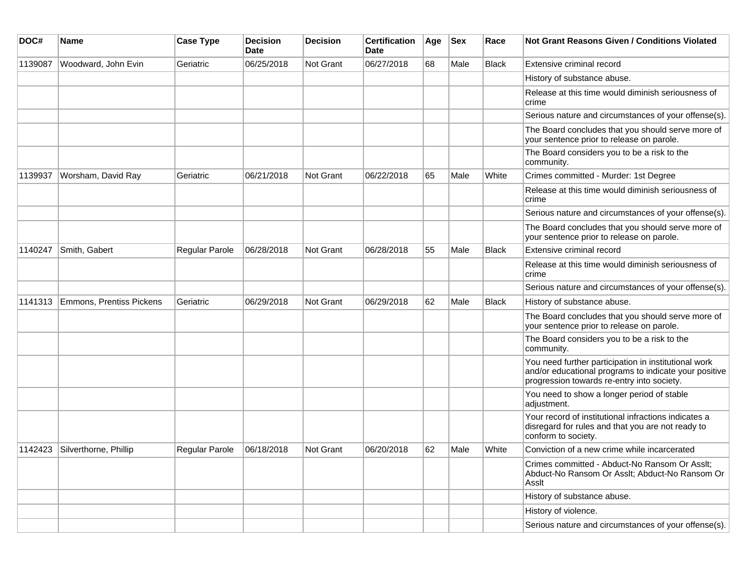| DOC# | Name | Case Type | Decision Date | Decision | Certification Date | Age | Sex | Race | Not Grant Reasons Given / Conditions Violated |
|---|---|---|---|---|---|---|---|---|---|
| 1139087 | Woodward, John Evin | Geriatric | 06/25/2018 | Not Grant | 06/27/2018 | 68 | Male | Black | Extensive criminal record |
| | | | | | | | | | History of substance abuse. |
| | | | | | | | | | Release at this time would diminish seriousness of crime |
| | | | | | | | | | Serious nature and circumstances of your offense(s). |
| | | | | | | | | | The Board concludes that you should serve more of your sentence prior to release on parole. |
| | | | | | | | | | The Board considers you to be a risk to the community. |
| 1139937 | Worsham, David Ray | Geriatric | 06/21/2018 | Not Grant | 06/22/2018 | 65 | Male | White | Crimes committed - Murder: 1st Degree |
| | | | | | | | | | Release at this time would diminish seriousness of crime |
| | | | | | | | | | Serious nature and circumstances of your offense(s). |
| | | | | | | | | | The Board concludes that you should serve more of your sentence prior to release on parole. |
| 1140247 | Smith, Gabert | Regular Parole | 06/28/2018 | Not Grant | 06/28/2018 | 55 | Male | Black | Extensive criminal record |
| | | | | | | | | | Release at this time would diminish seriousness of crime |
| | | | | | | | | | Serious nature and circumstances of your offense(s). |
| 1141313 | Emmons, Prentiss Pickens | Geriatric | 06/29/2018 | Not Grant | 06/29/2018 | 62 | Male | Black | History of substance abuse. |
| | | | | | | | | | The Board concludes that you should serve more of your sentence prior to release on parole. |
| | | | | | | | | | The Board considers you to be a risk to the community. |
| | | | | | | | | | You need further participation in institutional work and/or educational programs to indicate your positive progression towards re-entry into society. |
| | | | | | | | | | You need to show a longer period of stable adjustment. |
| | | | | | | | | | Your record of institutional infractions indicates a disregard for rules and that you are not ready to conform to society. |
| 1142423 | Silverthorne, Phillip | Regular Parole | 06/18/2018 | Not Grant | 06/20/2018 | 62 | Male | White | Conviction of a new crime while incarcerated |
| | | | | | | | | | Crimes committed - Abduct-No Ransom Or Asslt; Abduct-No Ransom Or Asslt; Abduct-No Ransom Or Asslt |
| | | | | | | | | | History of substance abuse. |
| | | | | | | | | | History of violence. |
| | | | | | | | | | Serious nature and circumstances of your offense(s). |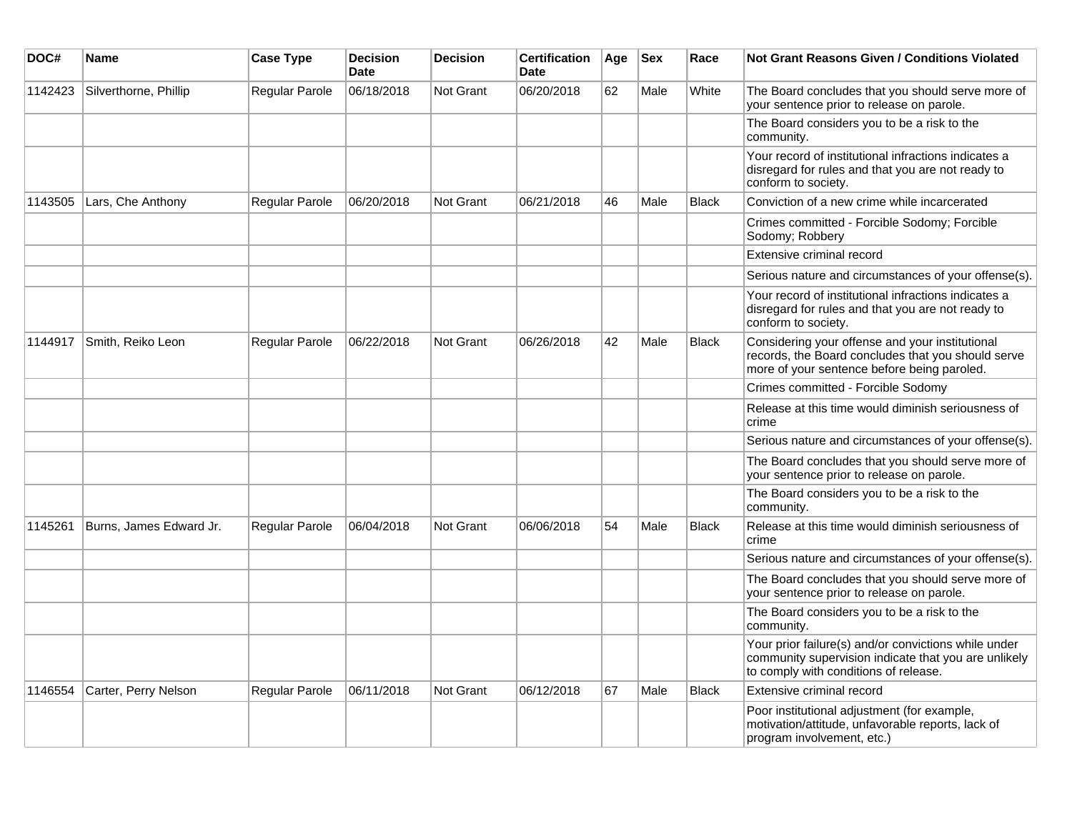| DOC# | Name | Case Type | Decision Date | Decision | Certification Date | Age | Sex | Race | Not Grant Reasons Given / Conditions Violated |
|---|---|---|---|---|---|---|---|---|---|
| 1142423 | Silverthorne, Phillip | Regular Parole | 06/18/2018 | Not Grant | 06/20/2018 | 62 | Male | White | The Board concludes that you should serve more of your sentence prior to release on parole. |
| | | | | | | | | | The Board considers you to be a risk to the community. |
| | | | | | | | | | Your record of institutional infractions indicates a disregard for rules and that you are not ready to conform to society. |
| 1143505 | Lars, Che Anthony | Regular Parole | 06/20/2018 | Not Grant | 06/21/2018 | 46 | Male | Black | Conviction of a new crime while incarcerated |
| | | | | | | | | | Crimes committed - Forcible Sodomy; Forcible Sodomy; Robbery |
| | | | | | | | | | Extensive criminal record |
| | | | | | | | | | Serious nature and circumstances of your offense(s). |
| | | | | | | | | | Your record of institutional infractions indicates a disregard for rules and that you are not ready to conform to society. |
| 1144917 | Smith, Reiko Leon | Regular Parole | 06/22/2018 | Not Grant | 06/26/2018 | 42 | Male | Black | Considering your offense and your institutional records, the Board concludes that you should serve more of your sentence before being paroled. |
| | | | | | | | | | Crimes committed - Forcible Sodomy |
| | | | | | | | | | Release at this time would diminish seriousness of crime |
| | | | | | | | | | Serious nature and circumstances of your offense(s). |
| | | | | | | | | | The Board concludes that you should serve more of your sentence prior to release on parole. |
| | | | | | | | | | The Board considers you to be a risk to the community. |
| 1145261 | Burns, James Edward Jr. | Regular Parole | 06/04/2018 | Not Grant | 06/06/2018 | 54 | Male | Black | Release at this time would diminish seriousness of crime |
| | | | | | | | | | Serious nature and circumstances of your offense(s). |
| | | | | | | | | | The Board concludes that you should serve more of your sentence prior to release on parole. |
| | | | | | | | | | The Board considers you to be a risk to the community. |
| | | | | | | | | | Your prior failure(s) and/or convictions while under community supervision indicate that you are unlikely to comply with conditions of release. |
| 1146554 | Carter, Perry Nelson | Regular Parole | 06/11/2018 | Not Grant | 06/12/2018 | 67 | Male | Black | Extensive criminal record |
| | | | | | | | | | Poor institutional adjustment (for example, motivation/attitude, unfavorable reports, lack of program involvement, etc.) |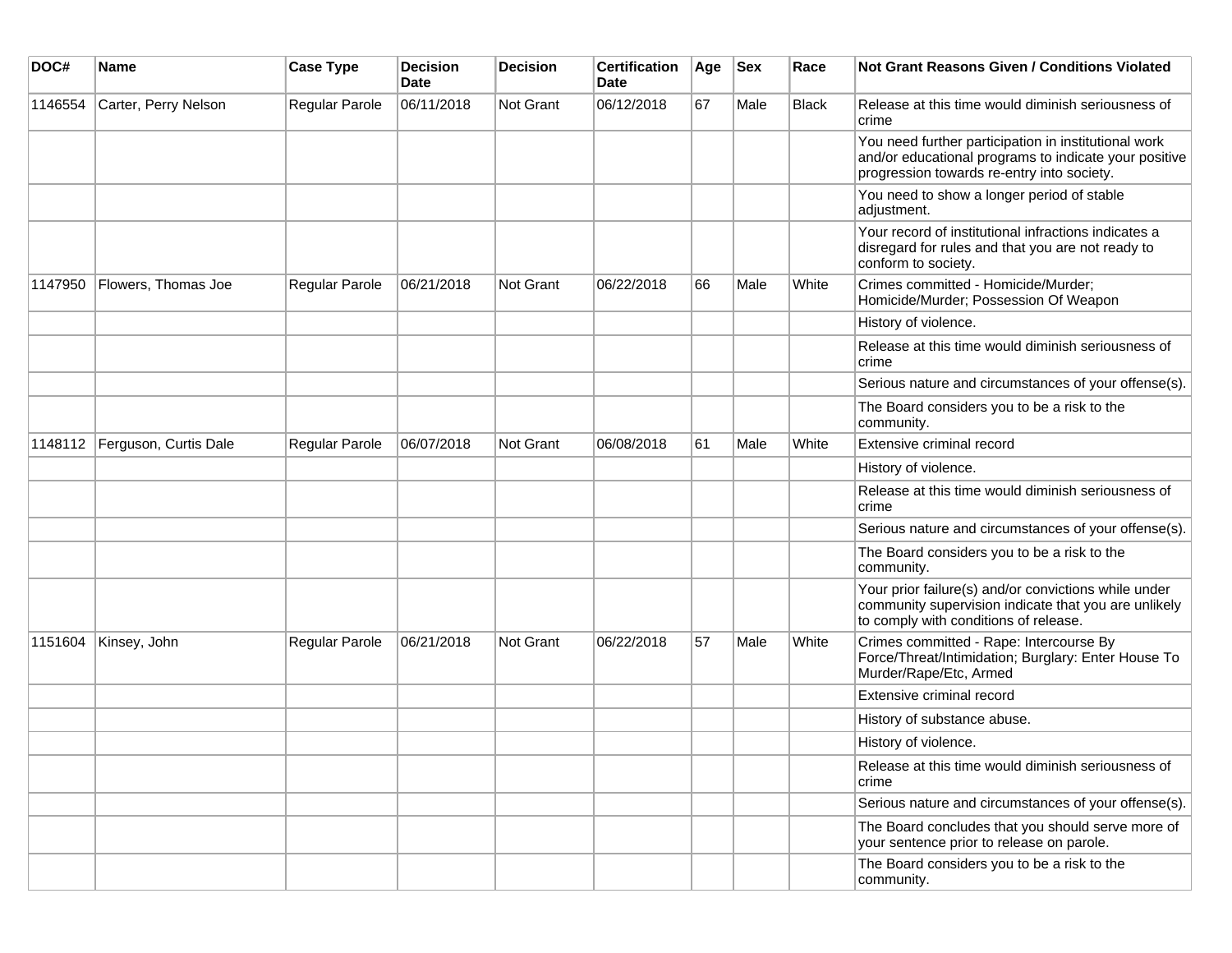| DOC# | Name | Case Type | Decision Date | Decision | Certification Date | Age | Sex | Race | Not Grant Reasons Given / Conditions Violated |
|---|---|---|---|---|---|---|---|---|---|
| 1146554 | Carter, Perry Nelson | Regular Parole | 06/11/2018 | Not Grant | 06/12/2018 | 67 | Male | Black | Release at this time would diminish seriousness of crime |
| | | | | | | | | | You need further participation in institutional work and/or educational programs to indicate your positive progression towards re-entry into society. |
| | | | | | | | | | You need to show a longer period of stable adjustment. |
| | | | | | | | | | Your record of institutional infractions indicates a disregard for rules and that you are not ready to conform to society. |
| 1147950 | Flowers, Thomas Joe | Regular Parole | 06/21/2018 | Not Grant | 06/22/2018 | 66 | Male | White | Crimes committed - Homicide/Murder; Homicide/Murder; Possession Of Weapon |
| | | | | | | | | | History of violence. |
| | | | | | | | | | Release at this time would diminish seriousness of crime |
| | | | | | | | | | Serious nature and circumstances of your offense(s). |
| | | | | | | | | | The Board considers you to be a risk to the community. |
| 1148112 | Ferguson, Curtis Dale | Regular Parole | 06/07/2018 | Not Grant | 06/08/2018 | 61 | Male | White | Extensive criminal record |
| | | | | | | | | | History of violence. |
| | | | | | | | | | Release at this time would diminish seriousness of crime |
| | | | | | | | | | Serious nature and circumstances of your offense(s). |
| | | | | | | | | | The Board considers you to be a risk to the community. |
| | | | | | | | | | Your prior failure(s) and/or convictions while under community supervision indicate that you are unlikely to comply with conditions of release. |
| 1151604 | Kinsey, John | Regular Parole | 06/21/2018 | Not Grant | 06/22/2018 | 57 | Male | White | Crimes committed - Rape: Intercourse By Force/Threat/Intimidation; Burglary: Enter House To Murder/Rape/Etc, Armed |
| | | | | | | | | | Extensive criminal record |
| | | | | | | | | | History of substance abuse. |
| | | | | | | | | | History of violence. |
| | | | | | | | | | Release at this time would diminish seriousness of crime |
| | | | | | | | | | Serious nature and circumstances of your offense(s). |
| | | | | | | | | | The Board concludes that you should serve more of your sentence prior to release on parole. |
| | | | | | | | | | The Board considers you to be a risk to the community. |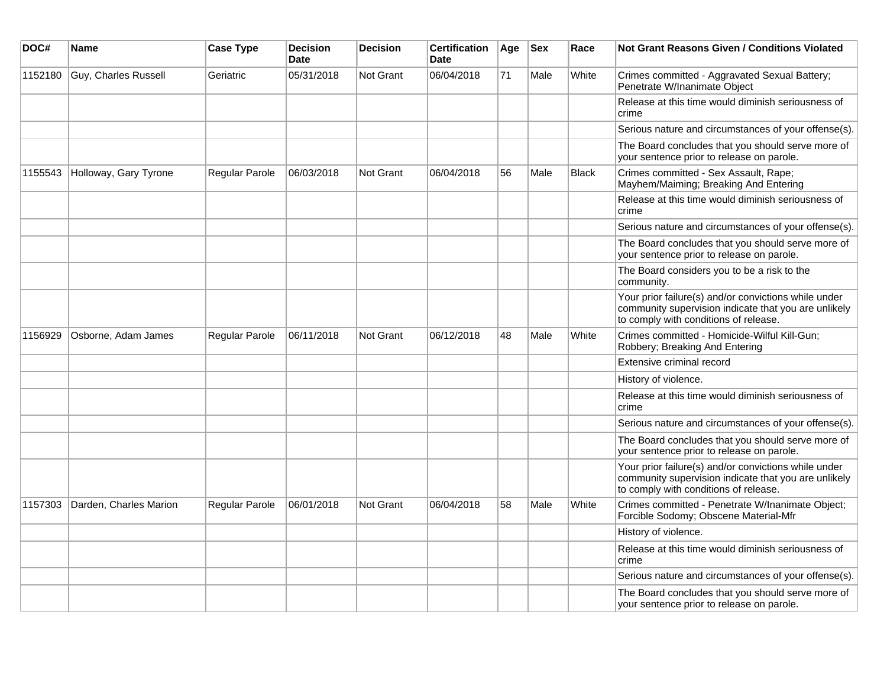| DOC# | Name | Case Type | Decision Date | Decision | Certification Date | Age | Sex | Race | Not Grant Reasons Given / Conditions Violated |
|---|---|---|---|---|---|---|---|---|---|
| 1152180 | Guy, Charles Russell | Geriatric | 05/31/2018 | Not Grant | 06/04/2018 | 71 | Male | White | Crimes committed - Aggravated Sexual Battery; Penetrate W/Inanimate Object |
| | | | | | | | | | Release at this time would diminish seriousness of crime |
| | | | | | | | | | Serious nature and circumstances of your offense(s). |
| | | | | | | | | | The Board concludes that you should serve more of your sentence prior to release on parole. |
| 1155543 | Holloway, Gary Tyrone | Regular Parole | 06/03/2018 | Not Grant | 06/04/2018 | 56 | Male | Black | Crimes committed - Sex Assault, Rape; Mayhem/Maiming; Breaking And Entering |
| | | | | | | | | | Release at this time would diminish seriousness of crime |
| | | | | | | | | | Serious nature and circumstances of your offense(s). |
| | | | | | | | | | The Board concludes that you should serve more of your sentence prior to release on parole. |
| | | | | | | | | | The Board considers you to be a risk to the community. |
| | | | | | | | | | Your prior failure(s) and/or convictions while under community supervision indicate that you are unlikely to comply with conditions of release. |
| 1156929 | Osborne, Adam James | Regular Parole | 06/11/2018 | Not Grant | 06/12/2018 | 48 | Male | White | Crimes committed - Homicide-Wilful Kill-Gun; Robbery; Breaking And Entering |
| | | | | | | | | | Extensive criminal record |
| | | | | | | | | | History of violence. |
| | | | | | | | | | Release at this time would diminish seriousness of crime |
| | | | | | | | | | Serious nature and circumstances of your offense(s). |
| | | | | | | | | | The Board concludes that you should serve more of your sentence prior to release on parole. |
| | | | | | | | | | Your prior failure(s) and/or convictions while under community supervision indicate that you are unlikely to comply with conditions of release. |
| 1157303 | Darden, Charles Marion | Regular Parole | 06/01/2018 | Not Grant | 06/04/2018 | 58 | Male | White | Crimes committed - Penetrate W/Inanimate Object; Forcible Sodomy; Obscene Material-Mfr |
| | | | | | | | | | History of violence. |
| | | | | | | | | | Release at this time would diminish seriousness of crime |
| | | | | | | | | | Serious nature and circumstances of your offense(s). |
| | | | | | | | | | The Board concludes that you should serve more of your sentence prior to release on parole. |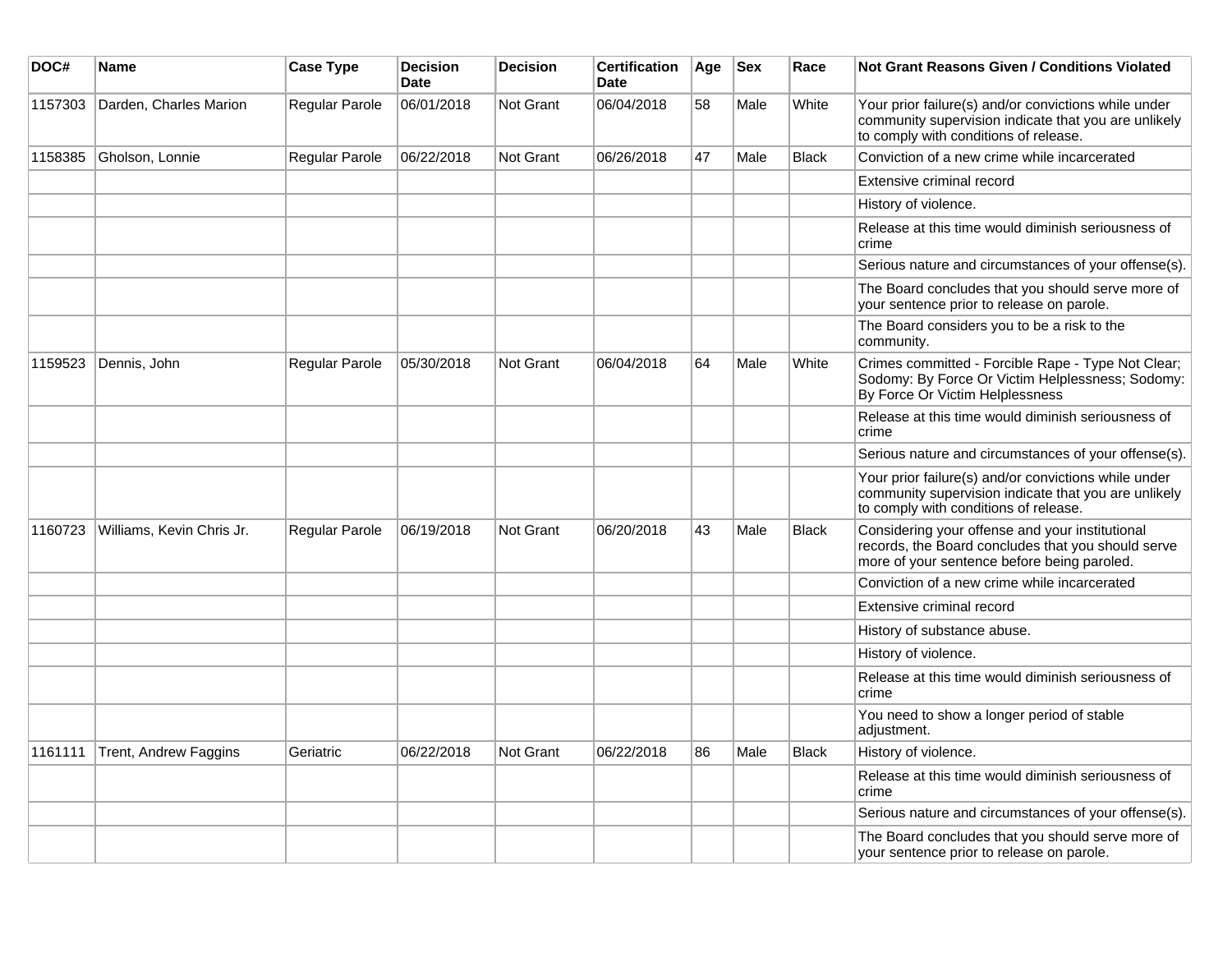| DOC# | Name | Case Type | Decision Date | Decision | Certification Date | Age | Sex | Race | Not Grant Reasons Given / Conditions Violated |
|---|---|---|---|---|---|---|---|---|---|
| 1157303 | Darden, Charles Marion | Regular Parole | 06/01/2018 | Not Grant | 06/04/2018 | 58 | Male | White | Your prior failure(s) and/or convictions while under community supervision indicate that you are unlikely to comply with conditions of release. |
| 1158385 | Gholson, Lonnie | Regular Parole | 06/22/2018 | Not Grant | 06/26/2018 | 47 | Male | Black | Conviction of a new crime while incarcerated |
| | | | | | | | | | Extensive criminal record |
| | | | | | | | | | History of violence. |
| | | | | | | | | | Release at this time would diminish seriousness of crime |
| | | | | | | | | | Serious nature and circumstances of your offense(s). |
| | | | | | | | | | The Board concludes that you should serve more of your sentence prior to release on parole. |
| | | | | | | | | | The Board considers you to be a risk to the community. |
| 1159523 | Dennis, John | Regular Parole | 05/30/2018 | Not Grant | 06/04/2018 | 64 | Male | White | Crimes committed - Forcible Rape - Type Not Clear; Sodomy: By Force Or Victim Helplessness; Sodomy: By Force Or Victim Helplessness |
| | | | | | | | | | Release at this time would diminish seriousness of crime |
| | | | | | | | | | Serious nature and circumstances of your offense(s). |
| | | | | | | | | | Your prior failure(s) and/or convictions while under community supervision indicate that you are unlikely to comply with conditions of release. |
| 1160723 | Williams, Kevin Chris Jr. | Regular Parole | 06/19/2018 | Not Grant | 06/20/2018 | 43 | Male | Black | Considering your offense and your institutional records, the Board concludes that you should serve more of your sentence before being paroled. |
| | | | | | | | | | Conviction of a new crime while incarcerated |
| | | | | | | | | | Extensive criminal record |
| | | | | | | | | | History of substance abuse. |
| | | | | | | | | | History of violence. |
| | | | | | | | | | Release at this time would diminish seriousness of crime |
| | | | | | | | | | You need to show a longer period of stable adjustment. |
| 1161111 | Trent, Andrew Faggins | Geriatric | 06/22/2018 | Not Grant | 06/22/2018 | 86 | Male | Black | History of violence. |
| | | | | | | | | | Release at this time would diminish seriousness of crime |
| | | | | | | | | | Serious nature and circumstances of your offense(s). |
| | | | | | | | | | The Board concludes that you should serve more of your sentence prior to release on parole. |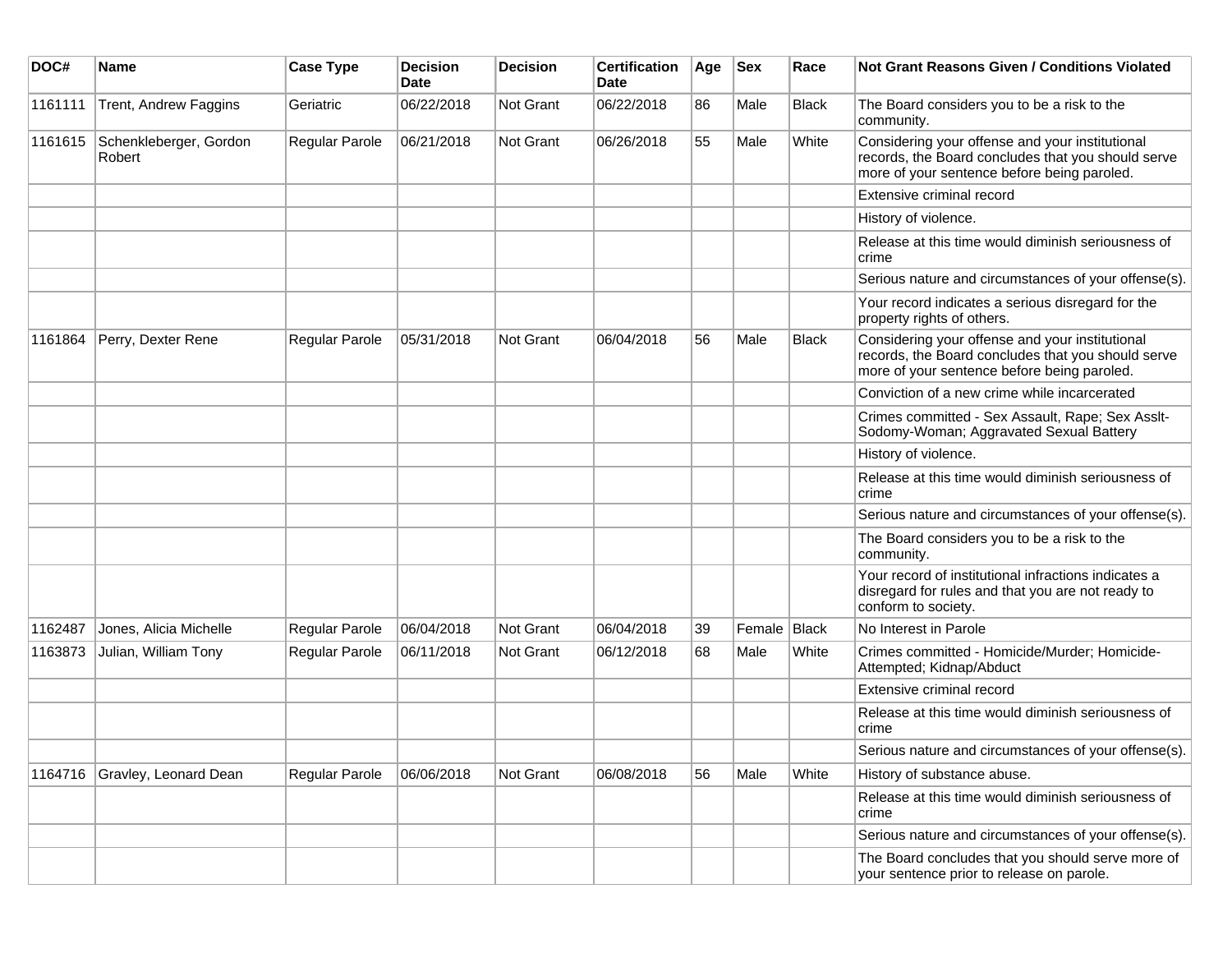| DOC# | Name | Case Type | Decision Date | Decision | Certification Date | Age | Sex | Race | Not Grant Reasons Given / Conditions Violated |
|---|---|---|---|---|---|---|---|---|---|
| 1161111 | Trent, Andrew Faggins | Geriatric | 06/22/2018 | Not Grant | 06/22/2018 | 86 | Male | Black | The Board considers you to be a risk to the community. |
| 1161615 | Schenkleberger, Gordon Robert | Regular Parole | 06/21/2018 | Not Grant | 06/26/2018 | 55 | Male | White | Considering your offense and your institutional records, the Board concludes that you should serve more of your sentence before being paroled. |
| | | | | | | | | | Extensive criminal record |
| | | | | | | | | | History of violence. |
| | | | | | | | | | Release at this time would diminish seriousness of crime |
| | | | | | | | | | Serious nature and circumstances of your offense(s). |
| | | | | | | | | | Your record indicates a serious disregard for the property rights of others. |
| 1161864 | Perry, Dexter Rene | Regular Parole | 05/31/2018 | Not Grant | 06/04/2018 | 56 | Male | Black | Considering your offense and your institutional records, the Board concludes that you should serve more of your sentence before being paroled. |
| | | | | | | | | | Conviction of a new crime while incarcerated |
| | | | | | | | | | Crimes committed - Sex Assault, Rape; Sex Asslt-Sodomy-Woman; Aggravated Sexual Battery |
| | | | | | | | | | History of violence. |
| | | | | | | | | | Release at this time would diminish seriousness of crime |
| | | | | | | | | | Serious nature and circumstances of your offense(s). |
| | | | | | | | | | The Board considers you to be a risk to the community. |
| | | | | | | | | | Your record of institutional infractions indicates a disregard for rules and that you are not ready to conform to society. |
| 1162487 | Jones, Alicia Michelle | Regular Parole | 06/04/2018 | Not Grant | 06/04/2018 | 39 | Female | Black | No Interest in Parole |
| 1163873 | Julian, William Tony | Regular Parole | 06/11/2018 | Not Grant | 06/12/2018 | 68 | Male | White | Crimes committed - Homicide/Murder; Homicide-Attempted; Kidnap/Abduct |
| | | | | | | | | | Extensive criminal record |
| | | | | | | | | | Release at this time would diminish seriousness of crime |
| | | | | | | | | | Serious nature and circumstances of your offense(s). |
| 1164716 | Gravley, Leonard Dean | Regular Parole | 06/06/2018 | Not Grant | 06/08/2018 | 56 | Male | White | History of substance abuse. |
| | | | | | | | | | Release at this time would diminish seriousness of crime |
| | | | | | | | | | Serious nature and circumstances of your offense(s). |
| | | | | | | | | | The Board concludes that you should serve more of your sentence prior to release on parole. |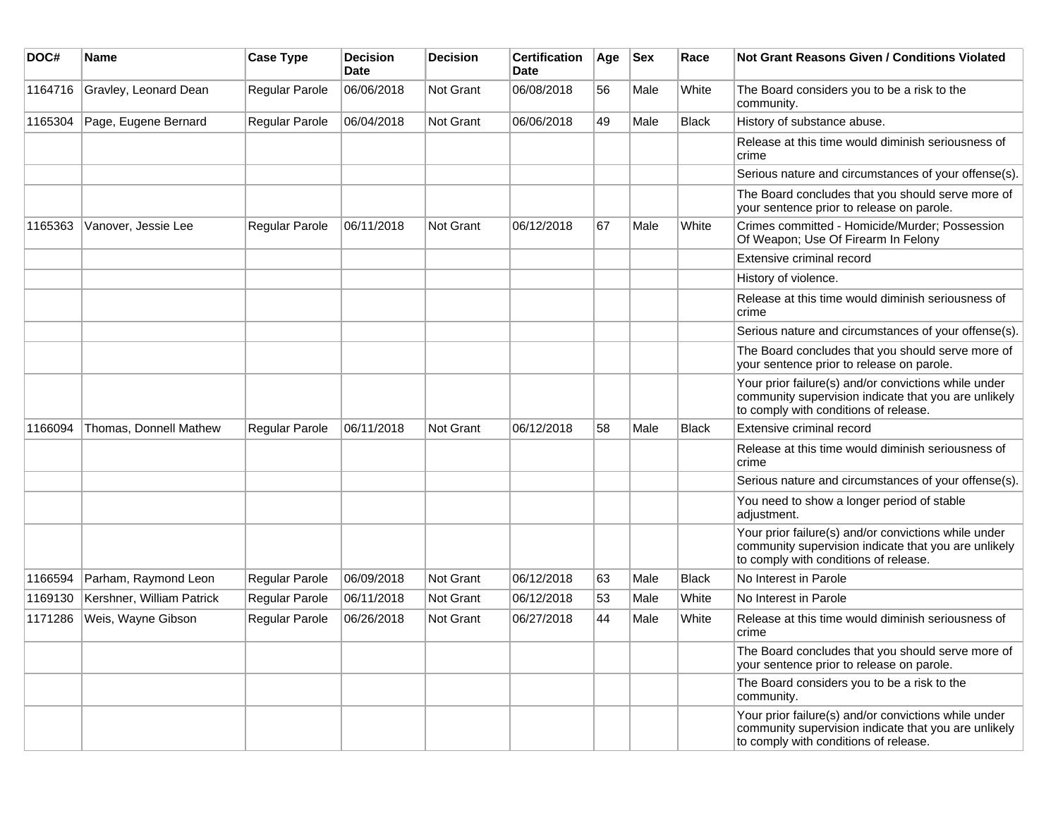| DOC# | Name | Case Type | Decision Date | Decision | Certification Date | Age | Sex | Race | Not Grant Reasons Given / Conditions Violated |
|---|---|---|---|---|---|---|---|---|---|
| 1164716 | Gravley, Leonard Dean | Regular Parole | 06/06/2018 | Not Grant | 06/08/2018 | 56 | Male | White | The Board considers you to be a risk to the community. |
| 1165304 | Page, Eugene Bernard | Regular Parole | 06/04/2018 | Not Grant | 06/06/2018 | 49 | Male | Black | History of substance abuse. |
| | | | | | | | | | Release at this time would diminish seriousness of crime |
| | | | | | | | | | Serious nature and circumstances of your offense(s). |
| | | | | | | | | | The Board concludes that you should serve more of your sentence prior to release on parole. |
| 1165363 | Vanover, Jessie Lee | Regular Parole | 06/11/2018 | Not Grant | 06/12/2018 | 67 | Male | White | Crimes committed - Homicide/Murder; Possession Of Weapon; Use Of Firearm In Felony |
| | | | | | | | | | Extensive criminal record |
| | | | | | | | | | History of violence. |
| | | | | | | | | | Release at this time would diminish seriousness of crime |
| | | | | | | | | | Serious nature and circumstances of your offense(s). |
| | | | | | | | | | The Board concludes that you should serve more of your sentence prior to release on parole. |
| | | | | | | | | | Your prior failure(s) and/or convictions while under community supervision indicate that you are unlikely to comply with conditions of release. |
| 1166094 | Thomas, Donnell Mathew | Regular Parole | 06/11/2018 | Not Grant | 06/12/2018 | 58 | Male | Black | Extensive criminal record |
| | | | | | | | | | Release at this time would diminish seriousness of crime |
| | | | | | | | | | Serious nature and circumstances of your offense(s). |
| | | | | | | | | | You need to show a longer period of stable adjustment. |
| | | | | | | | | | Your prior failure(s) and/or convictions while under community supervision indicate that you are unlikely to comply with conditions of release. |
| 1166594 | Parham, Raymond Leon | Regular Parole | 06/09/2018 | Not Grant | 06/12/2018 | 63 | Male | Black | No Interest in Parole |
| 1169130 | Kershner, William Patrick | Regular Parole | 06/11/2018 | Not Grant | 06/12/2018 | 53 | Male | White | No Interest in Parole |
| 1171286 | Weis, Wayne Gibson | Regular Parole | 06/26/2018 | Not Grant | 06/27/2018 | 44 | Male | White | Release at this time would diminish seriousness of crime |
| | | | | | | | | | The Board concludes that you should serve more of your sentence prior to release on parole. |
| | | | | | | | | | The Board considers you to be a risk to the community. |
| | | | | | | | | | Your prior failure(s) and/or convictions while under community supervision indicate that you are unlikely to comply with conditions of release. |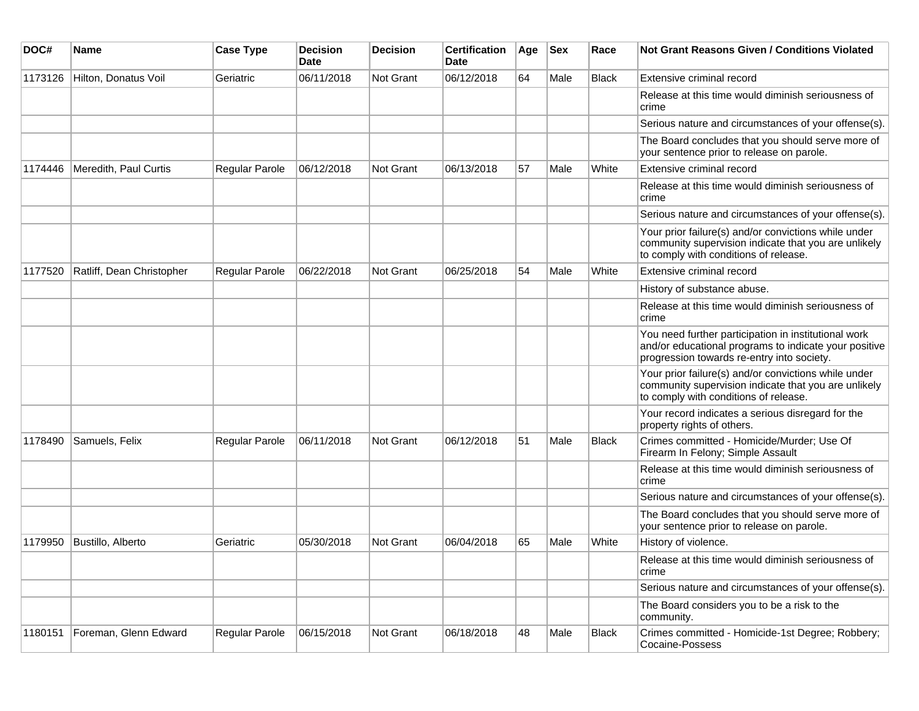| DOC# | Name | Case Type | Decision Date | Decision | Certification Date | Age | Sex | Race | Not Grant Reasons Given / Conditions Violated |
|---|---|---|---|---|---|---|---|---|---|
| 1173126 | Hilton, Donatus Voil | Geriatric | 06/11/2018 | Not Grant | 06/12/2018 | 64 | Male | Black | Extensive criminal record |
| | | | | | | | | | Release at this time would diminish seriousness of crime |
| | | | | | | | | | Serious nature and circumstances of your offense(s). |
| | | | | | | | | | The Board concludes that you should serve more of your sentence prior to release on parole. |
| 1174446 | Meredith, Paul Curtis | Regular Parole | 06/12/2018 | Not Grant | 06/13/2018 | 57 | Male | White | Extensive criminal record |
| | | | | | | | | | Release at this time would diminish seriousness of crime |
| | | | | | | | | | Serious nature and circumstances of your offense(s). |
| | | | | | | | | | Your prior failure(s) and/or convictions while under community supervision indicate that you are unlikely to comply with conditions of release. |
| 1177520 | Ratliff, Dean Christopher | Regular Parole | 06/22/2018 | Not Grant | 06/25/2018 | 54 | Male | White | Extensive criminal record |
| | | | | | | | | | History of substance abuse. |
| | | | | | | | | | Release at this time would diminish seriousness of crime |
| | | | | | | | | | You need further participation in institutional work and/or educational programs to indicate your positive progression towards re-entry into society. |
| | | | | | | | | | Your prior failure(s) and/or convictions while under community supervision indicate that you are unlikely to comply with conditions of release. |
| | | | | | | | | | Your record indicates a serious disregard for the property rights of others. |
| 1178490 | Samuels, Felix | Regular Parole | 06/11/2018 | Not Grant | 06/12/2018 | 51 | Male | Black | Crimes committed - Homicide/Murder; Use Of Firearm In Felony; Simple Assault |
| | | | | | | | | | Release at this time would diminish seriousness of crime |
| | | | | | | | | | Serious nature and circumstances of your offense(s). |
| | | | | | | | | | The Board concludes that you should serve more of your sentence prior to release on parole. |
| 1179950 | Bustillo, Alberto | Geriatric | 05/30/2018 | Not Grant | 06/04/2018 | 65 | Male | White | History of violence. |
| | | | | | | | | | Release at this time would diminish seriousness of crime |
| | | | | | | | | | Serious nature and circumstances of your offense(s). |
| | | | | | | | | | The Board considers you to be a risk to the community. |
| 1180151 | Foreman, Glenn Edward | Regular Parole | 06/15/2018 | Not Grant | 06/18/2018 | 48 | Male | Black | Crimes committed - Homicide-1st Degree; Robbery; Cocaine-Possess |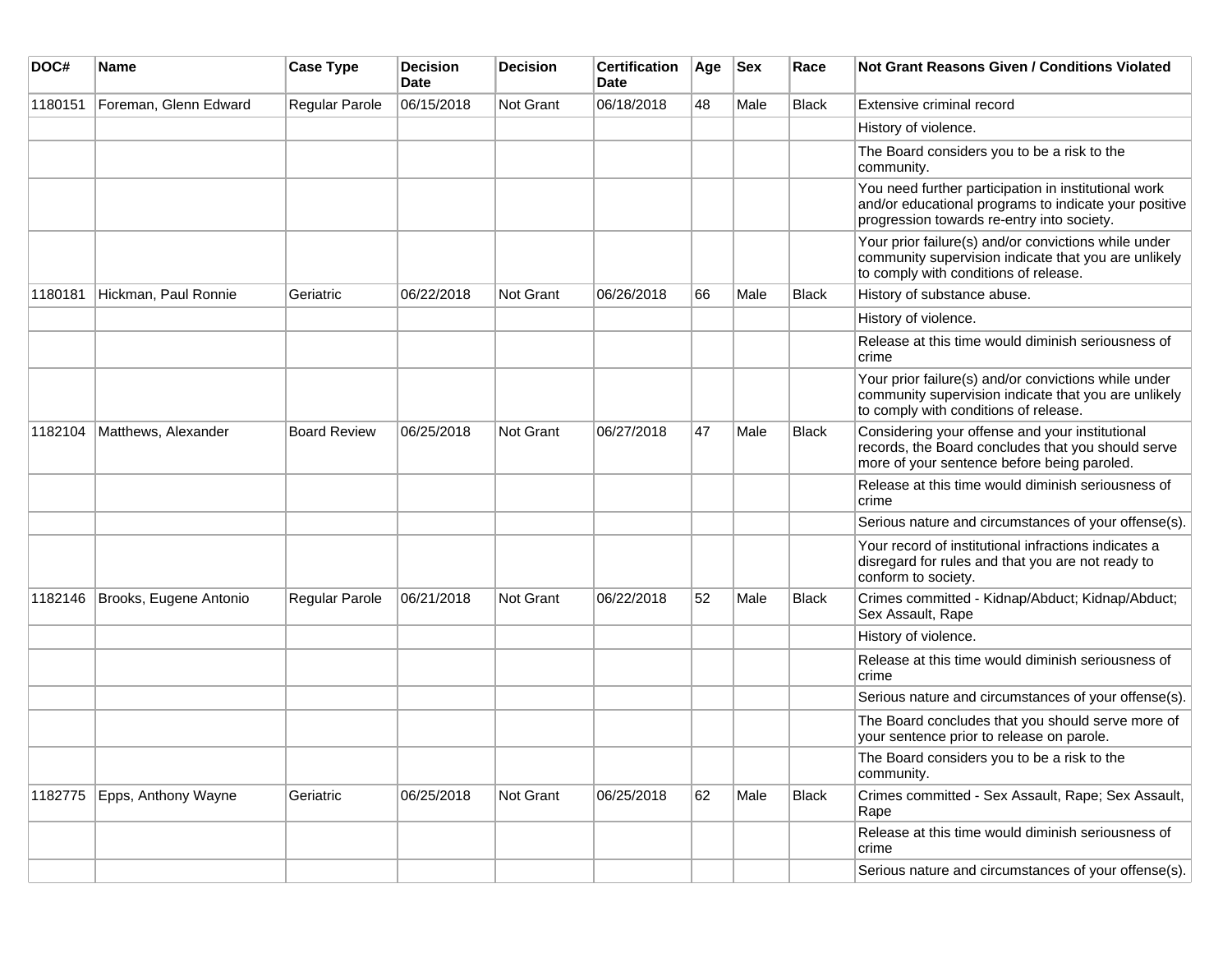| DOC# | Name | Case Type | Decision Date | Decision | Certification Date | Age | Sex | Race | Not Grant Reasons Given / Conditions Violated |
|---|---|---|---|---|---|---|---|---|---|
| 1180151 | Foreman, Glenn Edward | Regular Parole | 06/15/2018 | Not Grant | 06/18/2018 | 48 | Male | Black | Extensive criminal record |
| | | | | | | | | | History of violence. |
| | | | | | | | | | The Board considers you to be a risk to the community. |
| | | | | | | | | | You need further participation in institutional work and/or educational programs to indicate your positive progression towards re-entry into society. |
| | | | | | | | | | Your prior failure(s) and/or convictions while under community supervision indicate that you are unlikely to comply with conditions of release. |
| 1180181 | Hickman, Paul Ronnie | Geriatric | 06/22/2018 | Not Grant | 06/26/2018 | 66 | Male | Black | History of substance abuse. |
| | | | | | | | | | History of violence. |
| | | | | | | | | | Release at this time would diminish seriousness of crime |
| | | | | | | | | | Your prior failure(s) and/or convictions while under community supervision indicate that you are unlikely to comply with conditions of release. |
| 1182104 | Matthews, Alexander | Board Review | 06/25/2018 | Not Grant | 06/27/2018 | 47 | Male | Black | Considering your offense and your institutional records, the Board concludes that you should serve more of your sentence before being paroled. |
| | | | | | | | | | Release at this time would diminish seriousness of crime |
| | | | | | | | | | Serious nature and circumstances of your offense(s). |
| | | | | | | | | | Your record of institutional infractions indicates a disregard for rules and that you are not ready to conform to society. |
| 1182146 | Brooks, Eugene Antonio | Regular Parole | 06/21/2018 | Not Grant | 06/22/2018 | 52 | Male | Black | Crimes committed - Kidnap/Abduct; Kidnap/Abduct; Sex Assault, Rape |
| | | | | | | | | | History of violence. |
| | | | | | | | | | Release at this time would diminish seriousness of crime |
| | | | | | | | | | Serious nature and circumstances of your offense(s). |
| | | | | | | | | | The Board concludes that you should serve more of your sentence prior to release on parole. |
| | | | | | | | | | The Board considers you to be a risk to the community. |
| 1182775 | Epps, Anthony Wayne | Geriatric | 06/25/2018 | Not Grant | 06/25/2018 | 62 | Male | Black | Crimes committed - Sex Assault, Rape; Sex Assault, Rape |
| | | | | | | | | | Release at this time would diminish seriousness of crime |
| | | | | | | | | | Serious nature and circumstances of your offense(s). |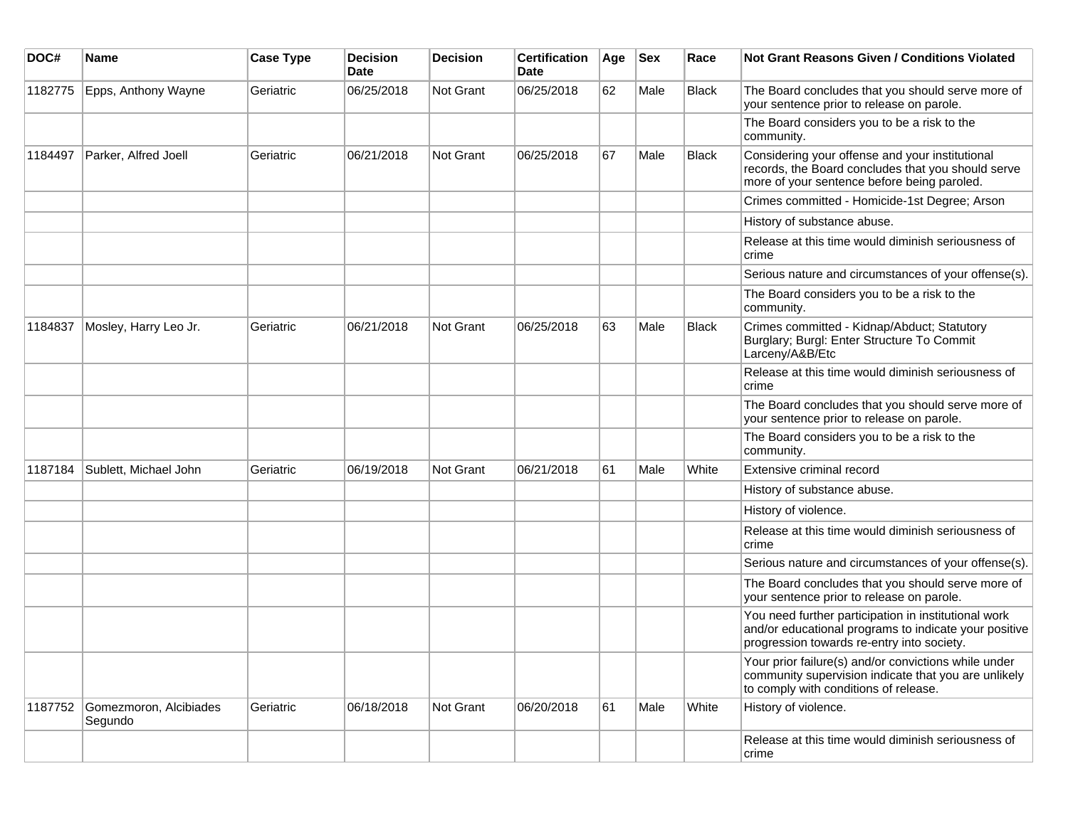| DOC# | Name | Case Type | Decision Date | Decision | Certification Date | Age | Sex | Race | Not Grant Reasons Given / Conditions Violated |
|---|---|---|---|---|---|---|---|---|---|
| 1182775 | Epps, Anthony Wayne | Geriatric | 06/25/2018 | Not Grant | 06/25/2018 | 62 | Male | Black | The Board concludes that you should serve more of your sentence prior to release on parole. |
| | | | | | | | | | The Board considers you to be a risk to the community. |
| 1184497 | Parker, Alfred Joell | Geriatric | 06/21/2018 | Not Grant | 06/25/2018 | 67 | Male | Black | Considering your offense and your institutional records, the Board concludes that you should serve more of your sentence before being paroled. |
| | | | | | | | | | Crimes committed - Homicide-1st Degree; Arson |
| | | | | | | | | | History of substance abuse. |
| | | | | | | | | | Release at this time would diminish seriousness of crime |
| | | | | | | | | | Serious nature and circumstances of your offense(s). |
| | | | | | | | | | The Board considers you to be a risk to the community. |
| 1184837 | Mosley, Harry Leo Jr. | Geriatric | 06/21/2018 | Not Grant | 06/25/2018 | 63 | Male | Black | Crimes committed - Kidnap/Abduct; Statutory Burglary; Burgl: Enter Structure To Commit Larceny/A&B/Etc |
| | | | | | | | | | Release at this time would diminish seriousness of crime |
| | | | | | | | | | The Board concludes that you should serve more of your sentence prior to release on parole. |
| | | | | | | | | | The Board considers you to be a risk to the community. |
| 1187184 | Sublett, Michael John | Geriatric | 06/19/2018 | Not Grant | 06/21/2018 | 61 | Male | White | Extensive criminal record |
| | | | | | | | | | History of substance abuse. |
| | | | | | | | | | History of violence. |
| | | | | | | | | | Release at this time would diminish seriousness of crime |
| | | | | | | | | | Serious nature and circumstances of your offense(s). |
| | | | | | | | | | The Board concludes that you should serve more of your sentence prior to release on parole. |
| | | | | | | | | | You need further participation in institutional work and/or educational programs to indicate your positive progression towards re-entry into society. |
| | | | | | | | | | Your prior failure(s) and/or convictions while under community supervision indicate that you are unlikely to comply with conditions of release. |
| 1187752 | Gomezmoron, Alcibiades Segundo | Geriatric | 06/18/2018 | Not Grant | 06/20/2018 | 61 | Male | White | History of violence. |
| | | | | | | | | | Release at this time would diminish seriousness of crime |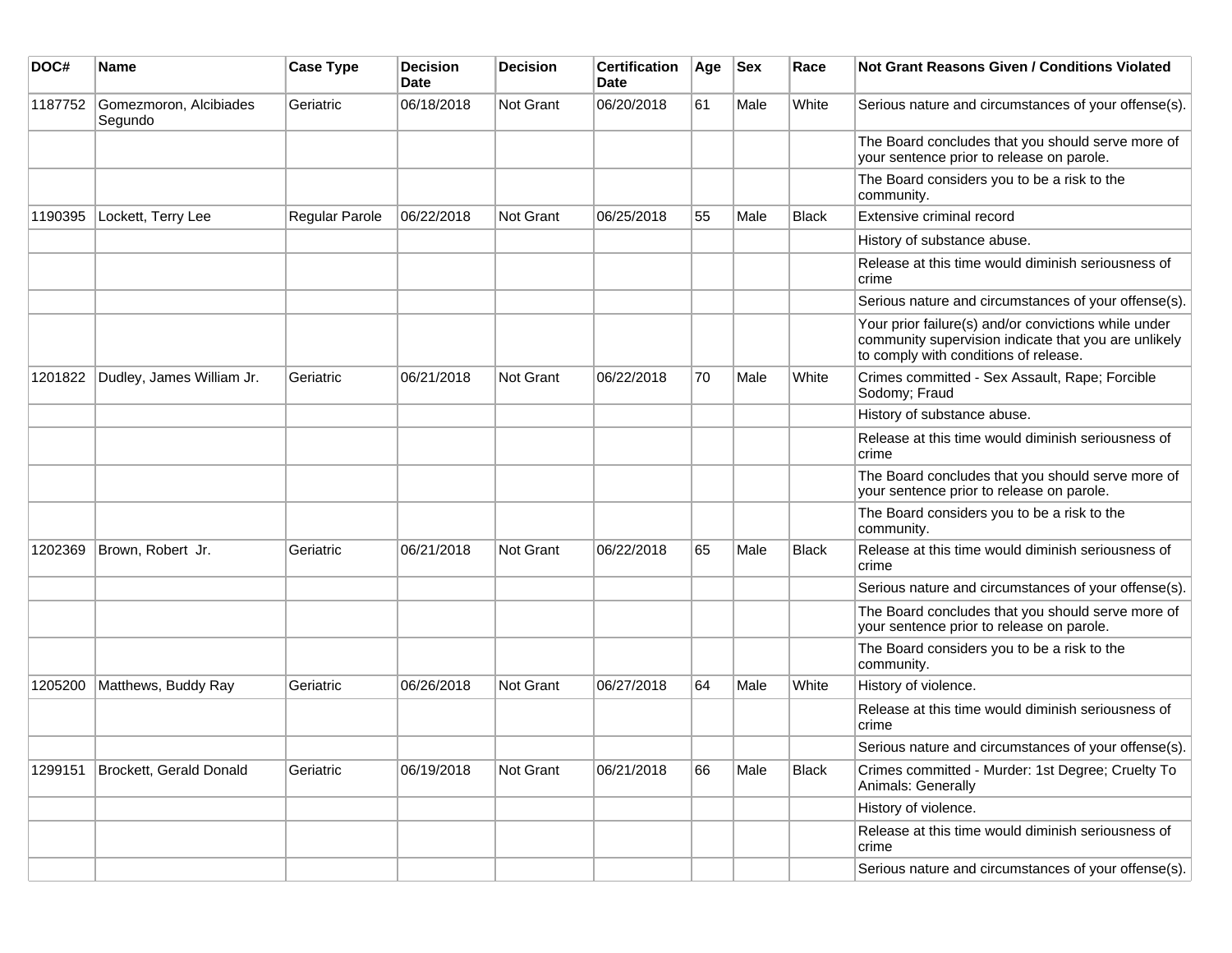| DOC# | Name | Case Type | Decision Date | Decision | Certification Date | Age | Sex | Race | Not Grant Reasons Given / Conditions Violated |
|---|---|---|---|---|---|---|---|---|---|
| 1187752 | Gomezmoron, Alcibiades Segundo | Geriatric | 06/18/2018 | Not Grant | 06/20/2018 | 61 | Male | White | Serious nature and circumstances of your offense(s). |
| | | | | | | | | | The Board concludes that you should serve more of your sentence prior to release on parole. |
| | | | | | | | | | The Board considers you to be a risk to the community. |
| 1190395 | Lockett, Terry Lee | Regular Parole | 06/22/2018 | Not Grant | 06/25/2018 | 55 | Male | Black | Extensive criminal record |
| | | | | | | | | | History of substance abuse. |
| | | | | | | | | | Release at this time would diminish seriousness of crime |
| | | | | | | | | | Serious nature and circumstances of your offense(s). |
| | | | | | | | | | Your prior failure(s) and/or convictions while under community supervision indicate that you are unlikely to comply with conditions of release. |
| 1201822 | Dudley, James William Jr. | Geriatric | 06/21/2018 | Not Grant | 06/22/2018 | 70 | Male | White | Crimes committed - Sex Assault, Rape; Forcible Sodomy; Fraud |
| | | | | | | | | | History of substance abuse. |
| | | | | | | | | | Release at this time would diminish seriousness of crime |
| | | | | | | | | | The Board concludes that you should serve more of your sentence prior to release on parole. |
| | | | | | | | | | The Board considers you to be a risk to the community. |
| 1202369 | Brown, Robert Jr. | Geriatric | 06/21/2018 | Not Grant | 06/22/2018 | 65 | Male | Black | Release at this time would diminish seriousness of crime |
| | | | | | | | | | Serious nature and circumstances of your offense(s). |
| | | | | | | | | | The Board concludes that you should serve more of your sentence prior to release on parole. |
| | | | | | | | | | The Board considers you to be a risk to the community. |
| 1205200 | Matthews, Buddy Ray | Geriatric | 06/26/2018 | Not Grant | 06/27/2018 | 64 | Male | White | History of violence. |
| | | | | | | | | | Release at this time would diminish seriousness of crime |
| | | | | | | | | | Serious nature and circumstances of your offense(s). |
| 1299151 | Brockett, Gerald Donald | Geriatric | 06/19/2018 | Not Grant | 06/21/2018 | 66 | Male | Black | Crimes committed - Murder: 1st Degree; Cruelty To Animals: Generally |
| | | | | | | | | | History of violence. |
| | | | | | | | | | Release at this time would diminish seriousness of crime |
| | | | | | | | | | Serious nature and circumstances of your offense(s). |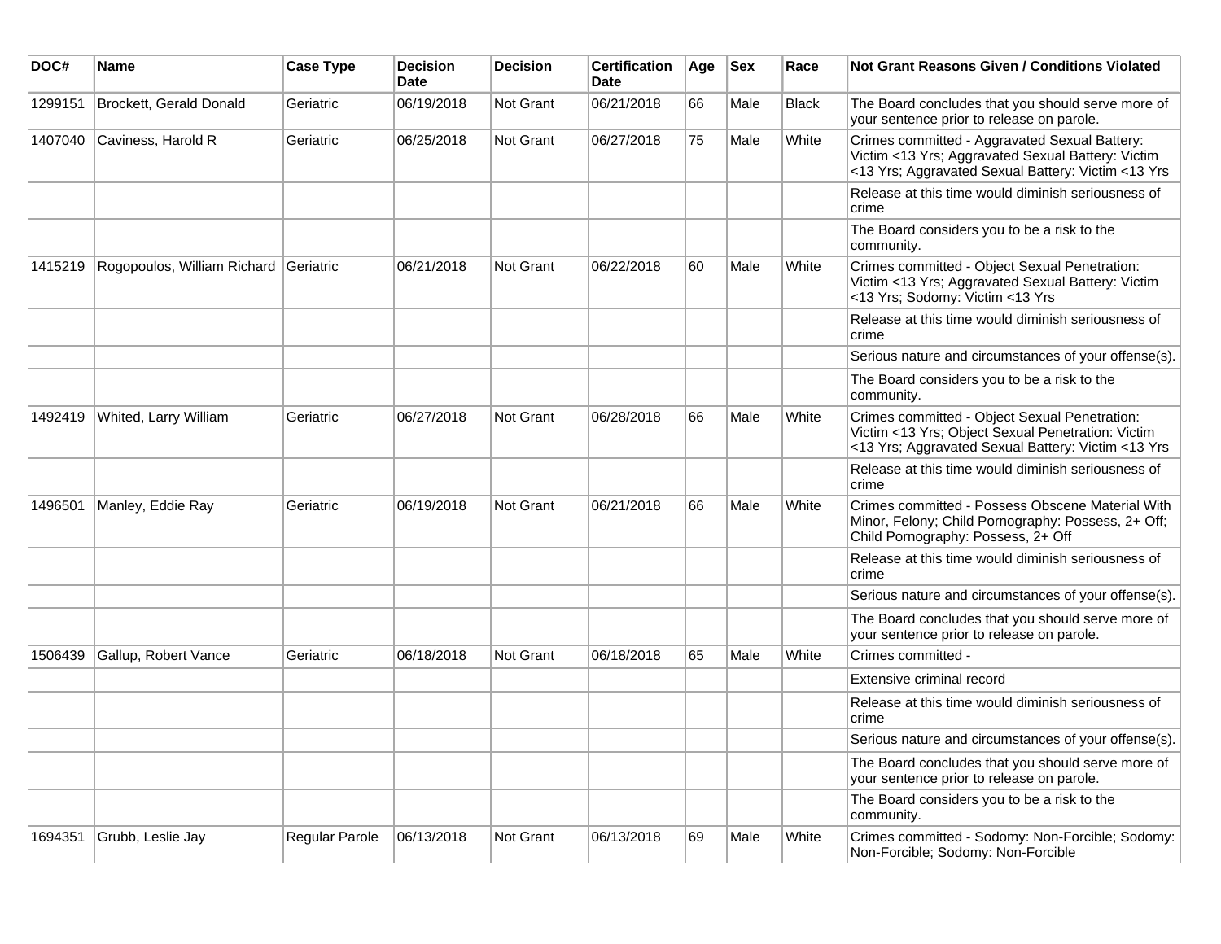| DOC# | Name | Case Type | Decision Date | Decision | Certification Date | Age | Sex | Race | Not Grant Reasons Given / Conditions Violated |
|---|---|---|---|---|---|---|---|---|---|
| 1299151 | Brockett, Gerald Donald | Geriatric | 06/19/2018 | Not Grant | 06/21/2018 | 66 | Male | Black | The Board concludes that you should serve more of your sentence prior to release on parole. |
| 1407040 | Caviness, Harold R | Geriatric | 06/25/2018 | Not Grant | 06/27/2018 | 75 | Male | White | Crimes committed - Aggravated Sexual Battery: Victim <13 Yrs; Aggravated Sexual Battery: Victim <13 Yrs; Aggravated Sexual Battery: Victim <13 Yrs |
| | | | | | | | | | Release at this time would diminish seriousness of crime |
| | | | | | | | | | The Board considers you to be a risk to the community. |
| 1415219 | Rogopoulos, William Richard | Geriatric | 06/21/2018 | Not Grant | 06/22/2018 | 60 | Male | White | Crimes committed - Object Sexual Penetration: Victim <13 Yrs; Aggravated Sexual Battery: Victim <13 Yrs; Sodomy: Victim <13 Yrs |
| | | | | | | | | | Release at this time would diminish seriousness of crime |
| | | | | | | | | | Serious nature and circumstances of your offense(s). |
| | | | | | | | | | The Board considers you to be a risk to the community. |
| 1492419 | Whited, Larry William | Geriatric | 06/27/2018 | Not Grant | 06/28/2018 | 66 | Male | White | Crimes committed - Object Sexual Penetration: Victim <13 Yrs; Object Sexual Penetration: Victim <13 Yrs; Aggravated Sexual Battery: Victim <13 Yrs |
| | | | | | | | | | Release at this time would diminish seriousness of crime |
| 1496501 | Manley, Eddie Ray | Geriatric | 06/19/2018 | Not Grant | 06/21/2018 | 66 | Male | White | Crimes committed - Possess Obscene Material With Minor, Felony; Child Pornography: Possess, 2+ Off; Child Pornography: Possess, 2+ Off |
| | | | | | | | | | Release at this time would diminish seriousness of crime |
| | | | | | | | | | Serious nature and circumstances of your offense(s). |
| | | | | | | | | | The Board concludes that you should serve more of your sentence prior to release on parole. |
| 1506439 | Gallup, Robert Vance | Geriatric | 06/18/2018 | Not Grant | 06/18/2018 | 65 | Male | White | Crimes committed - |
| | | | | | | | | | Extensive criminal record |
| | | | | | | | | | Release at this time would diminish seriousness of crime |
| | | | | | | | | | Serious nature and circumstances of your offense(s). |
| | | | | | | | | | The Board concludes that you should serve more of your sentence prior to release on parole. |
| | | | | | | | | | The Board considers you to be a risk to the community. |
| 1694351 | Grubb, Leslie Jay | Regular Parole | 06/13/2018 | Not Grant | 06/13/2018 | 69 | Male | White | Crimes committed - Sodomy: Non-Forcible; Sodomy: Non-Forcible; Sodomy: Non-Forcible |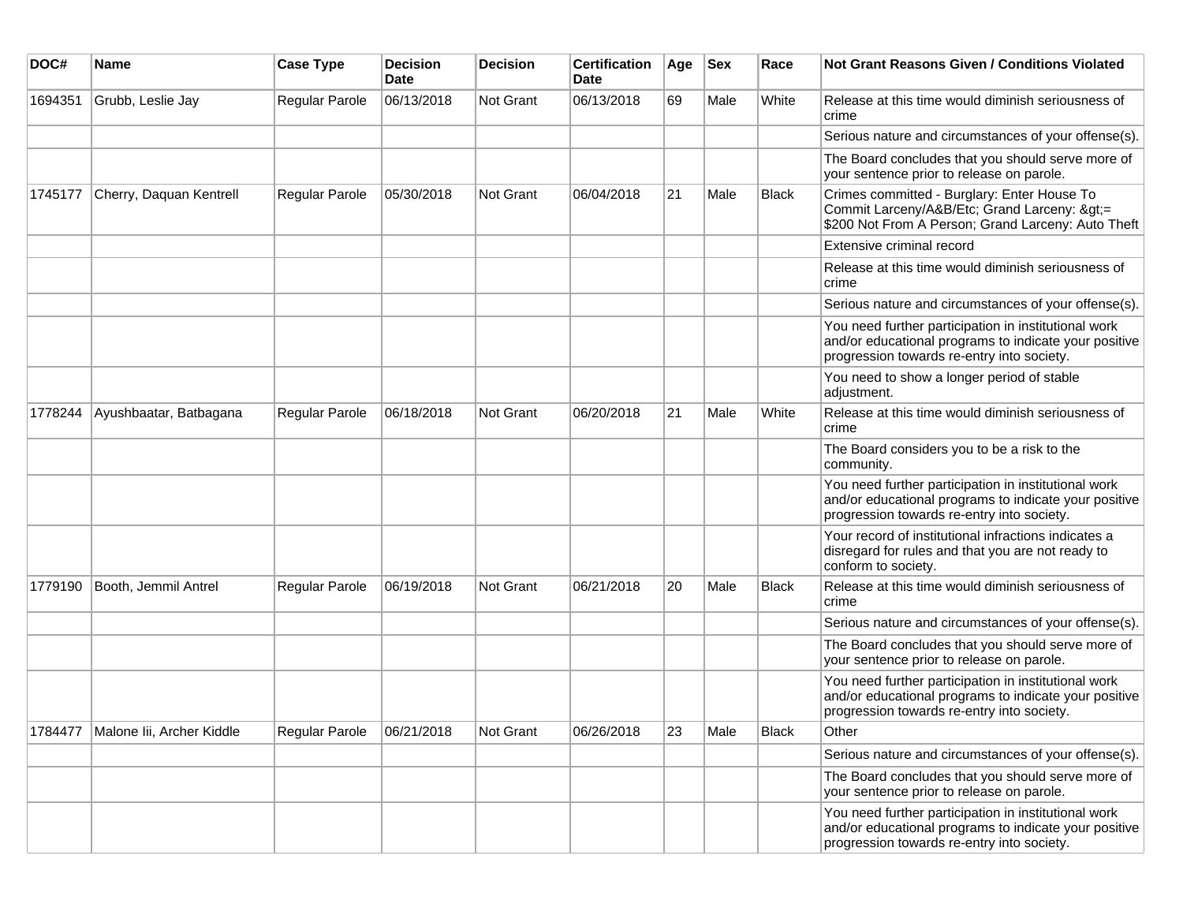| DOC# | Name | Case Type | Decision Date | Decision | Certification Date | Age | Sex | Race | Not Grant Reasons Given / Conditions Violated |
|---|---|---|---|---|---|---|---|---|---|
| 1694351 | Grubb, Leslie Jay | Regular Parole | 06/13/2018 | Not Grant | 06/13/2018 | 69 | Male | White | Release at this time would diminish seriousness of crime |
| | | | | | | | | | Serious nature and circumstances of your offense(s). |
| | | | | | | | | | The Board concludes that you should serve more of your sentence prior to release on parole. |
| 1745177 | Cherry, Daquan Kentrell | Regular Parole | 05/30/2018 | Not Grant | 06/04/2018 | 21 | Male | Black | Crimes committed - Burglary: Enter House To Commit Larceny/A&B/Etc; Grand Larceny: &gt;= $200 Not From A Person; Grand Larceny: Auto Theft |
| | | | | | | | | | Extensive criminal record |
| | | | | | | | | | Release at this time would diminish seriousness of crime |
| | | | | | | | | | Serious nature and circumstances of your offense(s). |
| | | | | | | | | | You need further participation in institutional work and/or educational programs to indicate your positive progression towards re-entry into society. |
| | | | | | | | | | You need to show a longer period of stable adjustment. |
| 1778244 | Ayushbaatar, Batbagana | Regular Parole | 06/18/2018 | Not Grant | 06/20/2018 | 21 | Male | White | Release at this time would diminish seriousness of crime |
| | | | | | | | | | The Board considers you to be a risk to the community. |
| | | | | | | | | | You need further participation in institutional work and/or educational programs to indicate your positive progression towards re-entry into society. |
| | | | | | | | | | Your record of institutional infractions indicates a disregard for rules and that you are not ready to conform to society. |
| 1779190 | Booth, Jemmil Antrel | Regular Parole | 06/19/2018 | Not Grant | 06/21/2018 | 20 | Male | Black | Release at this time would diminish seriousness of crime |
| | | | | | | | | | Serious nature and circumstances of your offense(s). |
| | | | | | | | | | The Board concludes that you should serve more of your sentence prior to release on parole. |
| | | | | | | | | | You need further participation in institutional work and/or educational programs to indicate your positive progression towards re-entry into society. |
| 1784477 | Malone Iii, Archer Kiddle | Regular Parole | 06/21/2018 | Not Grant | 06/26/2018 | 23 | Male | Black | Other |
| | | | | | | | | | Serious nature and circumstances of your offense(s). |
| | | | | | | | | | The Board concludes that you should serve more of your sentence prior to release on parole. |
| | | | | | | | | | You need further participation in institutional work and/or educational programs to indicate your positive progression towards re-entry into society. |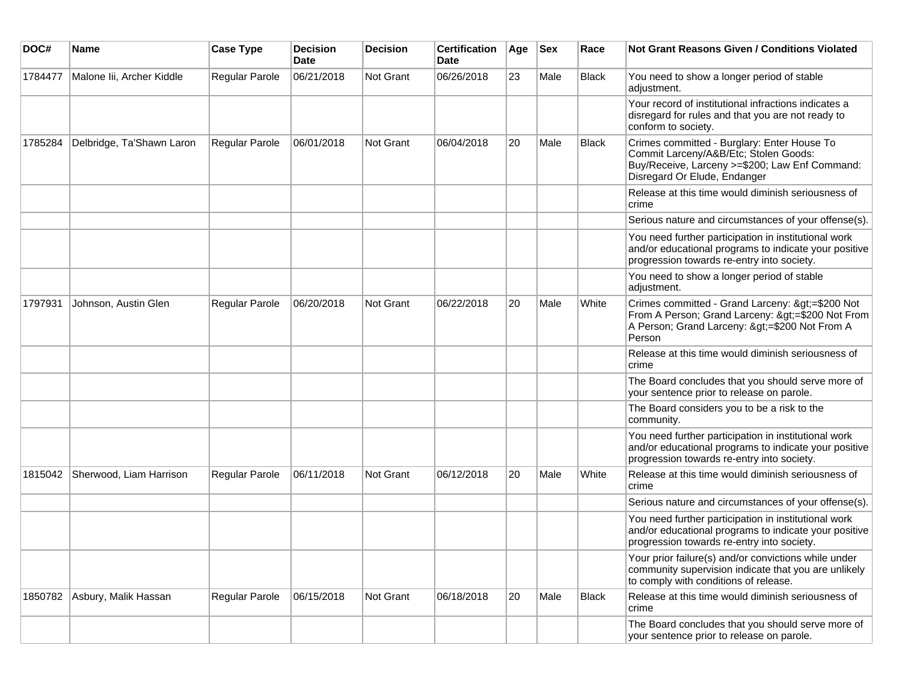| DOC# | Name | Case Type | Decision Date | Decision | Certification Date | Age | Sex | Race | Not Grant Reasons Given / Conditions Violated |
|---|---|---|---|---|---|---|---|---|---|
| 1784477 | Malone Iii, Archer Kiddle | Regular Parole | 06/21/2018 | Not Grant | 06/26/2018 | 23 | Male | Black | You need to show a longer period of stable adjustment. |
| | | | | | | | | | Your record of institutional infractions indicates a disregard for rules and that you are not ready to conform to society. |
| 1785284 | Delbridge, Ta'Shawn Laron | Regular Parole | 06/01/2018 | Not Grant | 06/04/2018 | 20 | Male | Black | Crimes committed - Burglary: Enter House To Commit Larceny/A&B/Etc; Stolen Goods: Buy/Receive, Larceny >=$200; Law Enf Command: Disregard Or Elude, Endanger |
| | | | | | | | | | Release at this time would diminish seriousness of crime |
| | | | | | | | | | Serious nature and circumstances of your offense(s). |
| | | | | | | | | | You need further participation in institutional work and/or educational programs to indicate your positive progression towards re-entry into society. |
| | | | | | | | | | You need to show a longer period of stable adjustment. |
| 1797931 | Johnson, Austin Glen | Regular Parole | 06/20/2018 | Not Grant | 06/22/2018 | 20 | Male | White | Crimes committed - Grand Larceny: &gt;=$200 Not From A Person; Grand Larceny: &gt;=$200 Not From A Person; Grand Larceny: &gt;=$200 Not From A Person |
| | | | | | | | | | Release at this time would diminish seriousness of crime |
| | | | | | | | | | The Board concludes that you should serve more of your sentence prior to release on parole. |
| | | | | | | | | | The Board considers you to be a risk to the community. |
| | | | | | | | | | You need further participation in institutional work and/or educational programs to indicate your positive progression towards re-entry into society. |
| 1815042 | Sherwood, Liam Harrison | Regular Parole | 06/11/2018 | Not Grant | 06/12/2018 | 20 | Male | White | Release at this time would diminish seriousness of crime |
| | | | | | | | | | Serious nature and circumstances of your offense(s). |
| | | | | | | | | | You need further participation in institutional work and/or educational programs to indicate your positive progression towards re-entry into society. |
| | | | | | | | | | Your prior failure(s) and/or convictions while under community supervision indicate that you are unlikely to comply with conditions of release. |
| 1850782 | Asbury, Malik Hassan | Regular Parole | 06/15/2018 | Not Grant | 06/18/2018 | 20 | Male | Black | Release at this time would diminish seriousness of crime |
| | | | | | | | | | The Board concludes that you should serve more of your sentence prior to release on parole. |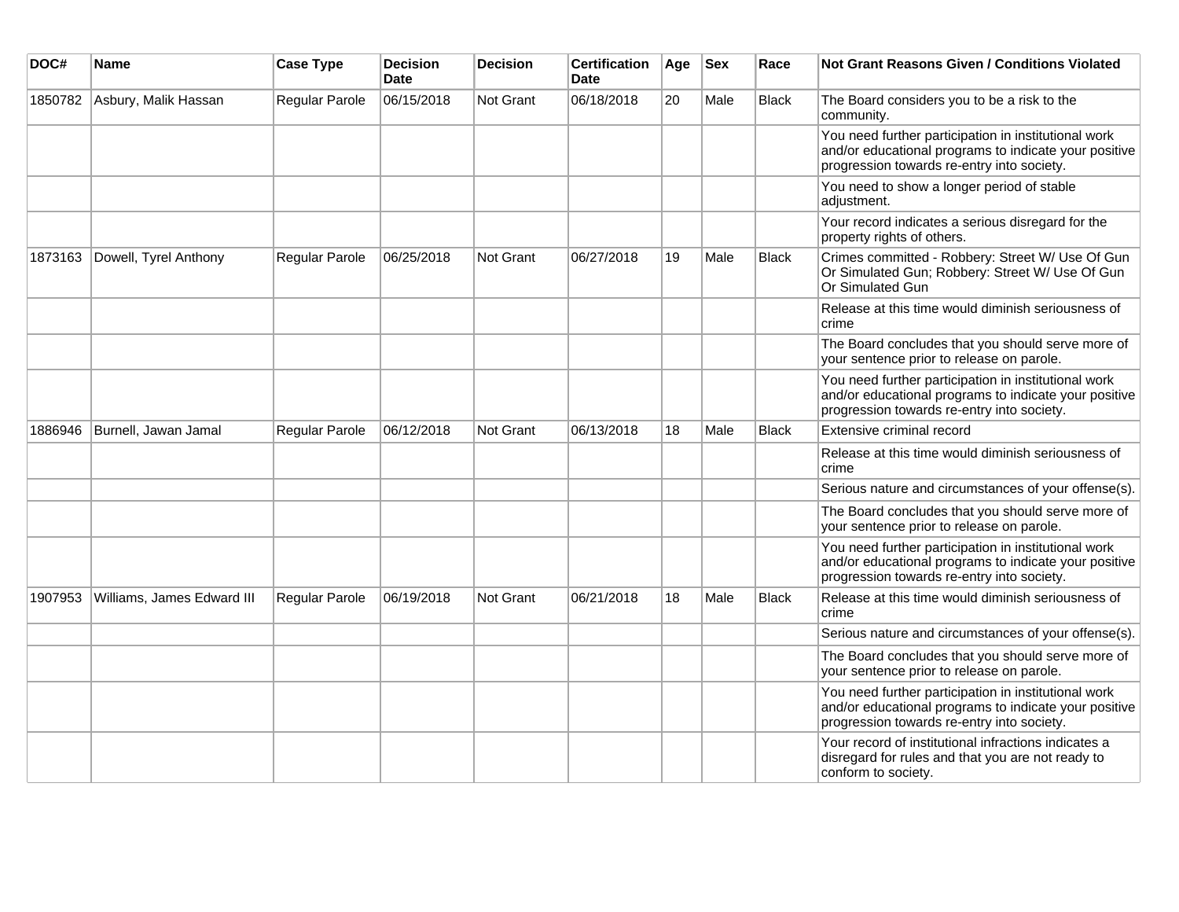| DOC# | Name | Case Type | Decision Date | Decision | Certification Date | Age | Sex | Race | Not Grant Reasons Given / Conditions Violated |
|---|---|---|---|---|---|---|---|---|---|
| 1850782 | Asbury, Malik Hassan | Regular Parole | 06/15/2018 | Not Grant | 06/18/2018 | 20 | Male | Black | The Board considers you to be a risk to the community. |
| | | | | | | | | | You need further participation in institutional work and/or educational programs to indicate your positive progression towards re-entry into society. |
| | | | | | | | | | You need to show a longer period of stable adjustment. |
| | | | | | | | | | Your record indicates a serious disregard for the property rights of others. |
| 1873163 | Dowell, Tyrel Anthony | Regular Parole | 06/25/2018 | Not Grant | 06/27/2018 | 19 | Male | Black | Crimes committed - Robbery: Street W/ Use Of Gun Or Simulated Gun; Robbery: Street W/ Use Of Gun Or Simulated Gun |
| | | | | | | | | | Release at this time would diminish seriousness of crime |
| | | | | | | | | | The Board concludes that you should serve more of your sentence prior to release on parole. |
| | | | | | | | | | You need further participation in institutional work and/or educational programs to indicate your positive progression towards re-entry into society. |
| 1886946 | Burnell, Jawan Jamal | Regular Parole | 06/12/2018 | Not Grant | 06/13/2018 | 18 | Male | Black | Extensive criminal record |
| | | | | | | | | | Release at this time would diminish seriousness of crime |
| | | | | | | | | | Serious nature and circumstances of your offense(s). |
| | | | | | | | | | The Board concludes that you should serve more of your sentence prior to release on parole. |
| | | | | | | | | | You need further participation in institutional work and/or educational programs to indicate your positive progression towards re-entry into society. |
| 1907953 | Williams, James Edward III | Regular Parole | 06/19/2018 | Not Grant | 06/21/2018 | 18 | Male | Black | Release at this time would diminish seriousness of crime |
| | | | | | | | | | Serious nature and circumstances of your offense(s). |
| | | | | | | | | | The Board concludes that you should serve more of your sentence prior to release on parole. |
| | | | | | | | | | You need further participation in institutional work and/or educational programs to indicate your positive progression towards re-entry into society. |
| | | | | | | | | | Your record of institutional infractions indicates a disregard for rules and that you are not ready to conform to society. |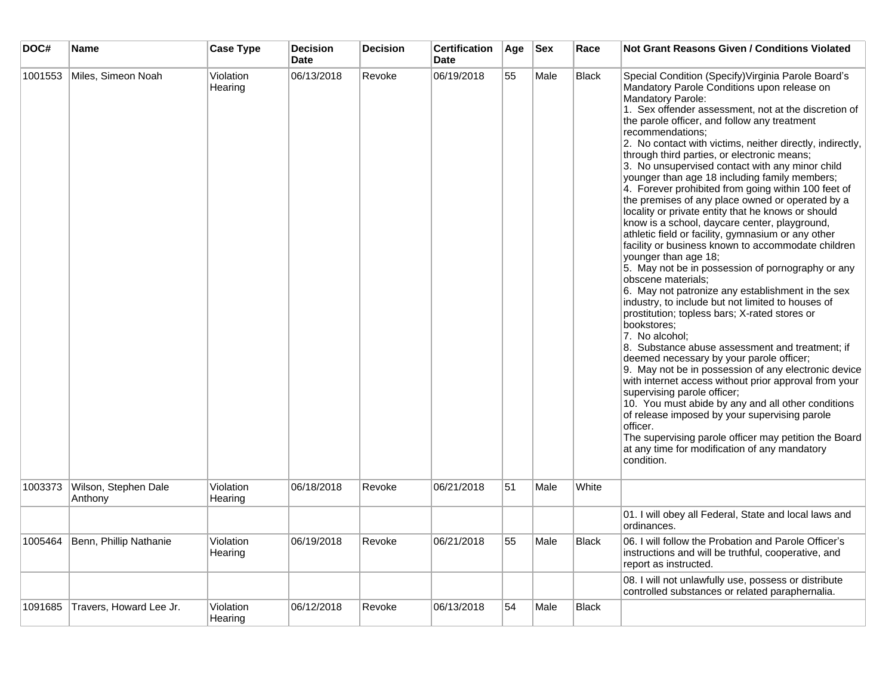| DOC# | Name | Case Type | Decision Date | Decision | Certification Date | Age | Sex | Race | Not Grant Reasons Given / Conditions Violated |
|---|---|---|---|---|---|---|---|---|---|
| 1001553 | Miles, Simeon Noah | Violation Hearing | 06/13/2018 | Revoke | 06/19/2018 | 55 | Male | Black | Special Condition (Specify)Virginia Parole Board's Mandatory Parole Conditions upon release on Mandatory Parole:<br>1. Sex offender assessment, not at the discretion of the parole officer, and follow any treatment recommendations;<br>2. No contact with victims, neither directly, indirectly, through third parties, or electronic means;<br>3. No unsupervised contact with any minor child younger than age 18 including family members;<br>4. Forever prohibited from going within 100 feet of the premises of any place owned or operated by a locality or private entity that he knows or should know is a school, daycare center, playground, athletic field or facility, gymnasium or any other facility or business known to accommodate children younger than age 18;<br>5. May not be in possession of pornography or any obscene materials;<br>6. May not patronize any establishment in the sex industry, to include but not limited to houses of prostitution; topless bars; X-rated stores or bookstores;<br>7. No alcohol;<br>8. Substance abuse assessment and treatment; if deemed necessary by your parole officer;<br>9. May not be in possession of any electronic device with internet access without prior approval from your supervising parole officer;<br>10. You must abide by any and all other conditions of release imposed by your supervising parole officer.<br>The supervising parole officer may petition the Board at any time for modification of any mandatory condition. |
| 1003373 | Wilson, Stephen Dale Anthony | Violation Hearing | 06/18/2018 | Revoke | 06/21/2018 | 51 | Male | White | |
| | | | | | | | | | 01. I will obey all Federal, State and local laws and ordinances. |
| 1005464 | Benn, Phillip Nathanie | Violation Hearing | 06/19/2018 | Revoke | 06/21/2018 | 55 | Male | Black | 06. I will follow the Probation and Parole Officer's instructions and will be truthful, cooperative, and report as instructed. |
| | | | | | | | | | 08. I will not unlawfully use, possess or distribute controlled substances or related paraphernalia. |
| 1091685 | Travers, Howard Lee Jr. | Violation Hearing | 06/12/2018 | Revoke | 06/13/2018 | 54 | Male | Black | |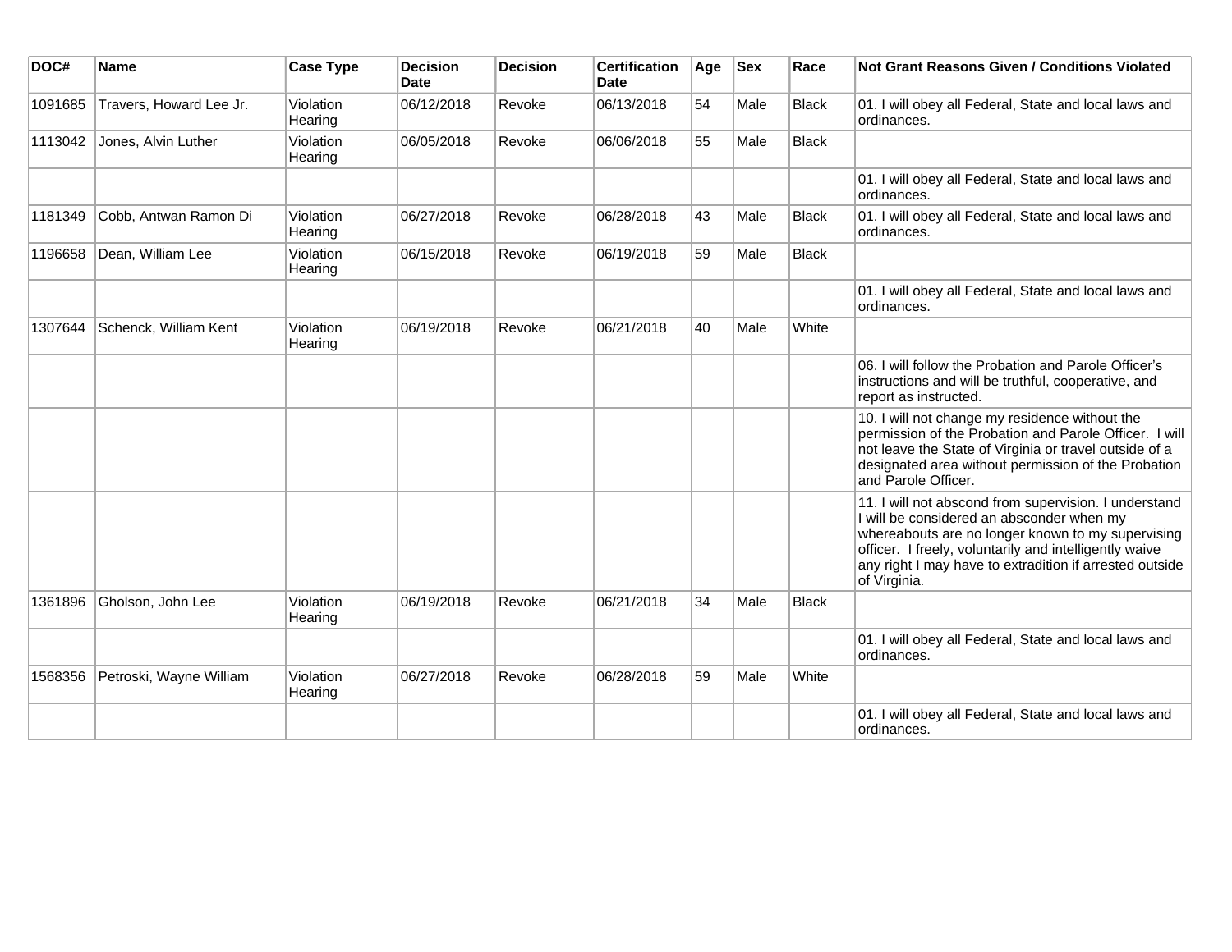| DOC# | Name | Case Type | Decision Date | Decision | Certification Date | Age | Sex | Race | Not Grant Reasons Given / Conditions Violated |
|---|---|---|---|---|---|---|---|---|---|
| 1091685 | Travers, Howard Lee Jr. | Violation Hearing | 06/12/2018 | Revoke | 06/13/2018 | 54 | Male | Black | 01. I will obey all Federal, State and local laws and ordinances. |
| 1113042 | Jones, Alvin Luther | Violation Hearing | 06/05/2018 | Revoke | 06/06/2018 | 55 | Male | Black | |
| | | | | | | | | | 01. I will obey all Federal, State and local laws and ordinances. |
| 1181349 | Cobb, Antwan Ramon Di | Violation Hearing | 06/27/2018 | Revoke | 06/28/2018 | 43 | Male | Black | 01. I will obey all Federal, State and local laws and ordinances. |
| 1196658 | Dean, William Lee | Violation Hearing | 06/15/2018 | Revoke | 06/19/2018 | 59 | Male | Black | |
| | | | | | | | | | 01. I will obey all Federal, State and local laws and ordinances. |
| 1307644 | Schenck, William Kent | Violation Hearing | 06/19/2018 | Revoke | 06/21/2018 | 40 | Male | White | |
| | | | | | | | | | 06. I will follow the Probation and Parole Officer's instructions and will be truthful, cooperative, and report as instructed. |
| | | | | | | | | | 10. I will not change my residence without the permission of the Probation and Parole Officer. I will not leave the State of Virginia or travel outside of a designated area without permission of the Probation and Parole Officer. |
| | | | | | | | | | 11. I will not abscond from supervision. I understand I will be considered an absconder when my whereabouts are no longer known to my supervising officer. I freely, voluntarily and intelligently waive any right I may have to extradition if arrested outside of Virginia. |
| 1361896 | Gholson, John Lee | Violation Hearing | 06/19/2018 | Revoke | 06/21/2018 | 34 | Male | Black | |
| | | | | | | | | | 01. I will obey all Federal, State and local laws and ordinances. |
| 1568356 | Petroski, Wayne William | Violation Hearing | 06/27/2018 | Revoke | 06/28/2018 | 59 | Male | White | |
| | | | | | | | | | 01. I will obey all Federal, State and local laws and ordinances. |